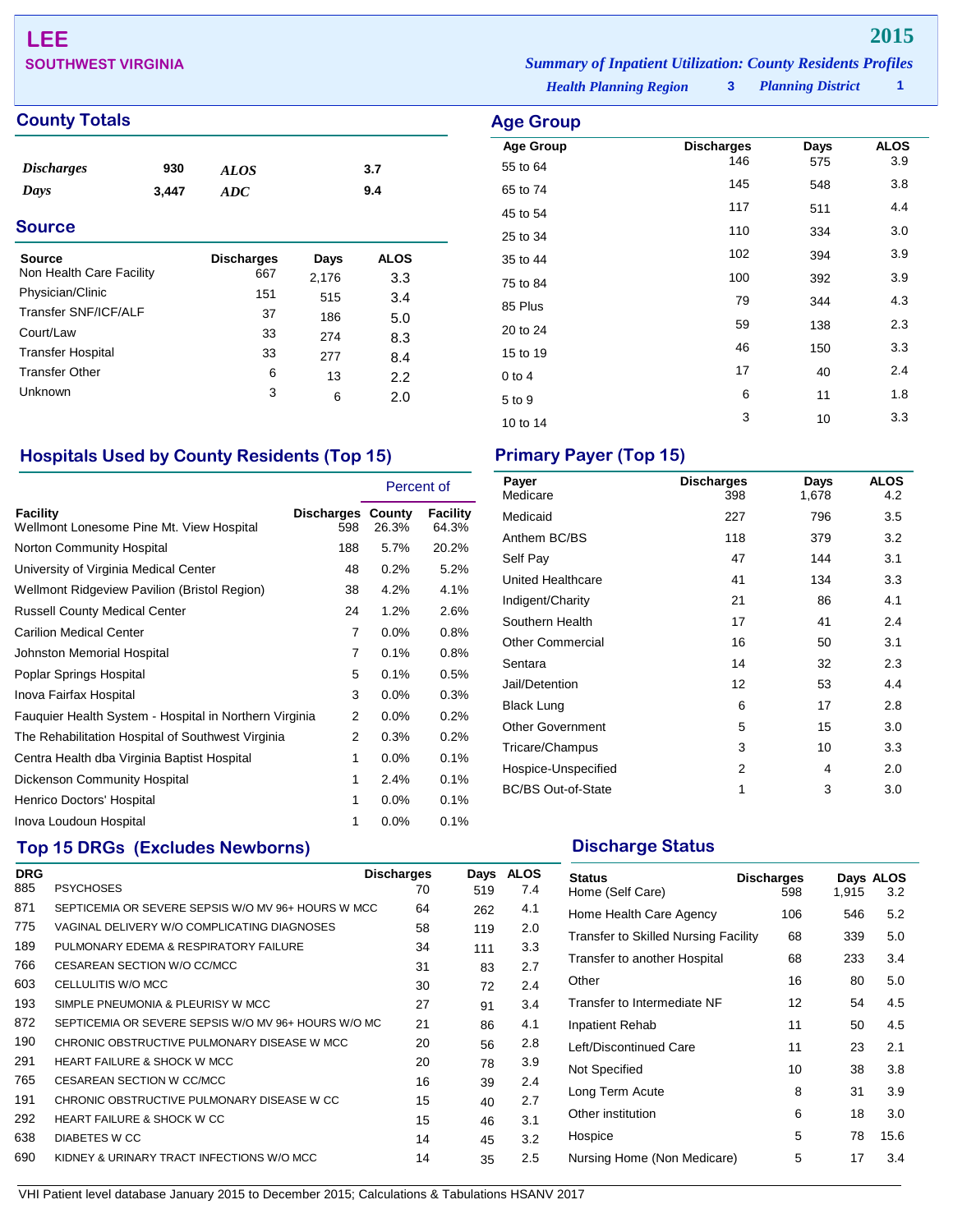# LEE

**SOUTHWEST VIRGINIA**

**2015**

*Summary of Inpatient Utilization: County Residents Profiles*

*Health Planning Region* **3** *Planning District* **1**

## County Totals

| | | | |
|---|---|---|---|
| *Discharges* | 930 | *ALOS* | 3.7 |
| *Days* | 3,447 | *ADC* | 9.4 |

## Source

| Source | Discharges | Days | ALOS |
|---|---|---|---|
| Non Health Care Facility | 667 | 2,176 | 3.3 |
| Physician/Clinic | 151 | 515 | 3.4 |
| Transfer SNF/ICF/ALF | 37 | 186 | 5.0 |
| Court/Law | 33 | 274 | 8.3 |
| Transfer Hospital | 33 | 277 | 8.4 |
| Transfer Other | 6 | 13 | 2.2 |
| Unknown | 3 | 6 | 2.0 |

## Age Group

| Age Group | Discharges | Days | ALOS |
|---|---|---|---|
| 55 to 64 | 146 | 575 | 3.9 |
| 65 to 74 | 145 | 548 | 3.8 |
| 45 to 54 | 117 | 511 | 4.4 |
| 25 to 34 | 110 | 334 | 3.0 |
| 35 to 44 | 102 | 394 | 3.9 |
| 75 to 84 | 100 | 392 | 3.9 |
| 85 Plus | 79 | 344 | 4.3 |
| 20 to 24 | 59 | 138 | 2.3 |
| 15 to 19 | 46 | 150 | 3.3 |
| 0 to 4 | 17 | 40 | 2.4 |
| 5 to 9 | 6 | 11 | 1.8 |
| 10 to 14 | 3 | 10 | 3.3 |

## Hospitals Used by County Residents (Top 15)

| Facility | Discharges | Percent of County | Percent of Facility |
|---|---|---|---|
| Wellmont Lonesome Pine Mt. View Hospital | 598 | 26.3% | 64.3% |
| Norton Community Hospital | 188 | 5.7% | 20.2% |
| University of Virginia Medical Center | 48 | 0.2% | 5.2% |
| Wellmont Ridgeview Pavilion (Bristol Region) | 38 | 4.2% | 4.1% |
| Russell County Medical Center | 24 | 1.2% | 2.6% |
| Carilion Medical Center | 7 | 0.0% | 0.8% |
| Johnston Memorial Hospital | 7 | 0.1% | 0.8% |
| Poplar Springs Hospital | 5 | 0.1% | 0.5% |
| Inova Fairfax Hospital | 3 | 0.0% | 0.3% |
| Fauquier Health System - Hospital in Northern Virginia | 2 | 0.0% | 0.2% |
| The Rehabilitation Hospital of Southwest Virginia | 2 | 0.3% | 0.2% |
| Centra Health dba Virginia Baptist Hospital | 1 | 0.0% | 0.1% |
| Dickenson Community Hospital | 1 | 2.4% | 0.1% |
| Henrico Doctors' Hospital | 1 | 0.0% | 0.1% |
| Inova Loudoun Hospital | 1 | 0.0% | 0.1% |

## Primary Payer (Top 15)

| Payer | Discharges | Days | ALOS |
|---|---|---|---|
| Medicare | 398 | 1,678 | 4.2 |
| Medicaid | 227 | 796 | 3.5 |
| Anthem BC/BS | 118 | 379 | 3.2 |
| Self Pay | 47 | 144 | 3.1 |
| United Healthcare | 41 | 134 | 3.3 |
| Indigent/Charity | 21 | 86 | 4.1 |
| Southern Health | 17 | 41 | 2.4 |
| Other Commercial | 16 | 50 | 3.1 |
| Sentara | 14 | 32 | 2.3 |
| Jail/Detention | 12 | 53 | 4.4 |
| Black Lung | 6 | 17 | 2.8 |
| Other Government | 5 | 15 | 3.0 |
| Tricare/Champus | 3 | 10 | 3.3 |
| Hospice-Unspecified | 2 | 4 | 2.0 |
| BC/BS Out-of-State | 1 | 3 | 3.0 |

## Top 15 DRGs (Excludes Newborns)

| DRG | | Discharges | Days | ALOS |
|---|---|---|---|---|
| 885 | PSYCHOSES | 70 | 519 | 7.4 |
| 871 | SEPTICEMIA OR SEVERE SEPSIS W/O MV 96+ HOURS W MCC | 64 | 262 | 4.1 |
| 775 | VAGINAL DELIVERY W/O COMPLICATING DIAGNOSES | 58 | 119 | 2.0 |
| 189 | PULMONARY EDEMA & RESPIRATORY FAILURE | 34 | 111 | 3.3 |
| 766 | CESAREAN SECTION W/O CC/MCC | 31 | 83 | 2.7 |
| 603 | CELLULITIS W/O MCC | 30 | 72 | 2.4 |
| 193 | SIMPLE PNEUMONIA & PLEURISY W MCC | 27 | 91 | 3.4 |
| 872 | SEPTICEMIA OR SEVERE SEPSIS W/O MV 96+ HOURS W/O MC | 21 | 86 | 4.1 |
| 190 | CHRONIC OBSTRUCTIVE PULMONARY DISEASE W MCC | 20 | 56 | 2.8 |
| 291 | HEART FAILURE & SHOCK W MCC | 20 | 78 | 3.9 |
| 765 | CESAREAN SECTION W CC/MCC | 16 | 39 | 2.4 |
| 191 | CHRONIC OBSTRUCTIVE PULMONARY DISEASE W CC | 15 | 40 | 2.7 |
| 292 | HEART FAILURE & SHOCK W CC | 15 | 46 | 3.1 |
| 638 | DIABETES W CC | 14 | 45 | 3.2 |
| 690 | KIDNEY & URINARY TRACT INFECTIONS W/O MCC | 14 | 35 | 2.5 |

## Discharge Status

| Status | Discharges | Days | ALOS |
|---|---|---|---|
| Home (Self Care) | 598 | 1,915 | 3.2 |
| Home Health Care Agency | 106 | 546 | 5.2 |
| Transfer to Skilled Nursing Facility | 68 | 339 | 5.0 |
| Transfer to another Hospital | 68 | 233 | 3.4 |
| Other | 16 | 80 | 5.0 |
| Transfer to Intermediate NF | 12 | 54 | 4.5 |
| Inpatient Rehab | 11 | 50 | 4.5 |
| Left/Discontinued Care | 11 | 23 | 2.1 |
| Not Specified | 10 | 38 | 3.8 |
| Long Term Acute | 8 | 31 | 3.9 |
| Other institution | 6 | 18 | 3.0 |
| Hospice | 5 | 78 | 15.6 |
| Nursing Home (Non Medicare) | 5 | 17 | 3.4 |

VHI Patient level database January 2015 to December 2015; Calculations & Tabulations HSANV 2017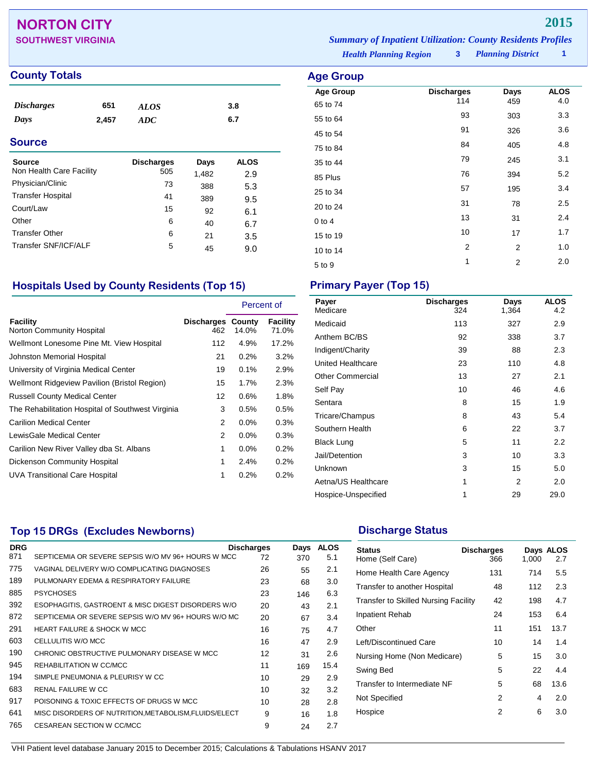# NORTON CITY

## SOUTHWEST VIRGINIA

**2015**

*Summary of Inpatient Utilization: County Residents Profiles*

*Health Planning Region* **3** *Planning District* **1**

## County Totals

| | | | |
|---|---|---|---|
| *Discharges* | 651 | *ALOS* | 3.8 |
| *Days* | 2,457 | *ADC* | 6.7 |

## Source

| Source | Discharges | Days | ALOS |
|---|---|---|---|
| Non Health Care Facility | 505 | 1,482 | 2.9 |
| Physician/Clinic | 73 | 388 | 5.3 |
| Transfer Hospital | 41 | 389 | 9.5 |
| Court/Law | 15 | 92 | 6.1 |
| Other | 6 | 40 | 6.7 |
| Transfer Other | 6 | 21 | 3.5 |
| Transfer SNF/ICF/ALF | 5 | 45 | 9.0 |

## Age Group

| Age Group | Discharges | Days | ALOS |
|---|---|---|---|
| 65 to 74 | 114 | 459 | 4.0 |
| 55 to 64 | 93 | 303 | 3.3 |
| 45 to 54 | 91 | 326 | 3.6 |
| 75 to 84 | 84 | 405 | 4.8 |
| 35 to 44 | 79 | 245 | 3.1 |
| 85 Plus | 76 | 394 | 5.2 |
| 25 to 34 | 57 | 195 | 3.4 |
| 20 to 24 | 31 | 78 | 2.5 |
| 0 to 4 | 13 | 31 | 2.4 |
| 15 to 19 | 10 | 17 | 1.7 |
| 10 to 14 | 2 | 2 | 1.0 |
| 5 to 9 | 1 | 2 | 2.0 |

## Hospitals Used by County Residents (Top 15)

| | | Percent of | |
|---|---|---|---|
| Facility | Discharges | County | Facility |
| Norton Community Hospital | 462 | 14.0% | 71.0% |
| Wellmont Lonesome Pine Mt. View Hospital | 112 | 4.9% | 17.2% |
| Johnston Memorial Hospital | 21 | 0.2% | 3.2% |
| University of Virginia Medical Center | 19 | 0.1% | 2.9% |
| Wellmont Ridgeview Pavilion (Bristol Region) | 15 | 1.7% | 2.3% |
| Russell County Medical Center | 12 | 0.6% | 1.8% |
| The Rehabilitation Hospital of Southwest Virginia | 3 | 0.5% | 0.5% |
| Carilion Medical Center | 2 | 0.0% | 0.3% |
| LewisGale Medical Center | 2 | 0.0% | 0.3% |
| Carilion New River Valley dba St. Albans | 1 | 0.0% | 0.2% |
| Dickenson Community Hospital | 1 | 2.4% | 0.2% |
| UVA Transitional Care Hospital | 1 | 0.2% | 0.2% |

## Primary Payer (Top 15)

| Payer | Discharges | Days | ALOS |
|---|---|---|---|
| Medicare | 324 | 1,364 | 4.2 |
| Medicaid | 113 | 327 | 2.9 |
| Anthem BC/BS | 92 | 338 | 3.7 |
| Indigent/Charity | 39 | 88 | 2.3 |
| United Healthcare | 23 | 110 | 4.8 |
| Other Commercial | 13 | 27 | 2.1 |
| Self Pay | 10 | 46 | 4.6 |
| Sentara | 8 | 15 | 1.9 |
| Tricare/Champus | 8 | 43 | 5.4 |
| Southern Health | 6 | 22 | 3.7 |
| Black Lung | 5 | 11 | 2.2 |
| Jail/Detention | 3 | 10 | 3.3 |
| Unknown | 3 | 15 | 5.0 |
| Aetna/US Healthcare | 1 | 2 | 2.0 |
| Hospice-Unspecified | 1 | 29 | 29.0 |

## Top 15 DRGs (Excludes Newborns)

| DRG | | Discharges | Days | ALOS |
|---|---|---|---|---|
| 871 | SEPTICEMIA OR SEVERE SEPSIS W/O MV 96+ HOURS W MCC | 72 | 370 | 5.1 |
| 775 | VAGINAL DELIVERY W/O COMPLICATING DIAGNOSES | 26 | 55 | 2.1 |
| 189 | PULMONARY EDEMA & RESPIRATORY FAILURE | 23 | 68 | 3.0 |
| 885 | PSYCHOSES | 23 | 146 | 6.3 |
| 392 | ESOPHAGITIS, GASTROENT & MISC DIGEST DISORDERS W/O | 20 | 43 | 2.1 |
| 872 | SEPTICEMIA OR SEVERE SEPSIS W/O MV 96+ HOURS W/O MC | 20 | 67 | 3.4 |
| 291 | HEART FAILURE & SHOCK W MCC | 16 | 75 | 4.7 |
| 603 | CELLULITIS W/O MCC | 16 | 47 | 2.9 |
| 190 | CHRONIC OBSTRUCTIVE PULMONARY DISEASE W MCC | 12 | 31 | 2.6 |
| 945 | REHABILITATION W CC/MCC | 11 | 169 | 15.4 |
| 194 | SIMPLE PNEUMONIA & PLEURISY W CC | 10 | 29 | 2.9 |
| 683 | RENAL FAILURE W CC | 10 | 32 | 3.2 |
| 917 | POISONING & TOXIC EFFECTS OF DRUGS W MCC | 10 | 28 | 2.8 |
| 641 | MISC DISORDERS OF NUTRITION,METABOLISM,FLUIDS/ELECT | 9 | 16 | 1.8 |
| 765 | CESAREAN SECTION W CC/MCC | 9 | 24 | 2.7 |

## Discharge Status

| Status | Discharges | Days | ALOS |
|---|---|---|---|
| Home (Self Care) | 366 | 1,000 | 2.7 |
| Home Health Care Agency | 131 | 714 | 5.5 |
| Transfer to another Hospital | 48 | 112 | 2.3 |
| Transfer to Skilled Nursing Facility | 42 | 198 | 4.7 |
| Inpatient Rehab | 24 | 153 | 6.4 |
| Other | 11 | 151 | 13.7 |
| Left/Discontinued Care | 10 | 14 | 1.4 |
| Nursing Home (Non Medicare) | 5 | 15 | 3.0 |
| Swing Bed | 5 | 22 | 4.4 |
| Transfer to Intermediate NF | 5 | 68 | 13.6 |
| Not Specified | 2 | 4 | 2.0 |
| Hospice | 2 | 6 | 3.0 |

VHI Patient level database January 2015 to December 2015; Calculations & Tabulations HSANV 2017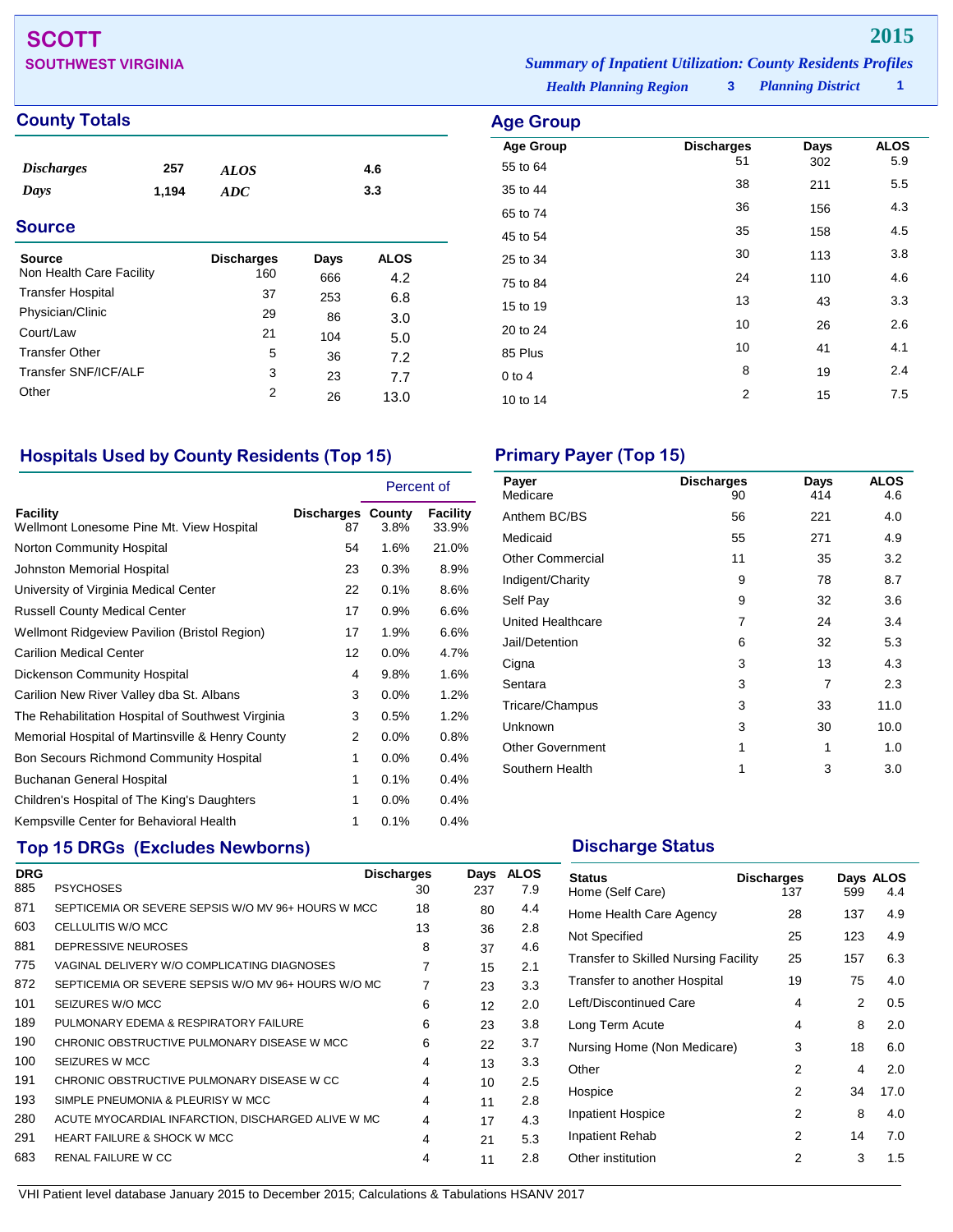# SCOTT

## SOUTHWEST VIRGINIA

**2015**

*Summary of Inpatient Utilization: County Residents Profiles*

*Health Planning Region* **3** *Planning District* **1**

## County Totals

| | | | |
|---|---|---|---|
| *Discharges* | 257 | *ALOS* | 4.6 |
| *Days* | 1,194 | *ADC* | 3.3 |

## Source

| Source | Discharges | Days | ALOS |
|---|---|---|---|
| Non Health Care Facility | 160 | 666 | 4.2 |
| Transfer Hospital | 37 | 253 | 6.8 |
| Physician/Clinic | 29 | 86 | 3.0 |
| Court/Law | 21 | 104 | 5.0 |
| Transfer Other | 5 | 36 | 7.2 |
| Transfer SNF/ICF/ALF | 3 | 23 | 7.7 |
| Other | 2 | 26 | 13.0 |

## Age Group

| Age Group | Discharges | Days | ALOS |
|---|---|---|---|
| 55 to 64 | 51 | 302 | 5.9 |
| 35 to 44 | 38 | 211 | 5.5 |
| 65 to 74 | 36 | 156 | 4.3 |
| 45 to 54 | 35 | 158 | 4.5 |
| 25 to 34 | 30 | 113 | 3.8 |
| 75 to 84 | 24 | 110 | 4.6 |
| 15 to 19 | 13 | 43 | 3.3 |
| 20 to 24 | 10 | 26 | 2.6 |
| 85 Plus | 10 | 41 | 4.1 |
| 0 to 4 | 8 | 19 | 2.4 |
| 10 to 14 | 2 | 15 | 7.5 |

## Hospitals Used by County Residents (Top 15)

| Facility | Discharges | Percent of County | Percent of Facility |
|---|---|---|---|
| Wellmont Lonesome Pine Mt. View Hospital | 87 | 3.8% | 33.9% |
| Norton Community Hospital | 54 | 1.6% | 21.0% |
| Johnston Memorial Hospital | 23 | 0.3% | 8.9% |
| University of Virginia Medical Center | 22 | 0.1% | 8.6% |
| Russell County Medical Center | 17 | 0.9% | 6.6% |
| Wellmont Ridgeview Pavilion (Bristol Region) | 17 | 1.9% | 6.6% |
| Carilion Medical Center | 12 | 0.0% | 4.7% |
| Dickenson Community Hospital | 4 | 9.8% | 1.6% |
| Carilion New River Valley dba St. Albans | 3 | 0.0% | 1.2% |
| The Rehabilitation Hospital of Southwest Virginia | 3 | 0.5% | 1.2% |
| Memorial Hospital of Martinsville & Henry County | 2 | 0.0% | 0.8% |
| Bon Secours Richmond Community Hospital | 1 | 0.0% | 0.4% |
| Buchanan General Hospital | 1 | 0.1% | 0.4% |
| Children's Hospital of The King's Daughters | 1 | 0.0% | 0.4% |
| Kempsville Center for Behavioral Health | 1 | 0.1% | 0.4% |

## Primary Payer (Top 15)

| Payer | Discharges | Days | ALOS |
|---|---|---|---|
| Medicare | 90 | 414 | 4.6 |
| Anthem BC/BS | 56 | 221 | 4.0 |
| Medicaid | 55 | 271 | 4.9 |
| Other Commercial | 11 | 35 | 3.2 |
| Indigent/Charity | 9 | 78 | 8.7 |
| Self Pay | 9 | 32 | 3.6 |
| United Healthcare | 7 | 24 | 3.4 |
| Jail/Detention | 6 | 32 | 5.3 |
| Cigna | 3 | 13 | 4.3 |
| Sentara | 3 | 7 | 2.3 |
| Tricare/Champus | 3 | 33 | 11.0 |
| Unknown | 3 | 30 | 10.0 |
| Other Government | 1 | 1 | 1.0 |
| Southern Health | 1 | 3 | 3.0 |

## Top 15 DRGs (Excludes Newborns)

| DRG | | Discharges | Days | ALOS |
|---|---|---|---|---|
| 885 | PSYCHOSES | 30 | 237 | 7.9 |
| 871 | SEPTICEMIA OR SEVERE SEPSIS W/O MV 96+ HOURS W MCC | 18 | 80 | 4.4 |
| 603 | CELLULITIS W/O MCC | 13 | 36 | 2.8 |
| 881 | DEPRESSIVE NEUROSES | 8 | 37 | 4.6 |
| 775 | VAGINAL DELIVERY W/O COMPLICATING DIAGNOSES | 7 | 15 | 2.1 |
| 872 | SEPTICEMIA OR SEVERE SEPSIS W/O MV 96+ HOURS W/O MC | 7 | 23 | 3.3 |
| 101 | SEIZURES W/O MCC | 6 | 12 | 2.0 |
| 189 | PULMONARY EDEMA & RESPIRATORY FAILURE | 6 | 23 | 3.8 |
| 190 | CHRONIC OBSTRUCTIVE PULMONARY DISEASE W MCC | 6 | 22 | 3.7 |
| 100 | SEIZURES W MCC | 4 | 13 | 3.3 |
| 191 | CHRONIC OBSTRUCTIVE PULMONARY DISEASE W CC | 4 | 10 | 2.5 |
| 193 | SIMPLE PNEUMONIA & PLEURISY W MCC | 4 | 11 | 2.8 |
| 280 | ACUTE MYOCARDIAL INFARCTION, DISCHARGED ALIVE W MC | 4 | 17 | 4.3 |
| 291 | HEART FAILURE & SHOCK W MCC | 4 | 21 | 5.3 |
| 683 | RENAL FAILURE W CC | 4 | 11 | 2.8 |

## Discharge Status

| Status | Discharges | Days | ALOS |
|---|---|---|---|
| Home (Self Care) | 137 | 599 | 4.4 |
| Home Health Care Agency | 28 | 137 | 4.9 |
| Not Specified | 25 | 123 | 4.9 |
| Transfer to Skilled Nursing Facility | 25 | 157 | 6.3 |
| Transfer to another Hospital | 19 | 75 | 4.0 |
| Left/Discontinued Care | 4 | 2 | 0.5 |
| Long Term Acute | 4 | 8 | 2.0 |
| Nursing Home (Non Medicare) | 3 | 18 | 6.0 |
| Other | 2 | 4 | 2.0 |
| Hospice | 2 | 34 | 17.0 |
| Inpatient Hospice | 2 | 8 | 4.0 |
| Inpatient Rehab | 2 | 14 | 7.0 |
| Other institution | 2 | 3 | 1.5 |

VHI Patient level database January 2015 to December 2015; Calculations & Tabulations HSANV 2017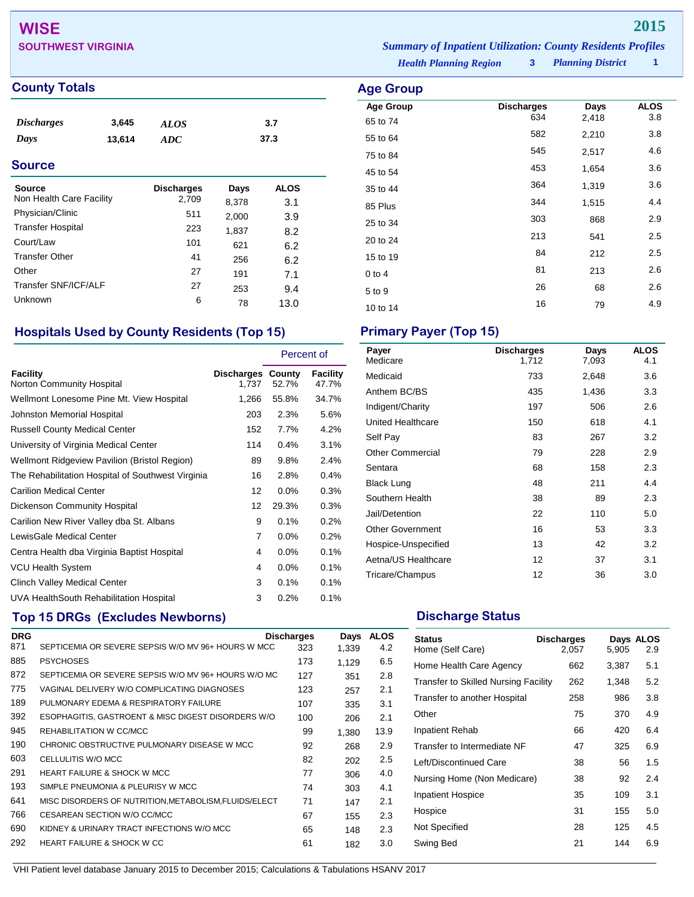# WISE

**SOUTHWEST VIRGINIA**

**2015**

*Summary of Inpatient Utilization: County Residents Profiles*

*Health Planning Region* **3** *Planning District* **1**

## County Totals

| | | | |
|---|---|---|---|
| *Discharges* | 3,645 | *ALOS* | 3.7 |
| *Days* | 13,614 | *ADC* | 37.3 |

## Source

| Source | Discharges | Days | ALOS |
|---|---|---|---|
| Non Health Care Facility | 2,709 | 8,378 | 3.1 |
| Physician/Clinic | 511 | 2,000 | 3.9 |
| Transfer Hospital | 223 | 1,837 | 8.2 |
| Court/Law | 101 | 621 | 6.2 |
| Transfer Other | 41 | 256 | 6.2 |
| Other | 27 | 191 | 7.1 |
| Transfer SNF/ICF/ALF | 27 | 253 | 9.4 |
| Unknown | 6 | 78 | 13.0 |

## Age Group

| Age Group | Discharges | Days | ALOS |
|---|---|---|---|
| 65 to 74 | 634 | 2,418 | 3.8 |
| 55 to 64 | 582 | 2,210 | 3.8 |
| 75 to 84 | 545 | 2,517 | 4.6 |
| 45 to 54 | 453 | 1,654 | 3.6 |
| 35 to 44 | 364 | 1,319 | 3.6 |
| 85 Plus | 344 | 1,515 | 4.4 |
| 25 to 34 | 303 | 868 | 2.9 |
| 20 to 24 | 213 | 541 | 2.5 |
| 15 to 19 | 84 | 212 | 2.5 |
| 0 to 4 | 81 | 213 | 2.6 |
| 5 to 9 | 26 | 68 | 2.6 |
| 10 to 14 | 16 | 79 | 4.9 |

## Hospitals Used by County Residents (Top 15)

| | | Percent of | |
|---|---|---|---|
| Facility | Discharges | County | Facility |
| Norton Community Hospital | 1,737 | 52.7% | 47.7% |
| Wellmont Lonesome Pine Mt. View Hospital | 1,266 | 55.8% | 34.7% |
| Johnston Memorial Hospital | 203 | 2.3% | 5.6% |
| Russell County Medical Center | 152 | 7.7% | 4.2% |
| University of Virginia Medical Center | 114 | 0.4% | 3.1% |
| Wellmont Ridgeview Pavilion (Bristol Region) | 89 | 9.8% | 2.4% |
| The Rehabilitation Hospital of Southwest Virginia | 16 | 2.8% | 0.4% |
| Carilion Medical Center | 12 | 0.0% | 0.3% |
| Dickenson Community Hospital | 12 | 29.3% | 0.3% |
| Carilion New River Valley dba St. Albans | 9 | 0.1% | 0.2% |
| LewisGale Medical Center | 7 | 0.0% | 0.2% |
| Centra Health dba Virginia Baptist Hospital | 4 | 0.0% | 0.1% |
| VCU Health System | 4 | 0.0% | 0.1% |
| Clinch Valley Medical Center | 3 | 0.1% | 0.1% |
| UVA HealthSouth Rehabilitation Hospital | 3 | 0.2% | 0.1% |

## Primary Payer (Top 15)

| Payer | Discharges | Days | ALOS |
|---|---|---|---|
| Medicare | 1,712 | 7,093 | 4.1 |
| Medicaid | 733 | 2,648 | 3.6 |
| Anthem BC/BS | 435 | 1,436 | 3.3 |
| Indigent/Charity | 197 | 506 | 2.6 |
| United Healthcare | 150 | 618 | 4.1 |
| Self Pay | 83 | 267 | 3.2 |
| Other Commercial | 79 | 228 | 2.9 |
| Sentara | 68 | 158 | 2.3 |
| Black Lung | 48 | 211 | 4.4 |
| Southern Health | 38 | 89 | 2.3 |
| Jail/Detention | 22 | 110 | 5.0 |
| Other Government | 16 | 53 | 3.3 |
| Hospice-Unspecified | 13 | 42 | 3.2 |
| Aetna/US Healthcare | 12 | 37 | 3.1 |
| Tricare/Champus | 12 | 36 | 3.0 |

## Top 15 DRGs (Excludes Newborns)

| DRG | | Discharges | Days | ALOS |
|---|---|---|---|---|
| 871 | SEPTICEMIA OR SEVERE SEPSIS W/O MV 96+ HOURS W MCC | 323 | 1,339 | 4.2 |
| 885 | PSYCHOSES | 173 | 1,129 | 6.5 |
| 872 | SEPTICEMIA OR SEVERE SEPSIS W/O MV 96+ HOURS W/O MC | 127 | 351 | 2.8 |
| 775 | VAGINAL DELIVERY W/O COMPLICATING DIAGNOSES | 123 | 257 | 2.1 |
| 189 | PULMONARY EDEMA & RESPIRATORY FAILURE | 107 | 335 | 3.1 |
| 392 | ESOPHAGITIS, GASTROENT & MISC DIGEST DISORDERS W/O | 100 | 206 | 2.1 |
| 945 | REHABILITATION W CC/MCC | 99 | 1,380 | 13.9 |
| 190 | CHRONIC OBSTRUCTIVE PULMONARY DISEASE W MCC | 92 | 268 | 2.9 |
| 603 | CELLULITIS W/O MCC | 82 | 202 | 2.5 |
| 291 | HEART FAILURE & SHOCK W MCC | 77 | 306 | 4.0 |
| 193 | SIMPLE PNEUMONIA & PLEURISY W MCC | 74 | 303 | 4.1 |
| 641 | MISC DISORDERS OF NUTRITION,METABOLISM,FLUIDS/ELECT | 71 | 147 | 2.1 |
| 766 | CESAREAN SECTION W/O CC/MCC | 67 | 155 | 2.3 |
| 690 | KIDNEY & URINARY TRACT INFECTIONS W/O MCC | 65 | 148 | 2.3 |
| 292 | HEART FAILURE & SHOCK W CC | 61 | 182 | 3.0 |

## Discharge Status

| Status | Discharges | Days | ALOS |
|---|---|---|---|
| Home (Self Care) | 2,057 | 5,905 | 2.9 |
| Home Health Care Agency | 662 | 3,387 | 5.1 |
| Transfer to Skilled Nursing Facility | 262 | 1,348 | 5.2 |
| Transfer to another Hospital | 258 | 986 | 3.8 |
| Other | 75 | 370 | 4.9 |
| Inpatient Rehab | 66 | 420 | 6.4 |
| Transfer to Intermediate NF | 47 | 325 | 6.9 |
| Left/Discontinued Care | 38 | 56 | 1.5 |
| Nursing Home (Non Medicare) | 38 | 92 | 2.4 |
| Inpatient Hospice | 35 | 109 | 3.1 |
| Hospice | 31 | 155 | 5.0 |
| Not Specified | 28 | 125 | 4.5 |
| Swing Bed | 21 | 144 | 6.9 |

VHI Patient level database January 2015 to December 2015; Calculations & Tabulations HSANV 2017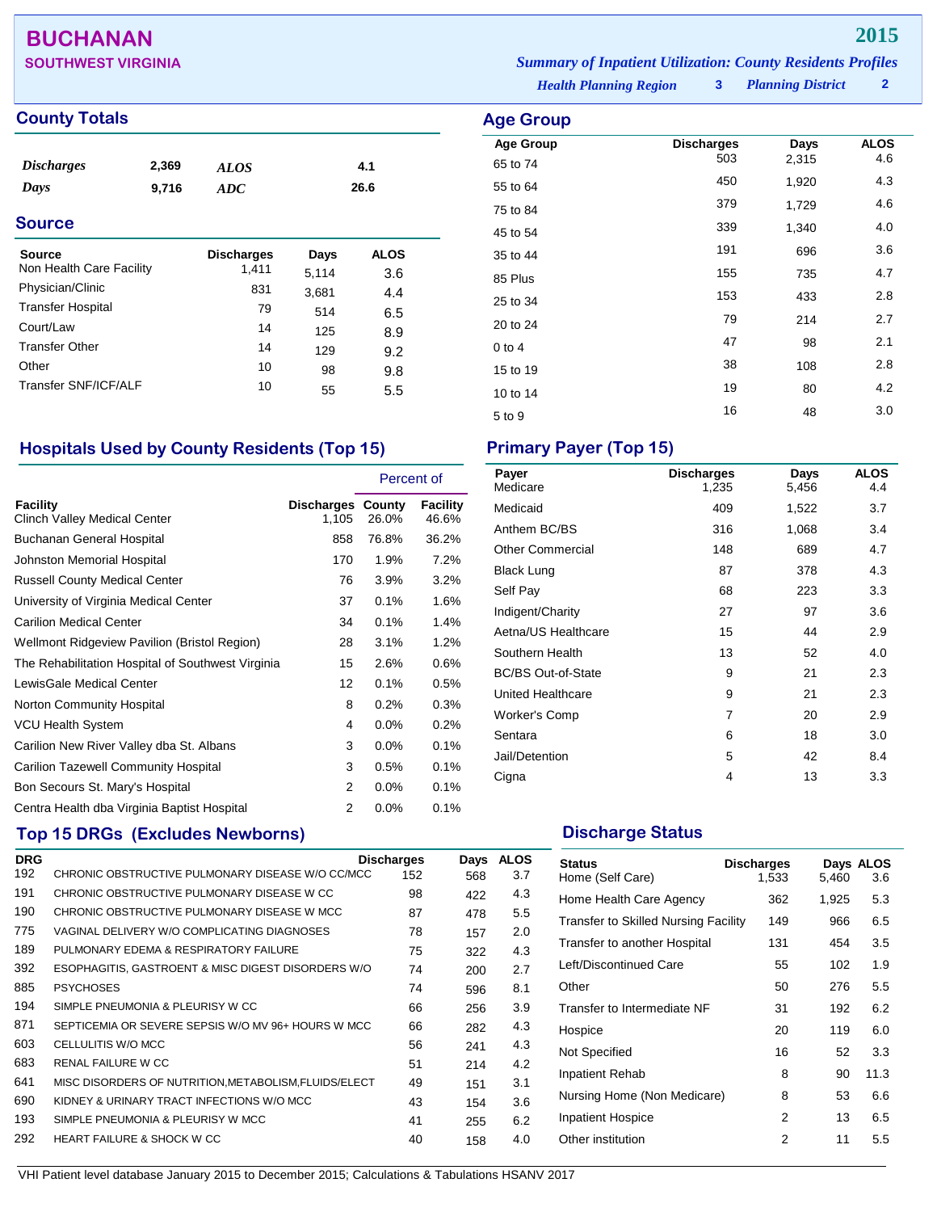# BUCHANAN

**SOUTHWEST VIRGINIA**

**2015**

***Summary of Inpatient Utilization: County Residents Profiles***

***Health Planning Region*** **3** ***Planning District*** **2**

## County Totals

| | | | |
|---|---|---|---|
| *Discharges* | 2,369 | *ALOS* | 4.1 |
| *Days* | 9,716 | *ADC* | 26.6 |

## Source

| Source | Discharges | Days | ALOS |
|---|---|---|---|
| Non Health Care Facility | 1,411 | 5,114 | 3.6 |
| Physician/Clinic | 831 | 3,681 | 4.4 |
| Transfer Hospital | 79 | 514 | 6.5 |
| Court/Law | 14 | 125 | 8.9 |
| Transfer Other | 14 | 129 | 9.2 |
| Other | 10 | 98 | 9.8 |
| Transfer SNF/ICF/ALF | 10 | 55 | 5.5 |

## Age Group

| Age Group | Discharges | Days | ALOS |
|---|---|---|---|
| 65 to 74 | 503 | 2,315 | 4.6 |
| 55 to 64 | 450 | 1,920 | 4.3 |
| 75 to 84 | 379 | 1,729 | 4.6 |
| 45 to 54 | 339 | 1,340 | 4.0 |
| 35 to 44 | 191 | 696 | 3.6 |
| 85 Plus | 155 | 735 | 4.7 |
| 25 to 34 | 153 | 433 | 2.8 |
| 20 to 24 | 79 | 214 | 2.7 |
| 0 to 4 | 47 | 98 | 2.1 |
| 15 to 19 | 38 | 108 | 2.8 |
| 10 to 14 | 19 | 80 | 4.2 |
| 5 to 9 | 16 | 48 | 3.0 |

## Hospitals Used by County Residents (Top 15)

| | | Percent of | |
|---|---|---|---|
| Facility | Discharges | County | Facility |
| Clinch Valley Medical Center | 1,105 | 26.0% | 46.6% |
| Buchanan General Hospital | 858 | 76.8% | 36.2% |
| Johnston Memorial Hospital | 170 | 1.9% | 7.2% |
| Russell County Medical Center | 76 | 3.9% | 3.2% |
| University of Virginia Medical Center | 37 | 0.1% | 1.6% |
| Carilion Medical Center | 34 | 0.1% | 1.4% |
| Wellmont Ridgeview Pavilion (Bristol Region) | 28 | 3.1% | 1.2% |
| The Rehabilitation Hospital of Southwest Virginia | 15 | 2.6% | 0.6% |
| LewisGale Medical Center | 12 | 0.1% | 0.5% |
| Norton Community Hospital | 8 | 0.2% | 0.3% |
| VCU Health System | 4 | 0.0% | 0.2% |
| Carilion New River Valley dba St. Albans | 3 | 0.0% | 0.1% |
| Carilion Tazewell Community Hospital | 3 | 0.5% | 0.1% |
| Bon Secours St. Mary's Hospital | 2 | 0.0% | 0.1% |
| Centra Health dba Virginia Baptist Hospital | 2 | 0.0% | 0.1% |

## Primary Payer (Top 15)

| Payer | Discharges | Days | ALOS |
|---|---|---|---|
| Medicare | 1,235 | 5,456 | 4.4 |
| Medicaid | 409 | 1,522 | 3.7 |
| Anthem BC/BS | 316 | 1,068 | 3.4 |
| Other Commercial | 148 | 689 | 4.7 |
| Black Lung | 87 | 378 | 4.3 |
| Self Pay | 68 | 223 | 3.3 |
| Indigent/Charity | 27 | 97 | 3.6 |
| Aetna/US Healthcare | 15 | 44 | 2.9 |
| Southern Health | 13 | 52 | 4.0 |
| BC/BS Out-of-State | 9 | 21 | 2.3 |
| United Healthcare | 9 | 21 | 2.3 |
| Worker's Comp | 7 | 20 | 2.9 |
| Sentara | 6 | 18 | 3.0 |
| Jail/Detention | 5 | 42 | 8.4 |
| Cigna | 4 | 13 | 3.3 |

## Top 15 DRGs (Excludes Newborns)

| DRG | | Discharges | Days | ALOS |
|---|---|---|---|---|
| 192 | CHRONIC OBSTRUCTIVE PULMONARY DISEASE W/O CC/MCC | 152 | 568 | 3.7 |
| 191 | CHRONIC OBSTRUCTIVE PULMONARY DISEASE W CC | 98 | 422 | 4.3 |
| 190 | CHRONIC OBSTRUCTIVE PULMONARY DISEASE W MCC | 87 | 478 | 5.5 |
| 775 | VAGINAL DELIVERY W/O COMPLICATING DIAGNOSES | 78 | 157 | 2.0 |
| 189 | PULMONARY EDEMA & RESPIRATORY FAILURE | 75 | 322 | 4.3 |
| 392 | ESOPHAGITIS, GASTROENT & MISC DIGEST DISORDERS W/O | 74 | 200 | 2.7 |
| 885 | PSYCHOSES | 74 | 596 | 8.1 |
| 194 | SIMPLE PNEUMONIA & PLEURISY W CC | 66 | 256 | 3.9 |
| 871 | SEPTICEMIA OR SEVERE SEPSIS W/O MV 96+ HOURS W MCC | 66 | 282 | 4.3 |
| 603 | CELLULITIS W/O MCC | 56 | 241 | 4.3 |
| 683 | RENAL FAILURE W CC | 51 | 214 | 4.2 |
| 641 | MISC DISORDERS OF NUTRITION,METABOLISM,FLUIDS/ELECT | 49 | 151 | 3.1 |
| 690 | KIDNEY & URINARY TRACT INFECTIONS W/O MCC | 43 | 154 | 3.6 |
| 193 | SIMPLE PNEUMONIA & PLEURISY W MCC | 41 | 255 | 6.2 |
| 292 | HEART FAILURE & SHOCK W CC | 40 | 158 | 4.0 |

## Discharge Status

| Status | Discharges | Days | ALOS |
|---|---|---|---|
| Home (Self Care) | 1,533 | 5,460 | 3.6 |
| Home Health Care Agency | 362 | 1,925 | 5.3 |
| Transfer to Skilled Nursing Facility | 149 | 966 | 6.5 |
| Transfer to another Hospital | 131 | 454 | 3.5 |
| Left/Discontinued Care | 55 | 102 | 1.9 |
| Other | 50 | 276 | 5.5 |
| Transfer to Intermediate NF | 31 | 192 | 6.2 |
| Hospice | 20 | 119 | 6.0 |
| Not Specified | 16 | 52 | 3.3 |
| Inpatient Rehab | 8 | 90 | 11.3 |
| Nursing Home (Non Medicare) | 8 | 53 | 6.6 |
| Inpatient Hospice | 2 | 13 | 6.5 |
| Other institution | 2 | 11 | 5.5 |

VHI Patient level database January 2015 to December 2015; Calculations & Tabulations HSANV 2017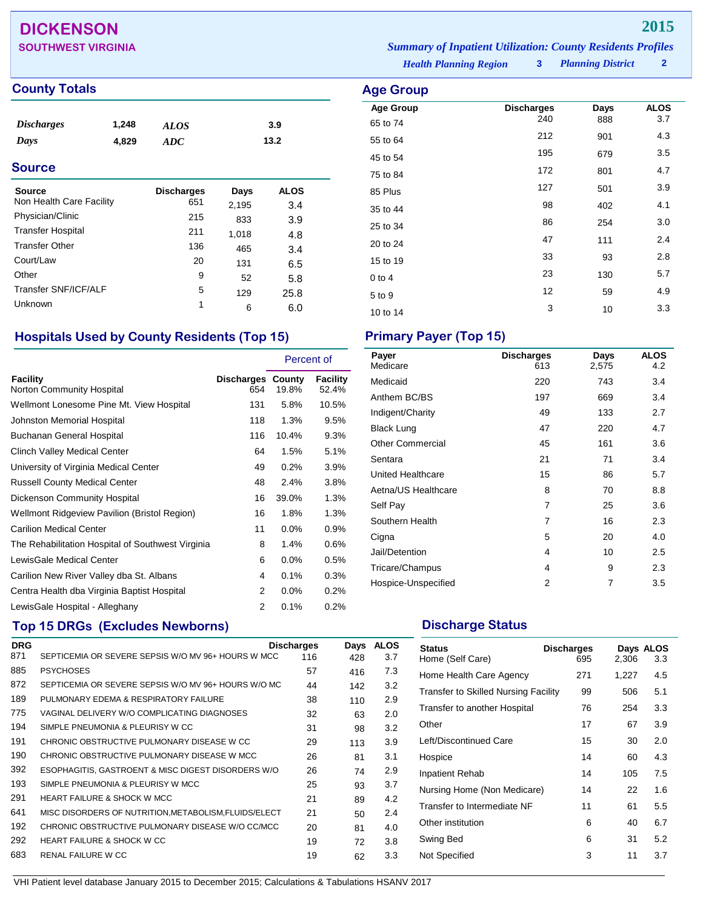# DICKENSON

## SOUTHWEST VIRGINIA

**2015**

*Summary of Inpatient Utilization: County Residents Profiles*

*Health Planning Region* **3** *Planning District* **2**

## County Totals

| | | | |
|---|---|---|---|
| *Discharges* | 1,248 | *ALOS* | 3.9 |
| *Days* | 4,829 | *ADC* | 13.2 |

## Source

| Source | Discharges | Days | ALOS |
|---|---|---|---|
| Non Health Care Facility | 651 | 2,195 | 3.4 |
| Physician/Clinic | 215 | 833 | 3.9 |
| Transfer Hospital | 211 | 1,018 | 4.8 |
| Transfer Other | 136 | 465 | 3.4 |
| Court/Law | 20 | 131 | 6.5 |
| Other | 9 | 52 | 5.8 |
| Transfer SNF/ICF/ALF | 5 | 129 | 25.8 |
| Unknown | 1 | 6 | 6.0 |

## Age Group

| Age Group | Discharges | Days | ALOS |
|---|---|---|---|
| 65 to 74 | 240 | 888 | 3.7 |
| 55 to 64 | 212 | 901 | 4.3 |
| 45 to 54 | 195 | 679 | 3.5 |
| 75 to 84 | 172 | 801 | 4.7 |
| 85 Plus | 127 | 501 | 3.9 |
| 35 to 44 | 98 | 402 | 4.1 |
| 25 to 34 | 86 | 254 | 3.0 |
| 20 to 24 | 47 | 111 | 2.4 |
| 15 to 19 | 33 | 93 | 2.8 |
| 0 to 4 | 23 | 130 | 5.7 |
| 5 to 9 | 12 | 59 | 4.9 |
| 10 to 14 | 3 | 10 | 3.3 |

## Hospitals Used by County Residents (Top 15)

| Facility | Discharges | Percent of County | Percent of Facility |
|---|---|---|---|
| Norton Community Hospital | 654 | 19.8% | 52.4% |
| Wellmont Lonesome Pine Mt. View Hospital | 131 | 5.8% | 10.5% |
| Johnston Memorial Hospital | 118 | 1.3% | 9.5% |
| Buchanan General Hospital | 116 | 10.4% | 9.3% |
| Clinch Valley Medical Center | 64 | 1.5% | 5.1% |
| University of Virginia Medical Center | 49 | 0.2% | 3.9% |
| Russell County Medical Center | 48 | 2.4% | 3.8% |
| Dickenson Community Hospital | 16 | 39.0% | 1.3% |
| Wellmont Ridgeview Pavilion (Bristol Region) | 16 | 1.8% | 1.3% |
| Carilion Medical Center | 11 | 0.0% | 0.9% |
| The Rehabilitation Hospital of Southwest Virginia | 8 | 1.4% | 0.6% |
| LewisGale Medical Center | 6 | 0.0% | 0.5% |
| Carilion New River Valley dba St. Albans | 4 | 0.1% | 0.3% |
| Centra Health dba Virginia Baptist Hospital | 2 | 0.0% | 0.2% |
| LewisGale Hospital - Alleghany | 2 | 0.1% | 0.2% |

## Primary Payer (Top 15)

| Payer | Discharges | Days | ALOS |
|---|---|---|---|
| Medicare | 613 | 2,575 | 4.2 |
| Medicaid | 220 | 743 | 3.4 |
| Anthem BC/BS | 197 | 669 | 3.4 |
| Indigent/Charity | 49 | 133 | 2.7 |
| Black Lung | 47 | 220 | 4.7 |
| Other Commercial | 45 | 161 | 3.6 |
| Sentara | 21 | 71 | 3.4 |
| United Healthcare | 15 | 86 | 5.7 |
| Aetna/US Healthcare | 8 | 70 | 8.8 |
| Self Pay | 7 | 25 | 3.6 |
| Southern Health | 7 | 16 | 2.3 |
| Cigna | 5 | 20 | 4.0 |
| Jail/Detention | 4 | 10 | 2.5 |
| Tricare/Champus | 4 | 9 | 2.3 |
| Hospice-Unspecified | 2 | 7 | 3.5 |

## Top 15 DRGs (Excludes Newborns)

| DRG | | Discharges | Days | ALOS |
|---|---|---|---|---|
| 871 | SEPTICEMIA OR SEVERE SEPSIS W/O MV 96+ HOURS W MCC | 116 | 428 | 3.7 |
| 885 | PSYCHOSES | 57 | 416 | 7.3 |
| 872 | SEPTICEMIA OR SEVERE SEPSIS W/O MV 96+ HOURS W/O MC | 44 | 142 | 3.2 |
| 189 | PULMONARY EDEMA & RESPIRATORY FAILURE | 38 | 110 | 2.9 |
| 775 | VAGINAL DELIVERY W/O COMPLICATING DIAGNOSES | 32 | 63 | 2.0 |
| 194 | SIMPLE PNEUMONIA & PLEURISY W CC | 31 | 98 | 3.2 |
| 191 | CHRONIC OBSTRUCTIVE PULMONARY DISEASE W CC | 29 | 113 | 3.9 |
| 190 | CHRONIC OBSTRUCTIVE PULMONARY DISEASE W MCC | 26 | 81 | 3.1 |
| 392 | ESOPHAGITIS, GASTROENT & MISC DIGEST DISORDERS W/O | 26 | 74 | 2.9 |
| 193 | SIMPLE PNEUMONIA & PLEURISY W MCC | 25 | 93 | 3.7 |
| 291 | HEART FAILURE & SHOCK W MCC | 21 | 89 | 4.2 |
| 641 | MISC DISORDERS OF NUTRITION,METABOLISM,FLUIDS/ELECT | 21 | 50 | 2.4 |
| 192 | CHRONIC OBSTRUCTIVE PULMONARY DISEASE W/O CC/MCC | 20 | 81 | 4.0 |
| 292 | HEART FAILURE & SHOCK W CC | 19 | 72 | 3.8 |
| 683 | RENAL FAILURE W CC | 19 | 62 | 3.3 |

## Discharge Status

| Status | Discharges | Days | ALOS |
|---|---|---|---|
| Home (Self Care) | 695 | 2,306 | 3.3 |
| Home Health Care Agency | 271 | 1,227 | 4.5 |
| Transfer to Skilled Nursing Facility | 99 | 506 | 5.1 |
| Transfer to another Hospital | 76 | 254 | 3.3 |
| Other | 17 | 67 | 3.9 |
| Left/Discontinued Care | 15 | 30 | 2.0 |
| Hospice | 14 | 60 | 4.3 |
| Inpatient Rehab | 14 | 105 | 7.5 |
| Nursing Home (Non Medicare) | 14 | 22 | 1.6 |
| Transfer to Intermediate NF | 11 | 61 | 5.5 |
| Other institution | 6 | 40 | 6.7 |
| Swing Bed | 6 | 31 | 5.2 |
| Not Specified | 3 | 11 | 3.7 |

VHI Patient level database January 2015 to December 2015; Calculations & Tabulations HSANV 2017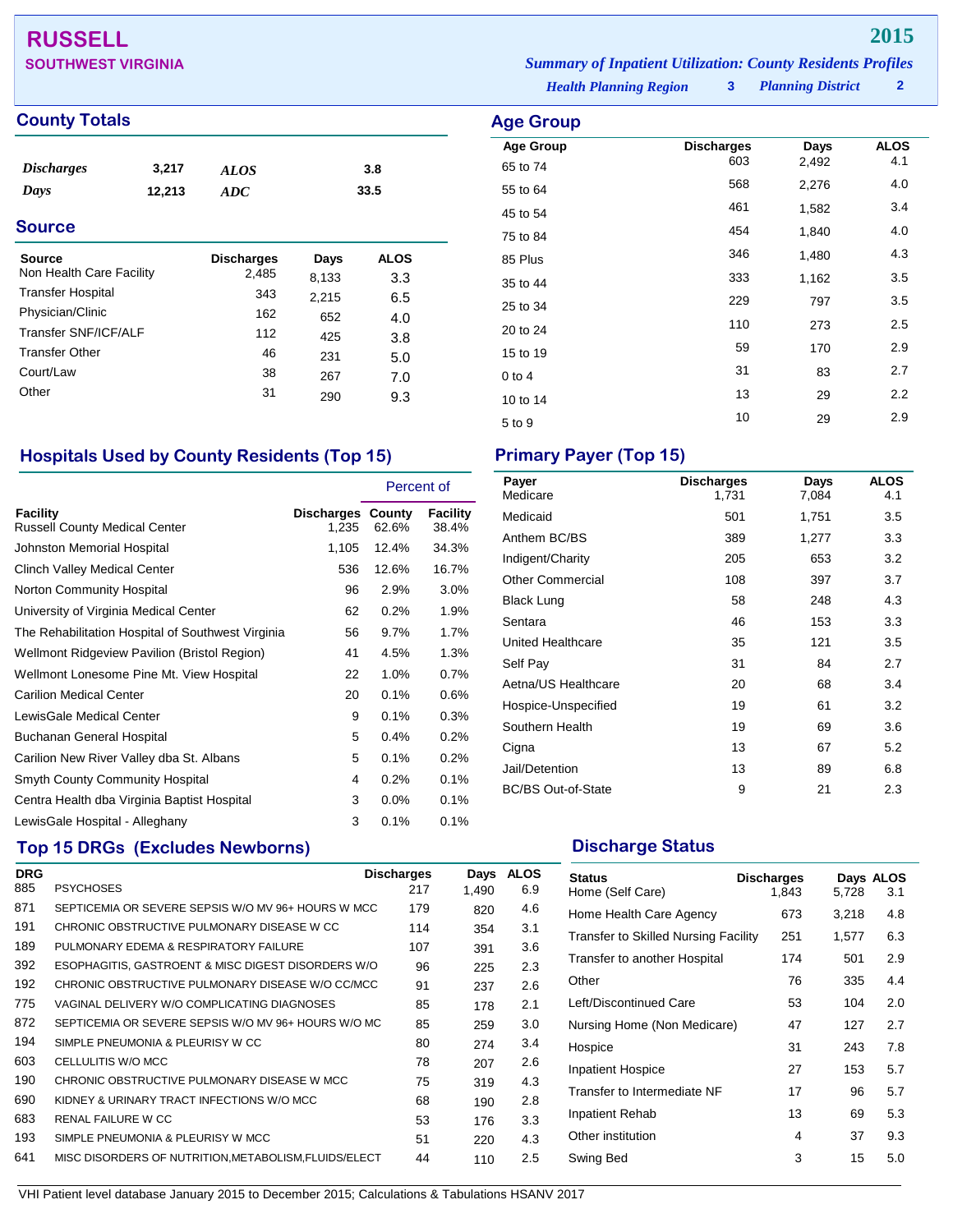# RUSSELL

## SOUTHWEST VIRGINIA

**2015**

*Summary of Inpatient Utilization: County Residents Profiles*

*Health Planning Region* **3** *Planning District* **2**

## County Totals

| | | | |
|---|---|---|---|
| *Discharges* | 3,217 | *ALOS* | 3.8 |
| *Days* | 12,213 | *ADC* | 33.5 |

## Source

| Source | Discharges | Days | ALOS |
|---|---|---|---|
| Non Health Care Facility | 2,485 | 8,133 | 3.3 |
| Transfer Hospital | 343 | 2,215 | 6.5 |
| Physician/Clinic | 162 | 652 | 4.0 |
| Transfer SNF/ICF/ALF | 112 | 425 | 3.8 |
| Transfer Other | 46 | 231 | 5.0 |
| Court/Law | 38 | 267 | 7.0 |
| Other | 31 | 290 | 9.3 |

## Age Group

| Age Group | Discharges | Days | ALOS |
|---|---|---|---|
| 65 to 74 | 603 | 2,492 | 4.1 |
| 55 to 64 | 568 | 2,276 | 4.0 |
| 45 to 54 | 461 | 1,582 | 3.4 |
| 75 to 84 | 454 | 1,840 | 4.0 |
| 85 Plus | 346 | 1,480 | 4.3 |
| 35 to 44 | 333 | 1,162 | 3.5 |
| 25 to 34 | 229 | 797 | 3.5 |
| 20 to 24 | 110 | 273 | 2.5 |
| 15 to 19 | 59 | 170 | 2.9 |
| 0 to 4 | 31 | 83 | 2.7 |
| 10 to 14 | 13 | 29 | 2.2 |
| 5 to 9 | 10 | 29 | 2.9 |

## Hospitals Used by County Residents (Top 15)

| | | Percent of | |
|---|---|---|---|
| Facility | Discharges | County | Facility |
| Russell County Medical Center | 1,235 | 62.6% | 38.4% |
| Johnston Memorial Hospital | 1,105 | 12.4% | 34.3% |
| Clinch Valley Medical Center | 536 | 12.6% | 16.7% |
| Norton Community Hospital | 96 | 2.9% | 3.0% |
| University of Virginia Medical Center | 62 | 0.2% | 1.9% |
| The Rehabilitation Hospital of Southwest Virginia | 56 | 9.7% | 1.7% |
| Wellmont Ridgeview Pavilion (Bristol Region) | 41 | 4.5% | 1.3% |
| Wellmont Lonesome Pine Mt. View Hospital | 22 | 1.0% | 0.7% |
| Carilion Medical Center | 20 | 0.1% | 0.6% |
| LewisGale Medical Center | 9 | 0.1% | 0.3% |
| Buchanan General Hospital | 5 | 0.4% | 0.2% |
| Carilion New River Valley dba St. Albans | 5 | 0.1% | 0.2% |
| Smyth County Community Hospital | 4 | 0.2% | 0.1% |
| Centra Health dba Virginia Baptist Hospital | 3 | 0.0% | 0.1% |
| LewisGale Hospital - Alleghany | 3 | 0.1% | 0.1% |

## Primary Payer (Top 15)

| Payer | Discharges | Days | ALOS |
|---|---|---|---|
| Medicare | 1,731 | 7,084 | 4.1 |
| Medicaid | 501 | 1,751 | 3.5 |
| Anthem BC/BS | 389 | 1,277 | 3.3 |
| Indigent/Charity | 205 | 653 | 3.2 |
| Other Commercial | 108 | 397 | 3.7 |
| Black Lung | 58 | 248 | 4.3 |
| Sentara | 46 | 153 | 3.3 |
| United Healthcare | 35 | 121 | 3.5 |
| Self Pay | 31 | 84 | 2.7 |
| Aetna/US Healthcare | 20 | 68 | 3.4 |
| Hospice-Unspecified | 19 | 61 | 3.2 |
| Southern Health | 19 | 69 | 3.6 |
| Cigna | 13 | 67 | 5.2 |
| Jail/Detention | 13 | 89 | 6.8 |
| BC/BS Out-of-State | 9 | 21 | 2.3 |

## Top 15 DRGs (Excludes Newborns)

| DRG | | Discharges | Days | ALOS |
|---|---|---|---|---|
| 885 | PSYCHOSES | 217 | 1,490 | 6.9 |
| 871 | SEPTICEMIA OR SEVERE SEPSIS W/O MV 96+ HOURS W MCC | 179 | 820 | 4.6 |
| 191 | CHRONIC OBSTRUCTIVE PULMONARY DISEASE W CC | 114 | 354 | 3.1 |
| 189 | PULMONARY EDEMA & RESPIRATORY FAILURE | 107 | 391 | 3.6 |
| 392 | ESOPHAGITIS, GASTROENT & MISC DIGEST DISORDERS W/O | 96 | 225 | 2.3 |
| 192 | CHRONIC OBSTRUCTIVE PULMONARY DISEASE W/O CC/MCC | 91 | 237 | 2.6 |
| 775 | VAGINAL DELIVERY W/O COMPLICATING DIAGNOSES | 85 | 178 | 2.1 |
| 872 | SEPTICEMIA OR SEVERE SEPSIS W/O MV 96+ HOURS W/O MC | 85 | 259 | 3.0 |
| 194 | SIMPLE PNEUMONIA & PLEURISY W CC | 80 | 274 | 3.4 |
| 603 | CELLULITIS W/O MCC | 78 | 207 | 2.6 |
| 190 | CHRONIC OBSTRUCTIVE PULMONARY DISEASE W MCC | 75 | 319 | 4.3 |
| 690 | KIDNEY & URINARY TRACT INFECTIONS W/O MCC | 68 | 190 | 2.8 |
| 683 | RENAL FAILURE W CC | 53 | 176 | 3.3 |
| 193 | SIMPLE PNEUMONIA & PLEURISY W MCC | 51 | 220 | 4.3 |
| 641 | MISC DISORDERS OF NUTRITION,METABOLISM,FLUIDS/ELECT | 44 | 110 | 2.5 |

## Discharge Status

| Status | Discharges | Days | ALOS |
|---|---|---|---|
| Home (Self Care) | 1,843 | 5,728 | 3.1 |
| Home Health Care Agency | 673 | 3,218 | 4.8 |
| Transfer to Skilled Nursing Facility | 251 | 1,577 | 6.3 |
| Transfer to another Hospital | 174 | 501 | 2.9 |
| Other | 76 | 335 | 4.4 |
| Left/Discontinued Care | 53 | 104 | 2.0 |
| Nursing Home (Non Medicare) | 47 | 127 | 2.7 |
| Hospice | 31 | 243 | 7.8 |
| Inpatient Hospice | 27 | 153 | 5.7 |
| Transfer to Intermediate NF | 17 | 96 | 5.7 |
| Inpatient Rehab | 13 | 69 | 5.3 |
| Other institution | 4 | 37 | 9.3 |
| Swing Bed | 3 | 15 | 5.0 |

VHI Patient level database January 2015 to December 2015; Calculations & Tabulations HSANV 2017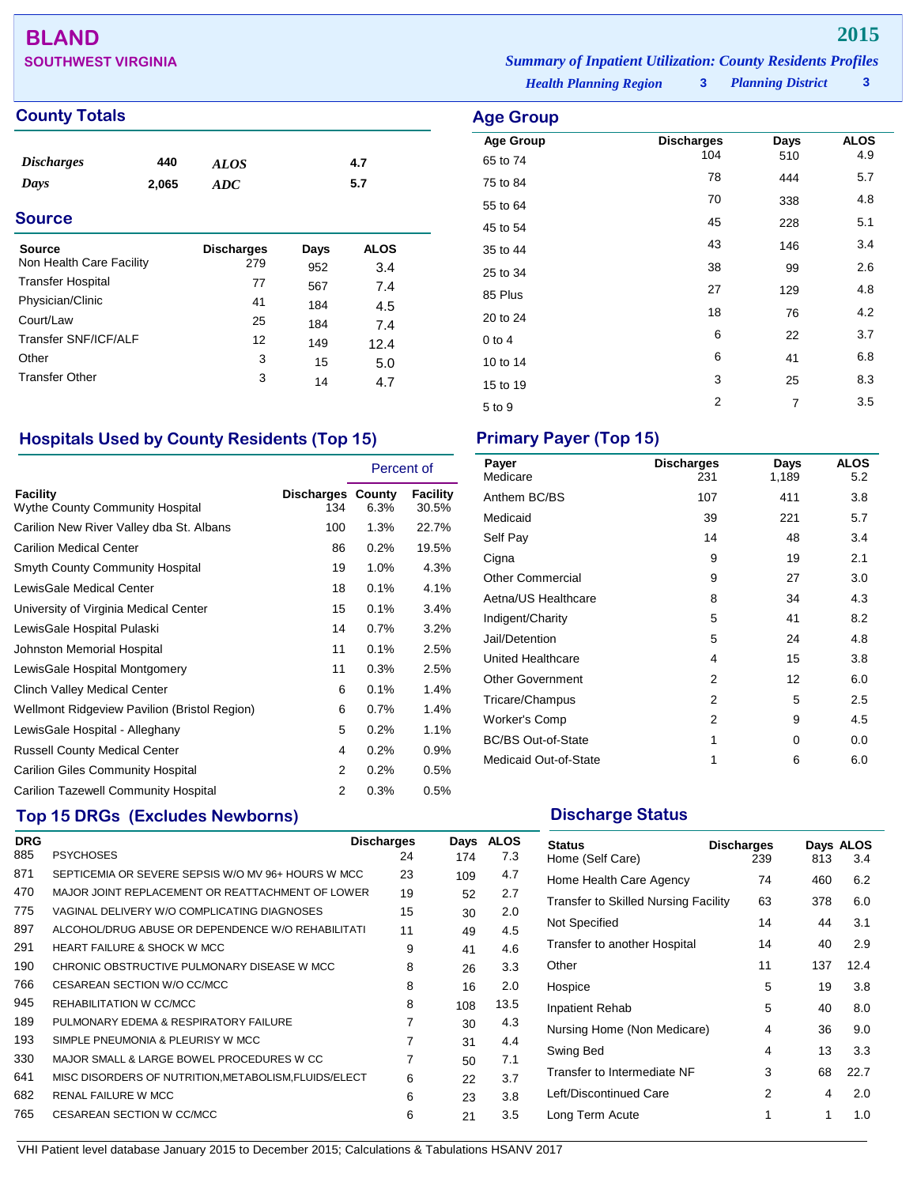# BLAND

**SOUTHWEST VIRGINIA**

**2015**

*Summary of Inpatient Utilization: County Residents Profiles*

*Health Planning Region* **3** *Planning District* **3**

## County Totals

| | | | |
|---|---|---|---|
| *Discharges* | 440 | *ALOS* | 4.7 |
| *Days* | 2,065 | *ADC* | 5.7 |

## Source

| Source | Discharges | Days | ALOS |
|---|---|---|---|
| Non Health Care Facility | 279 | 952 | 3.4 |
| Transfer Hospital | 77 | 567 | 7.4 |
| Physician/Clinic | 41 | 184 | 4.5 |
| Court/Law | 25 | 184 | 7.4 |
| Transfer SNF/ICF/ALF | 12 | 149 | 12.4 |
| Other | 3 | 15 | 5.0 |
| Transfer Other | 3 | 14 | 4.7 |

## Age Group

| Age Group | Discharges | Days | ALOS |
|---|---|---|---|
| 65 to 74 | 104 | 510 | 4.9 |
| 75 to 84 | 78 | 444 | 5.7 |
| 55 to 64 | 70 | 338 | 4.8 |
| 45 to 54 | 45 | 228 | 5.1 |
| 35 to 44 | 43 | 146 | 3.4 |
| 25 to 34 | 38 | 99 | 2.6 |
| 85 Plus | 27 | 129 | 4.8 |
| 20 to 24 | 18 | 76 | 4.2 |
| 0 to 4 | 6 | 22 | 3.7 |
| 10 to 14 | 6 | 41 | 6.8 |
| 15 to 19 | 3 | 25 | 8.3 |
| 5 to 9 | 2 | 7 | 3.5 |

## Hospitals Used by County Residents (Top 15)

| | | Percent of | |
|---|---|---|---|
| Facility | Discharges | County | Facility |
| Wythe County Community Hospital | 134 | 6.3% | 30.5% |
| Carilion New River Valley dba St. Albans | 100 | 1.3% | 22.7% |
| Carilion Medical Center | 86 | 0.2% | 19.5% |
| Smyth County Community Hospital | 19 | 1.0% | 4.3% |
| LewisGale Medical Center | 18 | 0.1% | 4.1% |
| University of Virginia Medical Center | 15 | 0.1% | 3.4% |
| LewisGale Hospital Pulaski | 14 | 0.7% | 3.2% |
| Johnston Memorial Hospital | 11 | 0.1% | 2.5% |
| LewisGale Hospital Montgomery | 11 | 0.3% | 2.5% |
| Clinch Valley Medical Center | 6 | 0.1% | 1.4% |
| Wellmont Ridgeview Pavilion (Bristol Region) | 6 | 0.7% | 1.4% |
| LewisGale Hospital - Alleghany | 5 | 0.2% | 1.1% |
| Russell County Medical Center | 4 | 0.2% | 0.9% |
| Carilion Giles Community Hospital | 2 | 0.2% | 0.5% |
| Carilion Tazewell Community Hospital | 2 | 0.3% | 0.5% |

## Primary Payer (Top 15)

| Payer | Discharges | Days | ALOS |
|---|---|---|---|
| Medicare | 231 | 1,189 | 5.2 |
| Anthem BC/BS | 107 | 411 | 3.8 |
| Medicaid | 39 | 221 | 5.7 |
| Self Pay | 14 | 48 | 3.4 |
| Cigna | 9 | 19 | 2.1 |
| Other Commercial | 9 | 27 | 3.0 |
| Aetna/US Healthcare | 8 | 34 | 4.3 |
| Indigent/Charity | 5 | 41 | 8.2 |
| Jail/Detention | 5 | 24 | 4.8 |
| United Healthcare | 4 | 15 | 3.8 |
| Other Government | 2 | 12 | 6.0 |
| Tricare/Champus | 2 | 5 | 2.5 |
| Worker's Comp | 2 | 9 | 4.5 |
| BC/BS Out-of-State | 1 | 0 | 0.0 |
| Medicaid Out-of-State | 1 | 6 | 6.0 |

## Top 15 DRGs (Excludes Newborns)

| DRG | | Discharges | Days | ALOS |
|---|---|---|---|---|
| 885 | PSYCHOSES | 24 | 174 | 7.3 |
| 871 | SEPTICEMIA OR SEVERE SEPSIS W/O MV 96+ HOURS W MCC | 23 | 109 | 4.7 |
| 470 | MAJOR JOINT REPLACEMENT OR REATTACHMENT OF LOWER | 19 | 52 | 2.7 |
| 775 | VAGINAL DELIVERY W/O COMPLICATING DIAGNOSES | 15 | 30 | 2.0 |
| 897 | ALCOHOL/DRUG ABUSE OR DEPENDENCE W/O REHABILITATI | 11 | 49 | 4.5 |
| 291 | HEART FAILURE & SHOCK W MCC | 9 | 41 | 4.6 |
| 190 | CHRONIC OBSTRUCTIVE PULMONARY DISEASE W MCC | 8 | 26 | 3.3 |
| 766 | CESAREAN SECTION W/O CC/MCC | 8 | 16 | 2.0 |
| 945 | REHABILITATION W CC/MCC | 8 | 108 | 13.5 |
| 189 | PULMONARY EDEMA & RESPIRATORY FAILURE | 7 | 30 | 4.3 |
| 193 | SIMPLE PNEUMONIA & PLEURISY W MCC | 7 | 31 | 4.4 |
| 330 | MAJOR SMALL & LARGE BOWEL PROCEDURES W CC | 7 | 50 | 7.1 |
| 641 | MISC DISORDERS OF NUTRITION,METABOLISM,FLUIDS/ELECT | 6 | 22 | 3.7 |
| 682 | RENAL FAILURE W MCC | 6 | 23 | 3.8 |
| 765 | CESAREAN SECTION W CC/MCC | 6 | 21 | 3.5 |

## Discharge Status

| Status | Discharges | Days | ALOS |
|---|---|---|---|
| Home (Self Care) | 239 | 813 | 3.4 |
| Home Health Care Agency | 74 | 460 | 6.2 |
| Transfer to Skilled Nursing Facility | 63 | 378 | 6.0 |
| Not Specified | 14 | 44 | 3.1 |
| Transfer to another Hospital | 14 | 40 | 2.9 |
| Other | 11 | 137 | 12.4 |
| Hospice | 5 | 19 | 3.8 |
| Inpatient Rehab | 5 | 40 | 8.0 |
| Nursing Home (Non Medicare) | 4 | 36 | 9.0 |
| Swing Bed | 4 | 13 | 3.3 |
| Transfer to Intermediate NF | 3 | 68 | 22.7 |
| Left/Discontinued Care | 2 | 4 | 2.0 |
| Long Term Acute | 1 | 1 | 1.0 |

VHI Patient level database January 2015 to December 2015; Calculations & Tabulations HSANV 2017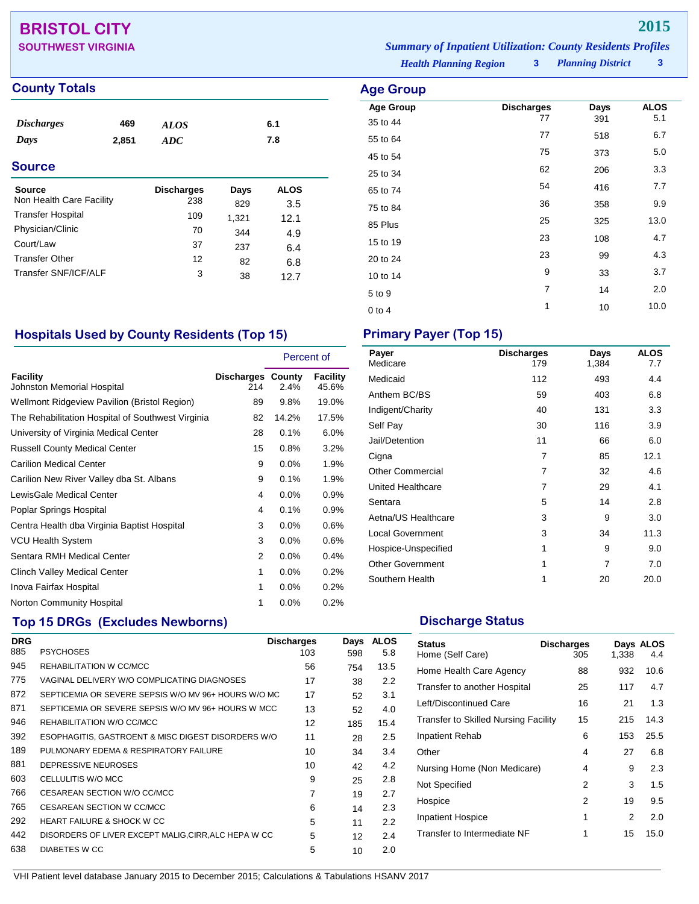# BRISTOL CITY

## SOUTHWEST VIRGINIA

**2015**

*Summary of Inpatient Utilization: County Residents Profiles*

*Health Planning Region* **3** *Planning District* **3**

## County Totals

| | | | |
|---|---|---|---|
| *Discharges* | 469 | *ALOS* | 6.1 |
| *Days* | 2,851 | *ADC* | 7.8 |

## Source

| Source | Discharges | Days | ALOS |
|---|---|---|---|
| Non Health Care Facility | 238 | 829 | 3.5 |
| Transfer Hospital | 109 | 1,321 | 12.1 |
| Physician/Clinic | 70 | 344 | 4.9 |
| Court/Law | 37 | 237 | 6.4 |
| Transfer Other | 12 | 82 | 6.8 |
| Transfer SNF/ICF/ALF | 3 | 38 | 12.7 |

## Age Group

| Age Group | Discharges | Days | ALOS |
|---|---|---|---|
| 35 to 44 | 77 | 391 | 5.1 |
| 55 to 64 | 77 | 518 | 6.7 |
| 45 to 54 | 75 | 373 | 5.0 |
| 25 to 34 | 62 | 206 | 3.3 |
| 65 to 74 | 54 | 416 | 7.7 |
| 75 to 84 | 36 | 358 | 9.9 |
| 85 Plus | 25 | 325 | 13.0 |
| 15 to 19 | 23 | 108 | 4.7 |
| 20 to 24 | 23 | 99 | 4.3 |
| 10 to 14 | 9 | 33 | 3.7 |
| 5 to 9 | 7 | 14 | 2.0 |
| 0 to 4 | 1 | 10 | 10.0 |

## Hospitals Used by County Residents (Top 15)

| | | Percent of | |
|---|---|---|---|
| Facility | Discharges | County | Facility |
| Johnston Memorial Hospital | 214 | 2.4% | 45.6% |
| Wellmont Ridgeview Pavilion (Bristol Region) | 89 | 9.8% | 19.0% |
| The Rehabilitation Hospital of Southwest Virginia | 82 | 14.2% | 17.5% |
| University of Virginia Medical Center | 28 | 0.1% | 6.0% |
| Russell County Medical Center | 15 | 0.8% | 3.2% |
| Carilion Medical Center | 9 | 0.0% | 1.9% |
| Carilion New River Valley dba St. Albans | 9 | 0.1% | 1.9% |
| LewisGale Medical Center | 4 | 0.0% | 0.9% |
| Poplar Springs Hospital | 4 | 0.1% | 0.9% |
| Centra Health dba Virginia Baptist Hospital | 3 | 0.0% | 0.6% |
| VCU Health System | 3 | 0.0% | 0.6% |
| Sentara RMH Medical Center | 2 | 0.0% | 0.4% |
| Clinch Valley Medical Center | 1 | 0.0% | 0.2% |
| Inova Fairfax Hospital | 1 | 0.0% | 0.2% |
| Norton Community Hospital | 1 | 0.0% | 0.2% |

## Primary Payer (Top 15)

| Payer | Discharges | Days | ALOS |
|---|---|---|---|
| Medicare | 179 | 1,384 | 7.7 |
| Medicaid | 112 | 493 | 4.4 |
| Anthem BC/BS | 59 | 403 | 6.8 |
| Indigent/Charity | 40 | 131 | 3.3 |
| Self Pay | 30 | 116 | 3.9 |
| Jail/Detention | 11 | 66 | 6.0 |
| Cigna | 7 | 85 | 12.1 |
| Other Commercial | 7 | 32 | 4.6 |
| United Healthcare | 7 | 29 | 4.1 |
| Sentara | 5 | 14 | 2.8 |
| Aetna/US Healthcare | 3 | 9 | 3.0 |
| Local Government | 3 | 34 | 11.3 |
| Hospice-Unspecified | 1 | 9 | 9.0 |
| Other Government | 1 | 7 | 7.0 |
| Southern Health | 1 | 20 | 20.0 |

## Top 15 DRGs (Excludes Newborns)

| DRG | | Discharges | Days | ALOS |
|---|---|---|---|---|
| 885 | PSYCHOSES | 103 | 598 | 5.8 |
| 945 | REHABILITATION W CC/MCC | 56 | 754 | 13.5 |
| 775 | VAGINAL DELIVERY W/O COMPLICATING DIAGNOSES | 17 | 38 | 2.2 |
| 872 | SEPTICEMIA OR SEVERE SEPSIS W/O MV 96+ HOURS W/O MC | 17 | 52 | 3.1 |
| 871 | SEPTICEMIA OR SEVERE SEPSIS W/O MV 96+ HOURS W MCC | 13 | 52 | 4.0 |
| 946 | REHABILITATION W/O CC/MCC | 12 | 185 | 15.4 |
| 392 | ESOPHAGITIS, GASTROENT & MISC DIGEST DISORDERS W/O | 11 | 28 | 2.5 |
| 189 | PULMONARY EDEMA & RESPIRATORY FAILURE | 10 | 34 | 3.4 |
| 881 | DEPRESSIVE NEUROSES | 10 | 42 | 4.2 |
| 603 | CELLULITIS W/O MCC | 9 | 25 | 2.8 |
| 766 | CESAREAN SECTION W/O CC/MCC | 7 | 19 | 2.7 |
| 765 | CESAREAN SECTION W CC/MCC | 6 | 14 | 2.3 |
| 292 | HEART FAILURE & SHOCK W CC | 5 | 11 | 2.2 |
| 442 | DISORDERS OF LIVER EXCEPT MALIG,CIRR,ALC HEPA W CC | 5 | 12 | 2.4 |
| 638 | DIABETES W CC | 5 | 10 | 2.0 |

## Discharge Status

| Status | Discharges | Days | ALOS |
|---|---|---|---|
| Home (Self Care) | 305 | 1,338 | 4.4 |
| Home Health Care Agency | 88 | 932 | 10.6 |
| Transfer to another Hospital | 25 | 117 | 4.7 |
| Left/Discontinued Care | 16 | 21 | 1.3 |
| Transfer to Skilled Nursing Facility | 15 | 215 | 14.3 |
| Inpatient Rehab | 6 | 153 | 25.5 |
| Other | 4 | 27 | 6.8 |
| Nursing Home (Non Medicare) | 4 | 9 | 2.3 |
| Not Specified | 2 | 3 | 1.5 |
| Hospice | 2 | 19 | 9.5 |
| Inpatient Hospice | 1 | 2 | 2.0 |
| Transfer to Intermediate NF | 1 | 15 | 15.0 |

VHI Patient level database January 2015 to December 2015; Calculations & Tabulations HSANV 2017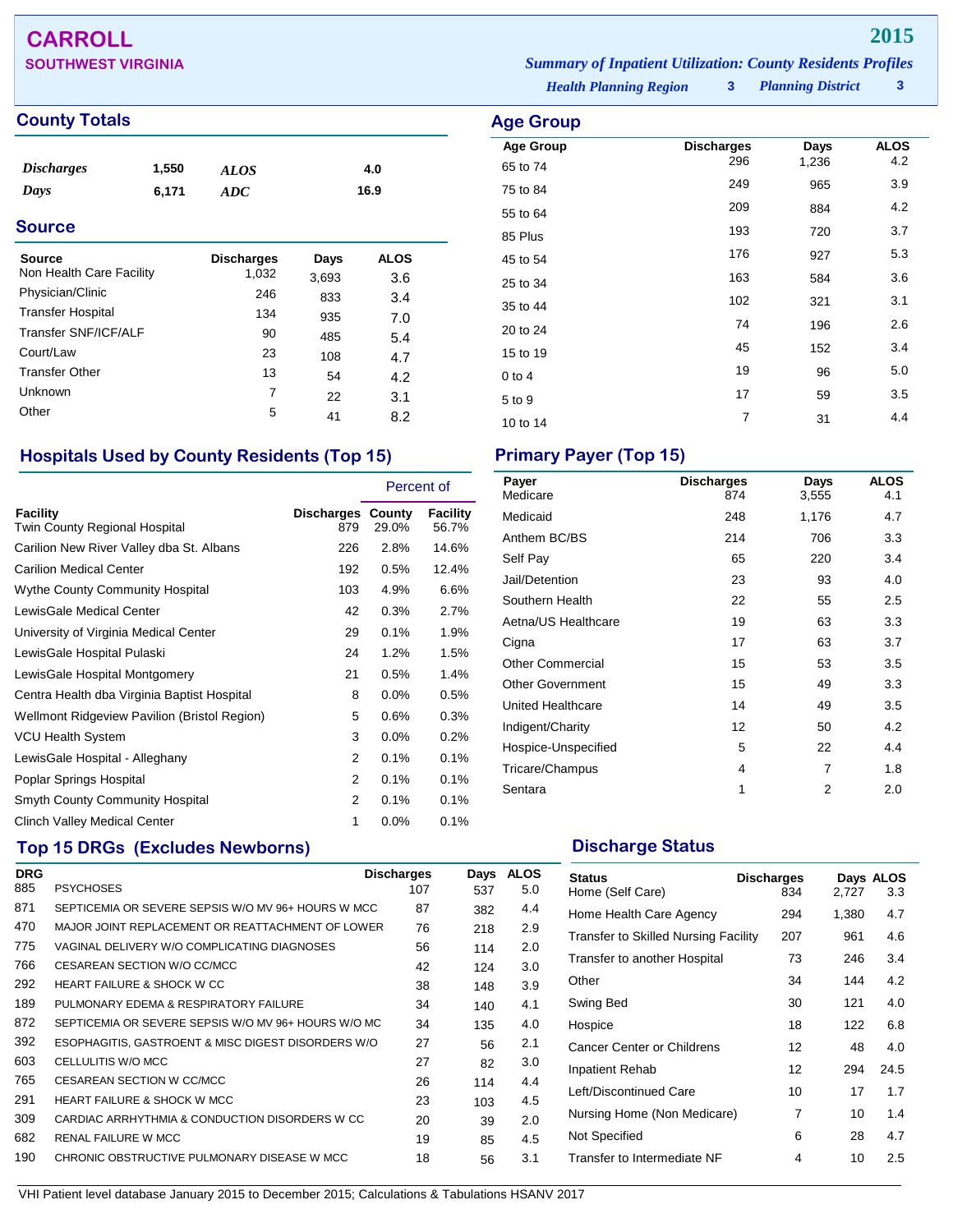# CARROLL

**SOUTHWEST VIRGINIA**

**2015**

*Summary of Inpatient Utilization: County Residents Profiles*

*Health Planning Region* **3** *Planning District* **3**

## County Totals

| | | | |
|---|---|---|---|
| *Discharges* | 1,550 | *ALOS* | 4.0 |
| *Days* | 6,171 | *ADC* | 16.9 |

## Source

| Source | Discharges | Days | ALOS |
|---|---|---|---|
| Non Health Care Facility | 1,032 | 3,693 | 3.6 |
| Physician/Clinic | 246 | 833 | 3.4 |
| Transfer Hospital | 134 | 935 | 7.0 |
| Transfer SNF/ICF/ALF | 90 | 485 | 5.4 |
| Court/Law | 23 | 108 | 4.7 |
| Transfer Other | 13 | 54 | 4.2 |
| Unknown | 7 | 22 | 3.1 |
| Other | 5 | 41 | 8.2 |

## Age Group

| Age Group | Discharges | Days | ALOS |
|---|---|---|---|
| 65 to 74 | 296 | 1,236 | 4.2 |
| 75 to 84 | 249 | 965 | 3.9 |
| 55 to 64 | 209 | 884 | 4.2 |
| 85 Plus | 193 | 720 | 3.7 |
| 45 to 54 | 176 | 927 | 5.3 |
| 25 to 34 | 163 | 584 | 3.6 |
| 35 to 44 | 102 | 321 | 3.1 |
| 20 to 24 | 74 | 196 | 2.6 |
| 15 to 19 | 45 | 152 | 3.4 |
| 0 to 4 | 19 | 96 | 5.0 |
| 5 to 9 | 17 | 59 | 3.5 |
| 10 to 14 | 7 | 31 | 4.4 |

## Hospitals Used by County Residents (Top 15)

| | | Percent of | |
|---|---|---|---|
| Facility | Discharges | County | Facility |
| Twin County Regional Hospital | 879 | 29.0% | 56.7% |
| Carilion New River Valley dba St. Albans | 226 | 2.8% | 14.6% |
| Carilion Medical Center | 192 | 0.5% | 12.4% |
| Wythe County Community Hospital | 103 | 4.9% | 6.6% |
| LewisGale Medical Center | 42 | 0.3% | 2.7% |
| University of Virginia Medical Center | 29 | 0.1% | 1.9% |
| LewisGale Hospital Pulaski | 24 | 1.2% | 1.5% |
| LewisGale Hospital Montgomery | 21 | 0.5% | 1.4% |
| Centra Health dba Virginia Baptist Hospital | 8 | 0.0% | 0.5% |
| Wellmont Ridgeview Pavilion (Bristol Region) | 5 | 0.6% | 0.3% |
| VCU Health System | 3 | 0.0% | 0.2% |
| LewisGale Hospital - Alleghany | 2 | 0.1% | 0.1% |
| Poplar Springs Hospital | 2 | 0.1% | 0.1% |
| Smyth County Community Hospital | 2 | 0.1% | 0.1% |
| Clinch Valley Medical Center | 1 | 0.0% | 0.1% |

## Primary Payer (Top 15)

| Payer | Discharges | Days | ALOS |
|---|---|---|---|
| Medicare | 874 | 3,555 | 4.1 |
| Medicaid | 248 | 1,176 | 4.7 |
| Anthem BC/BS | 214 | 706 | 3.3 |
| Self Pay | 65 | 220 | 3.4 |
| Jail/Detention | 23 | 93 | 4.0 |
| Southern Health | 22 | 55 | 2.5 |
| Aetna/US Healthcare | 19 | 63 | 3.3 |
| Cigna | 17 | 63 | 3.7 |
| Other Commercial | 15 | 53 | 3.5 |
| Other Government | 15 | 49 | 3.3 |
| United Healthcare | 14 | 49 | 3.5 |
| Indigent/Charity | 12 | 50 | 4.2 |
| Hospice-Unspecified | 5 | 22 | 4.4 |
| Tricare/Champus | 4 | 7 | 1.8 |
| Sentara | 1 | 2 | 2.0 |

## Top 15 DRGs (Excludes Newborns)

| DRG | | Discharges | Days | ALOS |
|---|---|---|---|---|
| 885 | PSYCHOSES | 107 | 537 | 5.0 |
| 871 | SEPTICEMIA OR SEVERE SEPSIS W/O MV 96+ HOURS W MCC | 87 | 382 | 4.4 |
| 470 | MAJOR JOINT REPLACEMENT OR REATTACHMENT OF LOWER | 76 | 218 | 2.9 |
| 775 | VAGINAL DELIVERY W/O COMPLICATING DIAGNOSES | 56 | 114 | 2.0 |
| 766 | CESAREAN SECTION W/O CC/MCC | 42 | 124 | 3.0 |
| 292 | HEART FAILURE & SHOCK W CC | 38 | 148 | 3.9 |
| 189 | PULMONARY EDEMA & RESPIRATORY FAILURE | 34 | 140 | 4.1 |
| 872 | SEPTICEMIA OR SEVERE SEPSIS W/O MV 96+ HOURS W/O MC | 34 | 135 | 4.0 |
| 392 | ESOPHAGITIS, GASTROENT & MISC DIGEST DISORDERS W/O | 27 | 56 | 2.1 |
| 603 | CELLULITIS W/O MCC | 27 | 82 | 3.0 |
| 765 | CESAREAN SECTION W CC/MCC | 26 | 114 | 4.4 |
| 291 | HEART FAILURE & SHOCK W MCC | 23 | 103 | 4.5 |
| 309 | CARDIAC ARRHYTHMIA & CONDUCTION DISORDERS W CC | 20 | 39 | 2.0 |
| 682 | RENAL FAILURE W MCC | 19 | 85 | 4.5 |
| 190 | CHRONIC OBSTRUCTIVE PULMONARY DISEASE W MCC | 18 | 56 | 3.1 |

## Discharge Status

| Status | Discharges | Days | ALOS |
|---|---|---|---|
| Home (Self Care) | 834 | 2,727 | 3.3 |
| Home Health Care Agency | 294 | 1,380 | 4.7 |
| Transfer to Skilled Nursing Facility | 207 | 961 | 4.6 |
| Transfer to another Hospital | 73 | 246 | 3.4 |
| Other | 34 | 144 | 4.2 |
| Swing Bed | 30 | 121 | 4.0 |
| Hospice | 18 | 122 | 6.8 |
| Cancer Center or Childrens | 12 | 48 | 4.0 |
| Inpatient Rehab | 12 | 294 | 24.5 |
| Left/Discontinued Care | 10 | 17 | 1.7 |
| Nursing Home (Non Medicare) | 7 | 10 | 1.4 |
| Not Specified | 6 | 28 | 4.7 |
| Transfer to Intermediate NF | 4 | 10 | 2.5 |

VHI Patient level database January 2015 to December 2015; Calculations & Tabulations HSANV 2017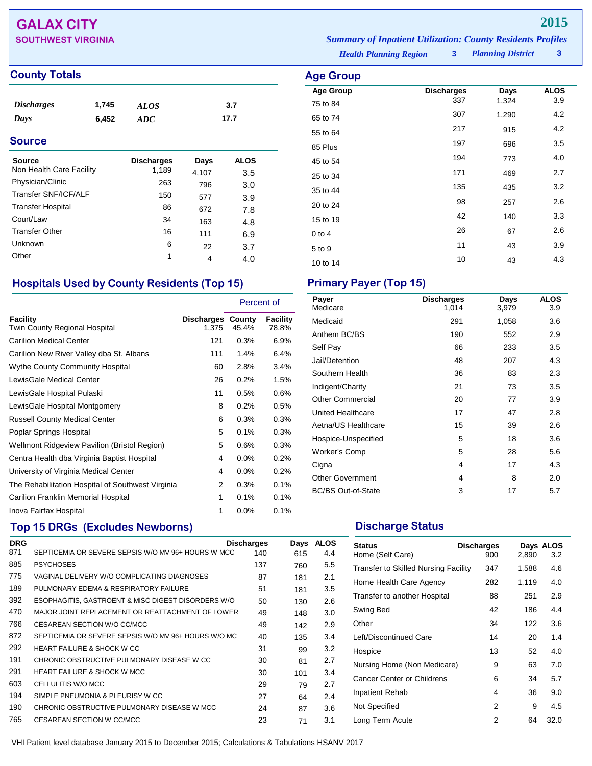# GALAX CITY

## SOUTHWEST VIRGINIA

**2015**

***Summary of Inpatient Utilization: County Residents Profiles***

***Health Planning Region*** **3** ***Planning District*** **3**

## County Totals

| | | | |
|---|---|---|---|
| *Discharges* | 1,745 | *ALOS* | 3.7 |
| *Days* | 6,452 | *ADC* | 17.7 |

## Source

| Source | Discharges | Days | ALOS |
|---|---|---|---|
| Non Health Care Facility | 1,189 | 4,107 | 3.5 |
| Physician/Clinic | 263 | 796 | 3.0 |
| Transfer SNF/ICF/ALF | 150 | 577 | 3.9 |
| Transfer Hospital | 86 | 672 | 7.8 |
| Court/Law | 34 | 163 | 4.8 |
| Transfer Other | 16 | 111 | 6.9 |
| Unknown | 6 | 22 | 3.7 |
| Other | 1 | 4 | 4.0 |

## Age Group

| Age Group | Discharges | Days | ALOS |
|---|---|---|---|
| 75 to 84 | 337 | 1,324 | 3.9 |
| 65 to 74 | 307 | 1,290 | 4.2 |
| 55 to 64 | 217 | 915 | 4.2 |
| 85 Plus | 197 | 696 | 3.5 |
| 45 to 54 | 194 | 773 | 4.0 |
| 25 to 34 | 171 | 469 | 2.7 |
| 35 to 44 | 135 | 435 | 3.2 |
| 20 to 24 | 98 | 257 | 2.6 |
| 15 to 19 | 42 | 140 | 3.3 |
| 0 to 4 | 26 | 67 | 2.6 |
| 5 to 9 | 11 | 43 | 3.9 |
| 10 to 14 | 10 | 43 | 4.3 |

## Hospitals Used by County Residents (Top 15)

| | | Percent of | |
|---|---|---|---|
| Facility | Discharges | County | Facility |
| Twin County Regional Hospital | 1,375 | 45.4% | 78.8% |
| Carilion Medical Center | 121 | 0.3% | 6.9% |
| Carilion New River Valley dba St. Albans | 111 | 1.4% | 6.4% |
| Wythe County Community Hospital | 60 | 2.8% | 3.4% |
| LewisGale Medical Center | 26 | 0.2% | 1.5% |
| LewisGale Hospital Pulaski | 11 | 0.5% | 0.6% |
| LewisGale Hospital Montgomery | 8 | 0.2% | 0.5% |
| Russell County Medical Center | 6 | 0.3% | 0.3% |
| Poplar Springs Hospital | 5 | 0.1% | 0.3% |
| Wellmont Ridgeview Pavilion (Bristol Region) | 5 | 0.6% | 0.3% |
| Centra Health dba Virginia Baptist Hospital | 4 | 0.0% | 0.2% |
| University of Virginia Medical Center | 4 | 0.0% | 0.2% |
| The Rehabilitation Hospital of Southwest Virginia | 2 | 0.3% | 0.1% |
| Carilion Franklin Memorial Hospital | 1 | 0.1% | 0.1% |
| Inova Fairfax Hospital | 1 | 0.0% | 0.1% |

## Primary Payer (Top 15)

| Payer | Discharges | Days | ALOS |
|---|---|---|---|
| Medicare | 1,014 | 3,979 | 3.9 |
| Medicaid | 291 | 1,058 | 3.6 |
| Anthem BC/BS | 190 | 552 | 2.9 |
| Self Pay | 66 | 233 | 3.5 |
| Jail/Detention | 48 | 207 | 4.3 |
| Southern Health | 36 | 83 | 2.3 |
| Indigent/Charity | 21 | 73 | 3.5 |
| Other Commercial | 20 | 77 | 3.9 |
| United Healthcare | 17 | 47 | 2.8 |
| Aetna/US Healthcare | 15 | 39 | 2.6 |
| Hospice-Unspecified | 5 | 18 | 3.6 |
| Worker's Comp | 5 | 28 | 5.6 |
| Cigna | 4 | 17 | 4.3 |
| Other Government | 4 | 8 | 2.0 |
| BC/BS Out-of-State | 3 | 17 | 5.7 |

## Top 15 DRGs (Excludes Newborns)

| DRG | | Discharges | Days | ALOS |
|---|---|---|---|---|
| 871 | SEPTICEMIA OR SEVERE SEPSIS W/O MV 96+ HOURS W MCC | 140 | 615 | 4.4 |
| 885 | PSYCHOSES | 137 | 760 | 5.5 |
| 775 | VAGINAL DELIVERY W/O COMPLICATING DIAGNOSES | 87 | 181 | 2.1 |
| 189 | PULMONARY EDEMA & RESPIRATORY FAILURE | 51 | 181 | 3.5 |
| 392 | ESOPHAGITIS, GASTROENT & MISC DIGEST DISORDERS W/O | 50 | 130 | 2.6 |
| 470 | MAJOR JOINT REPLACEMENT OR REATTACHMENT OF LOWER | 49 | 148 | 3.0 |
| 766 | CESAREAN SECTION W/O CC/MCC | 49 | 142 | 2.9 |
| 872 | SEPTICEMIA OR SEVERE SEPSIS W/O MV 96+ HOURS W/O MC | 40 | 135 | 3.4 |
| 292 | HEART FAILURE & SHOCK W CC | 31 | 99 | 3.2 |
| 191 | CHRONIC OBSTRUCTIVE PULMONARY DISEASE W CC | 30 | 81 | 2.7 |
| 291 | HEART FAILURE & SHOCK W MCC | 30 | 101 | 3.4 |
| 603 | CELLULITIS W/O MCC | 29 | 79 | 2.7 |
| 194 | SIMPLE PNEUMONIA & PLEURISY W CC | 27 | 64 | 2.4 |
| 190 | CHRONIC OBSTRUCTIVE PULMONARY DISEASE W MCC | 24 | 87 | 3.6 |
| 765 | CESAREAN SECTION W CC/MCC | 23 | 71 | 3.1 |

## Discharge Status

| Status | Discharges | Days | ALOS |
|---|---|---|---|
| Home (Self Care) | 900 | 2,890 | 3.2 |
| Transfer to Skilled Nursing Facility | 347 | 1,588 | 4.6 |
| Home Health Care Agency | 282 | 1,119 | 4.0 |
| Transfer to another Hospital | 88 | 251 | 2.9 |
| Swing Bed | 42 | 186 | 4.4 |
| Other | 34 | 122 | 3.6 |
| Left/Discontinued Care | 14 | 20 | 1.4 |
| Hospice | 13 | 52 | 4.0 |
| Nursing Home (Non Medicare) | 9 | 63 | 7.0 |
| Cancer Center or Childrens | 6 | 34 | 5.7 |
| Inpatient Rehab | 4 | 36 | 9.0 |
| Not Specified | 2 | 9 | 4.5 |
| Long Term Acute | 2 | 64 | 32.0 |

VHI Patient level database January 2015 to December 2015; Calculations & Tabulations HSANV 2017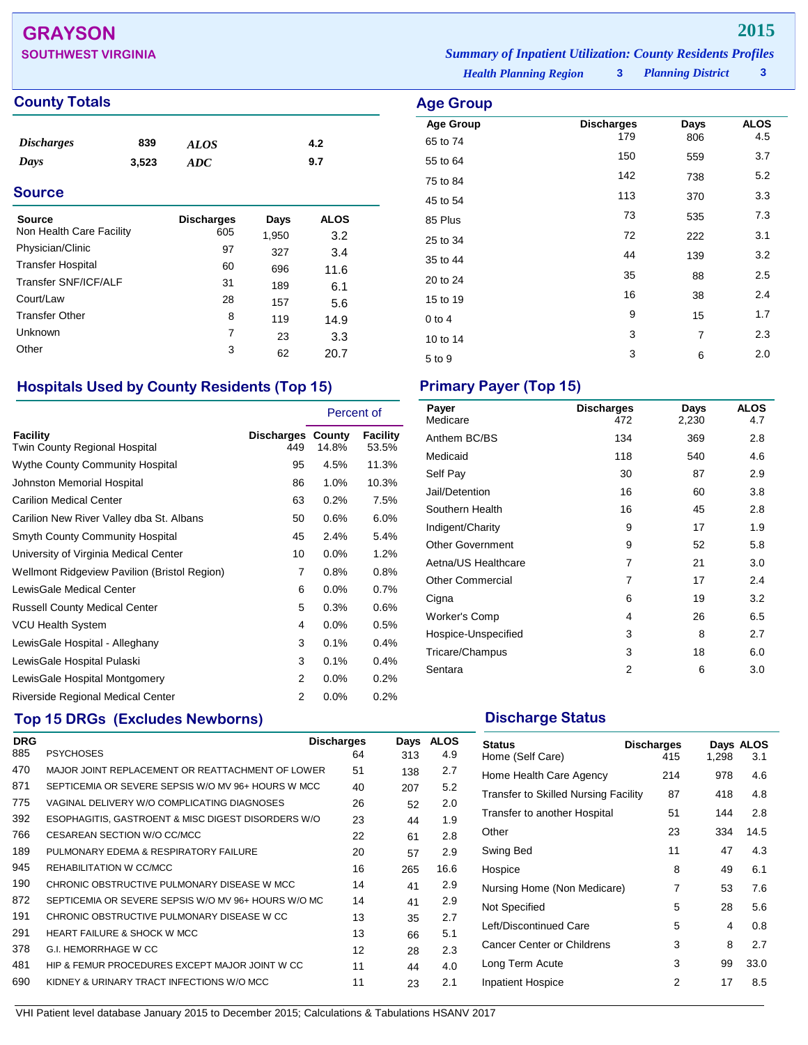# GRAYSON

## SOUTHWEST VIRGINIA

**2015**

*Summary of Inpatient Utilization: County Residents Profiles*

*Health Planning Region* **3** *Planning District* **3**

## County Totals

| | | | |
|---|---|---|---|
| *Discharges* | 839 | *ALOS* | 4.2 |
| *Days* | 3,523 | *ADC* | 9.7 |

## Source

| Source | Discharges | Days | ALOS |
|---|---|---|---|
| Non Health Care Facility | 605 | 1,950 | 3.2 |
| Physician/Clinic | 97 | 327 | 3.4 |
| Transfer Hospital | 60 | 696 | 11.6 |
| Transfer SNF/ICF/ALF | 31 | 189 | 6.1 |
| Court/Law | 28 | 157 | 5.6 |
| Transfer Other | 8 | 119 | 14.9 |
| Unknown | 7 | 23 | 3.3 |
| Other | 3 | 62 | 20.7 |

## Age Group

| Age Group | Discharges | Days | ALOS |
|---|---|---|---|
| 65 to 74 | 179 | 806 | 4.5 |
| 55 to 64 | 150 | 559 | 3.7 |
| 75 to 84 | 142 | 738 | 5.2 |
| 45 to 54 | 113 | 370 | 3.3 |
| 85 Plus | 73 | 535 | 7.3 |
| 25 to 34 | 72 | 222 | 3.1 |
| 35 to 44 | 44 | 139 | 3.2 |
| 20 to 24 | 35 | 88 | 2.5 |
| 15 to 19 | 16 | 38 | 2.4 |
| 0 to 4 | 9 | 15 | 1.7 |
| 10 to 14 | 3 | 7 | 2.3 |
| 5 to 9 | 3 | 6 | 2.0 |

## Hospitals Used by County Residents (Top 15)

| | | Percent of | |
|---|---|---|---|
| Facility | Discharges | County | Facility |
| Twin County Regional Hospital | 449 | 14.8% | 53.5% |
| Wythe County Community Hospital | 95 | 4.5% | 11.3% |
| Johnston Memorial Hospital | 86 | 1.0% | 10.3% |
| Carilion Medical Center | 63 | 0.2% | 7.5% |
| Carilion New River Valley dba St. Albans | 50 | 0.6% | 6.0% |
| Smyth County Community Hospital | 45 | 2.4% | 5.4% |
| University of Virginia Medical Center | 10 | 0.0% | 1.2% |
| Wellmont Ridgeview Pavilion (Bristol Region) | 7 | 0.8% | 0.8% |
| LewisGale Medical Center | 6 | 0.0% | 0.7% |
| Russell County Medical Center | 5 | 0.3% | 0.6% |
| VCU Health System | 4 | 0.0% | 0.5% |
| LewisGale Hospital - Alleghany | 3 | 0.1% | 0.4% |
| LewisGale Hospital Pulaski | 3 | 0.1% | 0.4% |
| LewisGale Hospital Montgomery | 2 | 0.0% | 0.2% |
| Riverside Regional Medical Center | 2 | 0.0% | 0.2% |

## Primary Payer (Top 15)

| Payer | Discharges | Days | ALOS |
|---|---|---|---|
| Medicare | 472 | 2,230 | 4.7 |
| Anthem BC/BS | 134 | 369 | 2.8 |
| Medicaid | 118 | 540 | 4.6 |
| Self Pay | 30 | 87 | 2.9 |
| Jail/Detention | 16 | 60 | 3.8 |
| Southern Health | 16 | 45 | 2.8 |
| Indigent/Charity | 9 | 17 | 1.9 |
| Other Government | 9 | 52 | 5.8 |
| Aetna/US Healthcare | 7 | 21 | 3.0 |
| Other Commercial | 7 | 17 | 2.4 |
| Cigna | 6 | 19 | 3.2 |
| Worker's Comp | 4 | 26 | 6.5 |
| Hospice-Unspecified | 3 | 8 | 2.7 |
| Tricare/Champus | 3 | 18 | 6.0 |
| Sentara | 2 | 6 | 3.0 |

## Top 15 DRGs (Excludes Newborns)

| DRG | | Discharges | Days | ALOS |
|---|---|---|---|---|
| 885 | PSYCHOSES | 64 | 313 | 4.9 |
| 470 | MAJOR JOINT REPLACEMENT OR REATTACHMENT OF LOWER | 51 | 138 | 2.7 |
| 871 | SEPTICEMIA OR SEVERE SEPSIS W/O MV 96+ HOURS W MCC | 40 | 207 | 5.2 |
| 775 | VAGINAL DELIVERY W/O COMPLICATING DIAGNOSES | 26 | 52 | 2.0 |
| 392 | ESOPHAGITIS, GASTROENT & MISC DIGEST DISORDERS W/O | 23 | 44 | 1.9 |
| 766 | CESAREAN SECTION W/O CC/MCC | 22 | 61 | 2.8 |
| 189 | PULMONARY EDEMA & RESPIRATORY FAILURE | 20 | 57 | 2.9 |
| 945 | REHABILITATION W CC/MCC | 16 | 265 | 16.6 |
| 190 | CHRONIC OBSTRUCTIVE PULMONARY DISEASE W MCC | 14 | 41 | 2.9 |
| 872 | SEPTICEMIA OR SEVERE SEPSIS W/O MV 96+ HOURS W/O MC | 14 | 41 | 2.9 |
| 191 | CHRONIC OBSTRUCTIVE PULMONARY DISEASE W CC | 13 | 35 | 2.7 |
| 291 | HEART FAILURE & SHOCK W MCC | 13 | 66 | 5.1 |
| 378 | G.I. HEMORRHAGE W CC | 12 | 28 | 2.3 |
| 481 | HIP & FEMUR PROCEDURES EXCEPT MAJOR JOINT W CC | 11 | 44 | 4.0 |
| 690 | KIDNEY & URINARY TRACT INFECTIONS W/O MCC | 11 | 23 | 2.1 |

## Discharge Status

| Status | Discharges | Days | ALOS |
|---|---|---|---|
| Home (Self Care) | 415 | 1,298 | 3.1 |
| Home Health Care Agency | 214 | 978 | 4.6 |
| Transfer to Skilled Nursing Facility | 87 | 418 | 4.8 |
| Transfer to another Hospital | 51 | 144 | 2.8 |
| Other | 23 | 334 | 14.5 |
| Swing Bed | 11 | 47 | 4.3 |
| Hospice | 8 | 49 | 6.1 |
| Nursing Home (Non Medicare) | 7 | 53 | 7.6 |
| Not Specified | 5 | 28 | 5.6 |
| Left/Discontinued Care | 5 | 4 | 0.8 |
| Cancer Center or Childrens | 3 | 8 | 2.7 |
| Long Term Acute | 3 | 99 | 33.0 |
| Inpatient Hospice | 2 | 17 | 8.5 |

VHI Patient level database January 2015 to December 2015; Calculations & Tabulations HSANV 2017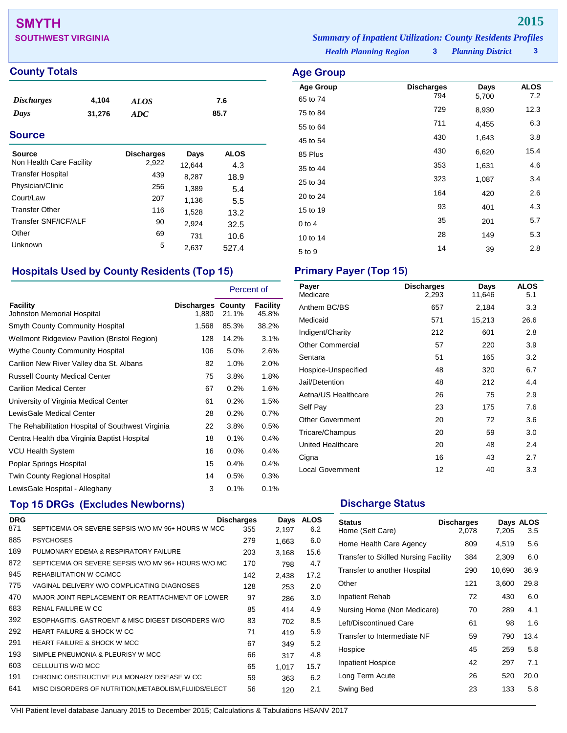# SMYTH

**SOUTHWEST VIRGINIA**

**2015**

*Summary of Inpatient Utilization: County Residents Profiles*

*Health Planning Region* **3** *Planning District* **3**

## County Totals

| | | | |
|---|---|---|---|
| *Discharges* | 4,104 | *ALOS* | 7.6 |
| *Days* | 31,276 | *ADC* | 85.7 |

## Source

| Source | Discharges | Days | ALOS |
|---|---|---|---|
| Non Health Care Facility | 2,922 | 12,644 | 4.3 |
| Transfer Hospital | 439 | 8,287 | 18.9 |
| Physician/Clinic | 256 | 1,389 | 5.4 |
| Court/Law | 207 | 1,136 | 5.5 |
| Transfer Other | 116 | 1,528 | 13.2 |
| Transfer SNF/ICF/ALF | 90 | 2,924 | 32.5 |
| Other | 69 | 731 | 10.6 |
| Unknown | 5 | 2,637 | 527.4 |

## Age Group

| Age Group | Discharges | Days | ALOS |
|---|---|---|---|
| 65 to 74 | 794 | 5,700 | 7.2 |
| 75 to 84 | 729 | 8,930 | 12.3 |
| 55 to 64 | 711 | 4,455 | 6.3 |
| 45 to 54 | 430 | 1,643 | 3.8 |
| 85 Plus | 430 | 6,620 | 15.4 |
| 35 to 44 | 353 | 1,631 | 4.6 |
| 25 to 34 | 323 | 1,087 | 3.4 |
| 20 to 24 | 164 | 420 | 2.6 |
| 15 to 19 | 93 | 401 | 4.3 |
| 0 to 4 | 35 | 201 | 5.7 |
| 10 to 14 | 28 | 149 | 5.3 |
| 5 to 9 | 14 | 39 | 2.8 |

## Hospitals Used by County Residents (Top 15)

| | | Percent of | |
|---|---|---|---|
| Facility | Discharges | County | Facility |
| Johnston Memorial Hospital | 1,880 | 21.1% | 45.8% |
| Smyth County Community Hospital | 1,568 | 85.3% | 38.2% |
| Wellmont Ridgeview Pavilion (Bristol Region) | 128 | 14.2% | 3.1% |
| Wythe County Community Hospital | 106 | 5.0% | 2.6% |
| Carilion New River Valley dba St. Albans | 82 | 1.0% | 2.0% |
| Russell County Medical Center | 75 | 3.8% | 1.8% |
| Carilion Medical Center | 67 | 0.2% | 1.6% |
| University of Virginia Medical Center | 61 | 0.2% | 1.5% |
| LewisGale Medical Center | 28 | 0.2% | 0.7% |
| The Rehabilitation Hospital of Southwest Virginia | 22 | 3.8% | 0.5% |
| Centra Health dba Virginia Baptist Hospital | 18 | 0.1% | 0.4% |
| VCU Health System | 16 | 0.0% | 0.4% |
| Poplar Springs Hospital | 15 | 0.4% | 0.4% |
| Twin County Regional Hospital | 14 | 0.5% | 0.3% |
| LewisGale Hospital - Alleghany | 3 | 0.1% | 0.1% |

## Primary Payer (Top 15)

| Payer | Discharges | Days | ALOS |
|---|---|---|---|
| Medicare | 2,293 | 11,646 | 5.1 |
| Anthem BC/BS | 657 | 2,184 | 3.3 |
| Medicaid | 571 | 15,213 | 26.6 |
| Indigent/Charity | 212 | 601 | 2.8 |
| Other Commercial | 57 | 220 | 3.9 |
| Sentara | 51 | 165 | 3.2 |
| Hospice-Unspecified | 48 | 320 | 6.7 |
| Jail/Detention | 48 | 212 | 4.4 |
| Aetna/US Healthcare | 26 | 75 | 2.9 |
| Self Pay | 23 | 175 | 7.6 |
| Other Government | 20 | 72 | 3.6 |
| Tricare/Champus | 20 | 59 | 3.0 |
| United Healthcare | 20 | 48 | 2.4 |
| Cigna | 16 | 43 | 2.7 |
| Local Government | 12 | 40 | 3.3 |

## Top 15 DRGs (Excludes Newborns)

| DRG | | Discharges | Days | ALOS |
|---|---|---|---|---|
| 871 | SEPTICEMIA OR SEVERE SEPSIS W/O MV 96+ HOURS W MCC | 355 | 2,197 | 6.2 |
| 885 | PSYCHOSES | 279 | 1,663 | 6.0 |
| 189 | PULMONARY EDEMA & RESPIRATORY FAILURE | 203 | 3,168 | 15.6 |
| 872 | SEPTICEMIA OR SEVERE SEPSIS W/O MV 96+ HOURS W/O MC | 170 | 798 | 4.7 |
| 945 | REHABILITATION W CC/MCC | 142 | 2,438 | 17.2 |
| 775 | VAGINAL DELIVERY W/O COMPLICATING DIAGNOSES | 128 | 253 | 2.0 |
| 470 | MAJOR JOINT REPLACEMENT OR REATTACHMENT OF LOWER | 97 | 286 | 3.0 |
| 683 | RENAL FAILURE W CC | 85 | 414 | 4.9 |
| 392 | ESOPHAGITIS, GASTROENT & MISC DIGEST DISORDERS W/O | 83 | 702 | 8.5 |
| 292 | HEART FAILURE & SHOCK W CC | 71 | 419 | 5.9 |
| 291 | HEART FAILURE & SHOCK W MCC | 67 | 349 | 5.2 |
| 193 | SIMPLE PNEUMONIA & PLEURISY W MCC | 66 | 317 | 4.8 |
| 603 | CELLULITIS W/O MCC | 65 | 1,017 | 15.7 |
| 191 | CHRONIC OBSTRUCTIVE PULMONARY DISEASE W CC | 59 | 363 | 6.2 |
| 641 | MISC DISORDERS OF NUTRITION,METABOLISM,FLUIDS/ELECT | 56 | 120 | 2.1 |

## Discharge Status

| Status | Discharges | Days | ALOS |
|---|---|---|---|
| Home (Self Care) | 2,078 | 7,205 | 3.5 |
| Home Health Care Agency | 809 | 4,519 | 5.6 |
| Transfer to Skilled Nursing Facility | 384 | 2,309 | 6.0 |
| Transfer to another Hospital | 290 | 10,690 | 36.9 |
| Other | 121 | 3,600 | 29.8 |
| Inpatient Rehab | 72 | 430 | 6.0 |
| Nursing Home (Non Medicare) | 70 | 289 | 4.1 |
| Left/Discontinued Care | 61 | 98 | 1.6 |
| Transfer to Intermediate NF | 59 | 790 | 13.4 |
| Hospice | 45 | 259 | 5.8 |
| Inpatient Hospice | 42 | 297 | 7.1 |
| Long Term Acute | 26 | 520 | 20.0 |
| Swing Bed | 23 | 133 | 5.8 |

VHI Patient level database January 2015 to December 2015; Calculations & Tabulations HSANV 2017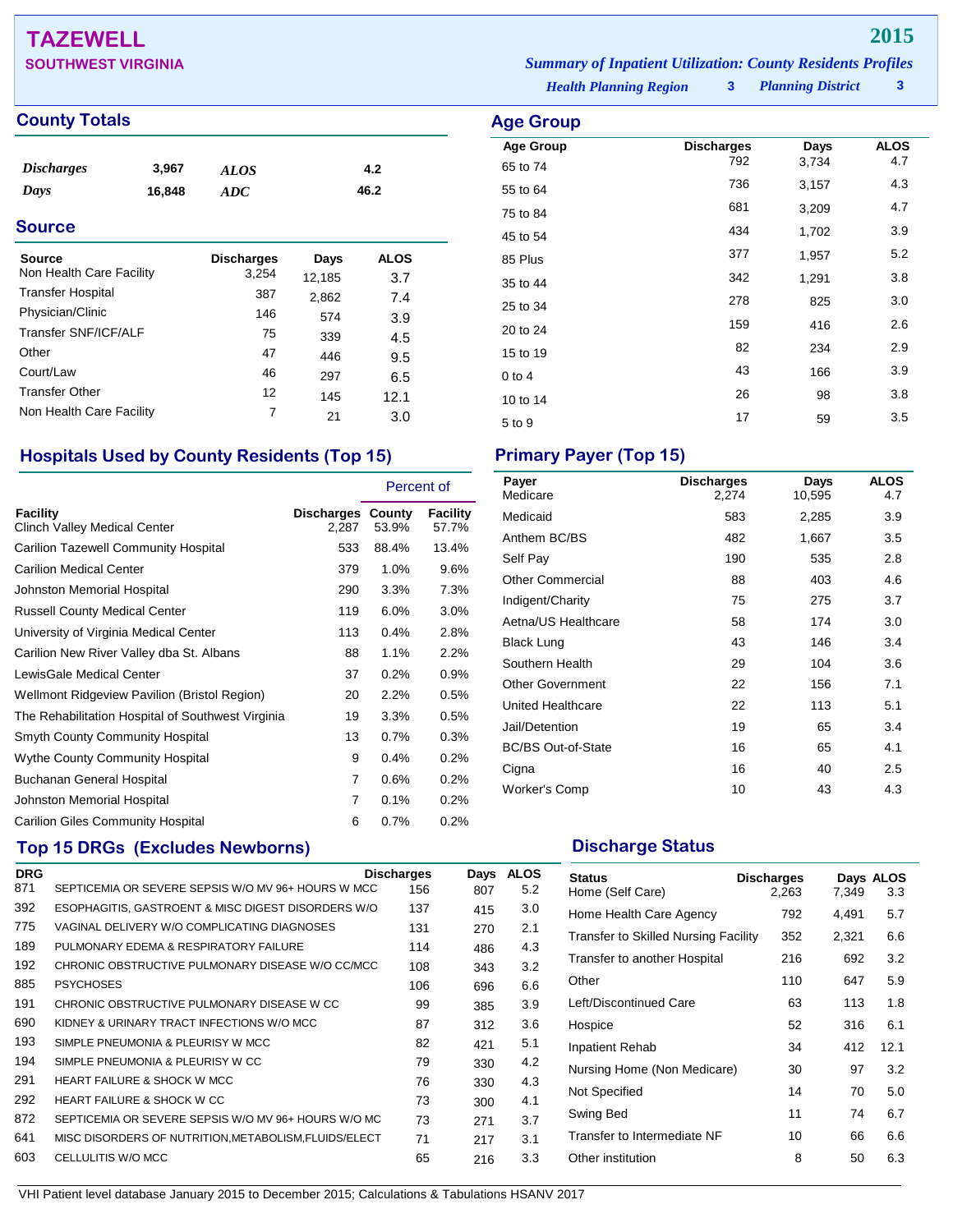# TAZEWELL

**SOUTHWEST VIRGINIA**

**2015**

***Summary of Inpatient Utilization: County Residents Profiles***

***Health Planning Region*** **3** ***Planning District*** **3**

## County Totals

| | | | |
|---|---|---|---|
| ***Discharges*** | **3,967** | ***ALOS*** | **4.2** |
| ***Days*** | **16,848** | ***ADC*** | **46.2** |

## Source

| Source | Discharges | Days | ALOS |
|---|---|---|---|
| Non Health Care Facility | 3,254 | 12,185 | 3.7 |
| Transfer Hospital | 387 | 2,862 | 7.4 |
| Physician/Clinic | 146 | 574 | 3.9 |
| Transfer SNF/ICF/ALF | 75 | 339 | 4.5 |
| Other | 47 | 446 | 9.5 |
| Court/Law | 46 | 297 | 6.5 |
| Transfer Other | 12 | 145 | 12.1 |
| Non Health Care Facility | 7 | 21 | 3.0 |

## Age Group

| Age Group | Discharges | Days | ALOS |
|---|---|---|---|
| 65 to 74 | 792 | 3,734 | 4.7 |
| 55 to 64 | 736 | 3,157 | 4.3 |
| 75 to 84 | 681 | 3,209 | 4.7 |
| 45 to 54 | 434 | 1,702 | 3.9 |
| 85 Plus | 377 | 1,957 | 5.2 |
| 35 to 44 | 342 | 1,291 | 3.8 |
| 25 to 34 | 278 | 825 | 3.0 |
| 20 to 24 | 159 | 416 | 2.6 |
| 15 to 19 | 82 | 234 | 2.9 |
| 0 to 4 | 43 | 166 | 3.9 |
| 10 to 14 | 26 | 98 | 3.8 |
| 5 to 9 | 17 | 59 | 3.5 |

## Hospitals Used by County Residents (Top 15)

| | | Percent of | |
|---|---|---|---|
| Facility | Discharges | County | Facility |
| Clinch Valley Medical Center | 2,287 | 53.9% | 57.7% |
| Carilion Tazewell Community Hospital | 533 | 88.4% | 13.4% |
| Carilion Medical Center | 379 | 1.0% | 9.6% |
| Johnston Memorial Hospital | 290 | 3.3% | 7.3% |
| Russell County Medical Center | 119 | 6.0% | 3.0% |
| University of Virginia Medical Center | 113 | 0.4% | 2.8% |
| Carilion New River Valley dba St. Albans | 88 | 1.1% | 2.2% |
| LewisGale Medical Center | 37 | 0.2% | 0.9% |
| Wellmont Ridgeview Pavilion (Bristol Region) | 20 | 2.2% | 0.5% |
| The Rehabilitation Hospital of Southwest Virginia | 19 | 3.3% | 0.5% |
| Smyth County Community Hospital | 13 | 0.7% | 0.3% |
| Wythe County Community Hospital | 9 | 0.4% | 0.2% |
| Buchanan General Hospital | 7 | 0.6% | 0.2% |
| Johnston Memorial Hospital | 7 | 0.1% | 0.2% |
| Carilion Giles Community Hospital | 6 | 0.7% | 0.2% |

## Primary Payer (Top 15)

| Payer | Discharges | Days | ALOS |
|---|---|---|---|
| Medicare | 2,274 | 10,595 | 4.7 |
| Medicaid | 583 | 2,285 | 3.9 |
| Anthem BC/BS | 482 | 1,667 | 3.5 |
| Self Pay | 190 | 535 | 2.8 |
| Other Commercial | 88 | 403 | 4.6 |
| Indigent/Charity | 75 | 275 | 3.7 |
| Aetna/US Healthcare | 58 | 174 | 3.0 |
| Black Lung | 43 | 146 | 3.4 |
| Southern Health | 29 | 104 | 3.6 |
| Other Government | 22 | 156 | 7.1 |
| United Healthcare | 22 | 113 | 5.1 |
| Jail/Detention | 19 | 65 | 3.4 |
| BC/BS Out-of-State | 16 | 65 | 4.1 |
| Cigna | 16 | 40 | 2.5 |
| Worker's Comp | 10 | 43 | 4.3 |

## Top 15 DRGs (Excludes Newborns)

| DRG | | Discharges | Days | ALOS |
|---|---|---|---|---|
| 871 | SEPTICEMIA OR SEVERE SEPSIS W/O MV 96+ HOURS W MCC | 156 | 807 | 5.2 |
| 392 | ESOPHAGITIS, GASTROENT & MISC DIGEST DISORDERS W/O | 137 | 415 | 3.0 |
| 775 | VAGINAL DELIVERY W/O COMPLICATING DIAGNOSES | 131 | 270 | 2.1 |
| 189 | PULMONARY EDEMA & RESPIRATORY FAILURE | 114 | 486 | 4.3 |
| 192 | CHRONIC OBSTRUCTIVE PULMONARY DISEASE W/O CC/MCC | 108 | 343 | 3.2 |
| 885 | PSYCHOSES | 106 | 696 | 6.6 |
| 191 | CHRONIC OBSTRUCTIVE PULMONARY DISEASE W CC | 99 | 385 | 3.9 |
| 690 | KIDNEY & URINARY TRACT INFECTIONS W/O MCC | 87 | 312 | 3.6 |
| 193 | SIMPLE PNEUMONIA & PLEURISY W MCC | 82 | 421 | 5.1 |
| 194 | SIMPLE PNEUMONIA & PLEURISY W CC | 79 | 330 | 4.2 |
| 291 | HEART FAILURE & SHOCK W MCC | 76 | 330 | 4.3 |
| 292 | HEART FAILURE & SHOCK W CC | 73 | 300 | 4.1 |
| 872 | SEPTICEMIA OR SEVERE SEPSIS W/O MV 96+ HOURS W/O MC | 73 | 271 | 3.7 |
| 641 | MISC DISORDERS OF NUTRITION,METABOLISM,FLUIDS/ELECT | 71 | 217 | 3.1 |
| 603 | CELLULITIS W/O MCC | 65 | 216 | 3.3 |

## Discharge Status

| Status | Discharges | Days | ALOS |
|---|---|---|---|
| Home (Self Care) | 2,263 | 7,349 | 3.3 |
| Home Health Care Agency | 792 | 4,491 | 5.7 |
| Transfer to Skilled Nursing Facility | 352 | 2,321 | 6.6 |
| Transfer to another Hospital | 216 | 692 | 3.2 |
| Other | 110 | 647 | 5.9 |
| Left/Discontinued Care | 63 | 113 | 1.8 |
| Hospice | 52 | 316 | 6.1 |
| Inpatient Rehab | 34 | 412 | 12.1 |
| Nursing Home (Non Medicare) | 30 | 97 | 3.2 |
| Not Specified | 14 | 70 | 5.0 |
| Swing Bed | 11 | 74 | 6.7 |
| Transfer to Intermediate NF | 10 | 66 | 6.6 |
| Other institution | 8 | 50 | 6.3 |

VHI Patient level database January 2015 to December 2015; Calculations & Tabulations HSANV 2017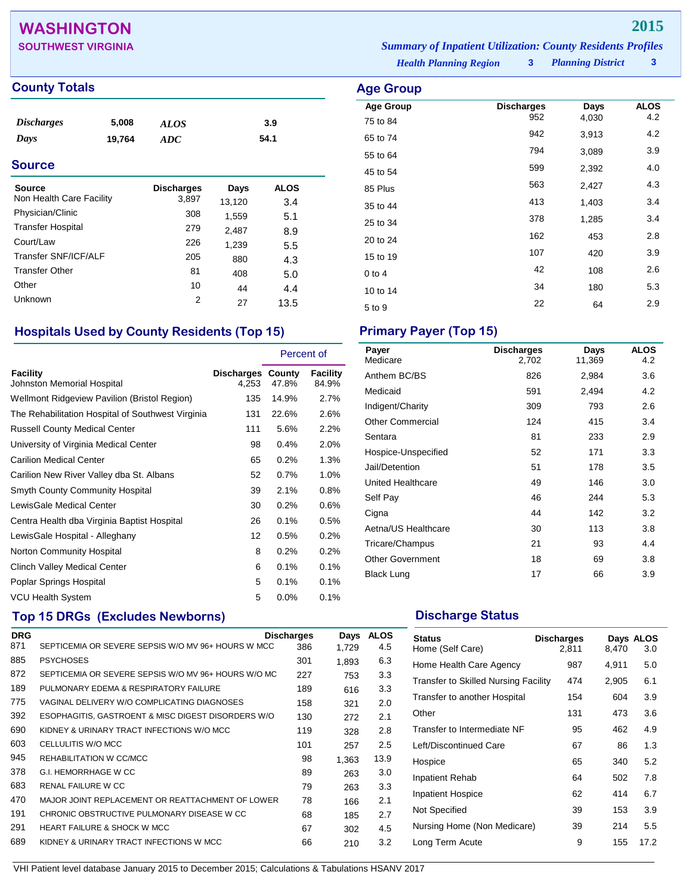# WASHINGTON

## SOUTHWEST VIRGINIA

**2015**

*Summary of Inpatient Utilization: County Residents Profiles*

*Health Planning Region* **3** *Planning District* **3**

## County Totals

| | | | |
|---|---|---|---|
| *Discharges* | 5,008 | *ALOS* | 3.9 |
| *Days* | 19,764 | *ADC* | 54.1 |

## Source

| Source | Discharges | Days | ALOS |
|---|---|---|---|
| Non Health Care Facility | 3,897 | 13,120 | 3.4 |
| Physician/Clinic | 308 | 1,559 | 5.1 |
| Transfer Hospital | 279 | 2,487 | 8.9 |
| Court/Law | 226 | 1,239 | 5.5 |
| Transfer SNF/ICF/ALF | 205 | 880 | 4.3 |
| Transfer Other | 81 | 408 | 5.0 |
| Other | 10 | 44 | 4.4 |
| Unknown | 2 | 27 | 13.5 |

## Age Group

| Age Group | Discharges | Days | ALOS |
|---|---|---|---|
| 75 to 84 | 952 | 4,030 | 4.2 |
| 65 to 74 | 942 | 3,913 | 4.2 |
| 55 to 64 | 794 | 3,089 | 3.9 |
| 45 to 54 | 599 | 2,392 | 4.0 |
| 85 Plus | 563 | 2,427 | 4.3 |
| 35 to 44 | 413 | 1,403 | 3.4 |
| 25 to 34 | 378 | 1,285 | 3.4 |
| 20 to 24 | 162 | 453 | 2.8 |
| 15 to 19 | 107 | 420 | 3.9 |
| 0 to 4 | 42 | 108 | 2.6 |
| 10 to 14 | 34 | 180 | 5.3 |
| 5 to 9 | 22 | 64 | 2.9 |

## Hospitals Used by County Residents (Top 15)

| | | Percent of | |
|---|---|---|---|
| Facility | Discharges | County | Facility |
| Johnston Memorial Hospital | 4,253 | 47.8% | 84.9% |
| Wellmont Ridgeview Pavilion (Bristol Region) | 135 | 14.9% | 2.7% |
| The Rehabilitation Hospital of Southwest Virginia | 131 | 22.6% | 2.6% |
| Russell County Medical Center | 111 | 5.6% | 2.2% |
| University of Virginia Medical Center | 98 | 0.4% | 2.0% |
| Carilion Medical Center | 65 | 0.2% | 1.3% |
| Carilion New River Valley dba St. Albans | 52 | 0.7% | 1.0% |
| Smyth County Community Hospital | 39 | 2.1% | 0.8% |
| LewisGale Medical Center | 30 | 0.2% | 0.6% |
| Centra Health dba Virginia Baptist Hospital | 26 | 0.1% | 0.5% |
| LewisGale Hospital - Alleghany | 12 | 0.5% | 0.2% |
| Norton Community Hospital | 8 | 0.2% | 0.2% |
| Clinch Valley Medical Center | 6 | 0.1% | 0.1% |
| Poplar Springs Hospital | 5 | 0.1% | 0.1% |
| VCU Health System | 5 | 0.0% | 0.1% |

## Primary Payer (Top 15)

| Payer | Discharges | Days | ALOS |
|---|---|---|---|
| Medicare | 2,702 | 11,369 | 4.2 |
| Anthem BC/BS | 826 | 2,984 | 3.6 |
| Medicaid | 591 | 2,494 | 4.2 |
| Indigent/Charity | 309 | 793 | 2.6 |
| Other Commercial | 124 | 415 | 3.4 |
| Sentara | 81 | 233 | 2.9 |
| Hospice-Unspecified | 52 | 171 | 3.3 |
| Jail/Detention | 51 | 178 | 3.5 |
| United Healthcare | 49 | 146 | 3.0 |
| Self Pay | 46 | 244 | 5.3 |
| Cigna | 44 | 142 | 3.2 |
| Aetna/US Healthcare | 30 | 113 | 3.8 |
| Tricare/Champus | 21 | 93 | 4.4 |
| Other Government | 18 | 69 | 3.8 |
| Black Lung | 17 | 66 | 3.9 |

## Top 15 DRGs (Excludes Newborns)

| DRG | | Discharges | Days | ALOS |
|---|---|---|---|---|
| 871 | SEPTICEMIA OR SEVERE SEPSIS W/O MV 96+ HOURS W MCC | 386 | 1,729 | 4.5 |
| 885 | PSYCHOSES | 301 | 1,893 | 6.3 |
| 872 | SEPTICEMIA OR SEVERE SEPSIS W/O MV 96+ HOURS W/O MC | 227 | 753 | 3.3 |
| 189 | PULMONARY EDEMA & RESPIRATORY FAILURE | 189 | 616 | 3.3 |
| 775 | VAGINAL DELIVERY W/O COMPLICATING DIAGNOSES | 158 | 321 | 2.0 |
| 392 | ESOPHAGITIS, GASTROENT & MISC DIGEST DISORDERS W/O | 130 | 272 | 2.1 |
| 690 | KIDNEY & URINARY TRACT INFECTIONS W/O MCC | 119 | 328 | 2.8 |
| 603 | CELLULITIS W/O MCC | 101 | 257 | 2.5 |
| 945 | REHABILITATION W CC/MCC | 98 | 1,363 | 13.9 |
| 378 | G.I. HEMORRHAGE W CC | 89 | 263 | 3.0 |
| 683 | RENAL FAILURE W CC | 79 | 263 | 3.3 |
| 470 | MAJOR JOINT REPLACEMENT OR REATTACHMENT OF LOWER | 78 | 166 | 2.1 |
| 191 | CHRONIC OBSTRUCTIVE PULMONARY DISEASE W CC | 68 | 185 | 2.7 |
| 291 | HEART FAILURE & SHOCK W MCC | 67 | 302 | 4.5 |
| 689 | KIDNEY & URINARY TRACT INFECTIONS W MCC | 66 | 210 | 3.2 |

## Discharge Status

| Status | Discharges | Days | ALOS |
|---|---|---|---|
| Home (Self Care) | 2,811 | 8,470 | 3.0 |
| Home Health Care Agency | 987 | 4,911 | 5.0 |
| Transfer to Skilled Nursing Facility | 474 | 2,905 | 6.1 |
| Transfer to another Hospital | 154 | 604 | 3.9 |
| Other | 131 | 473 | 3.6 |
| Transfer to Intermediate NF | 95 | 462 | 4.9 |
| Left/Discontinued Care | 67 | 86 | 1.3 |
| Hospice | 65 | 340 | 5.2 |
| Inpatient Rehab | 64 | 502 | 7.8 |
| Inpatient Hospice | 62 | 414 | 6.7 |
| Not Specified | 39 | 153 | 3.9 |
| Nursing Home (Non Medicare) | 39 | 214 | 5.5 |
| Long Term Acute | 9 | 155 | 17.2 |

VHI Patient level database January 2015 to December 2015; Calculations & Tabulations HSANV 2017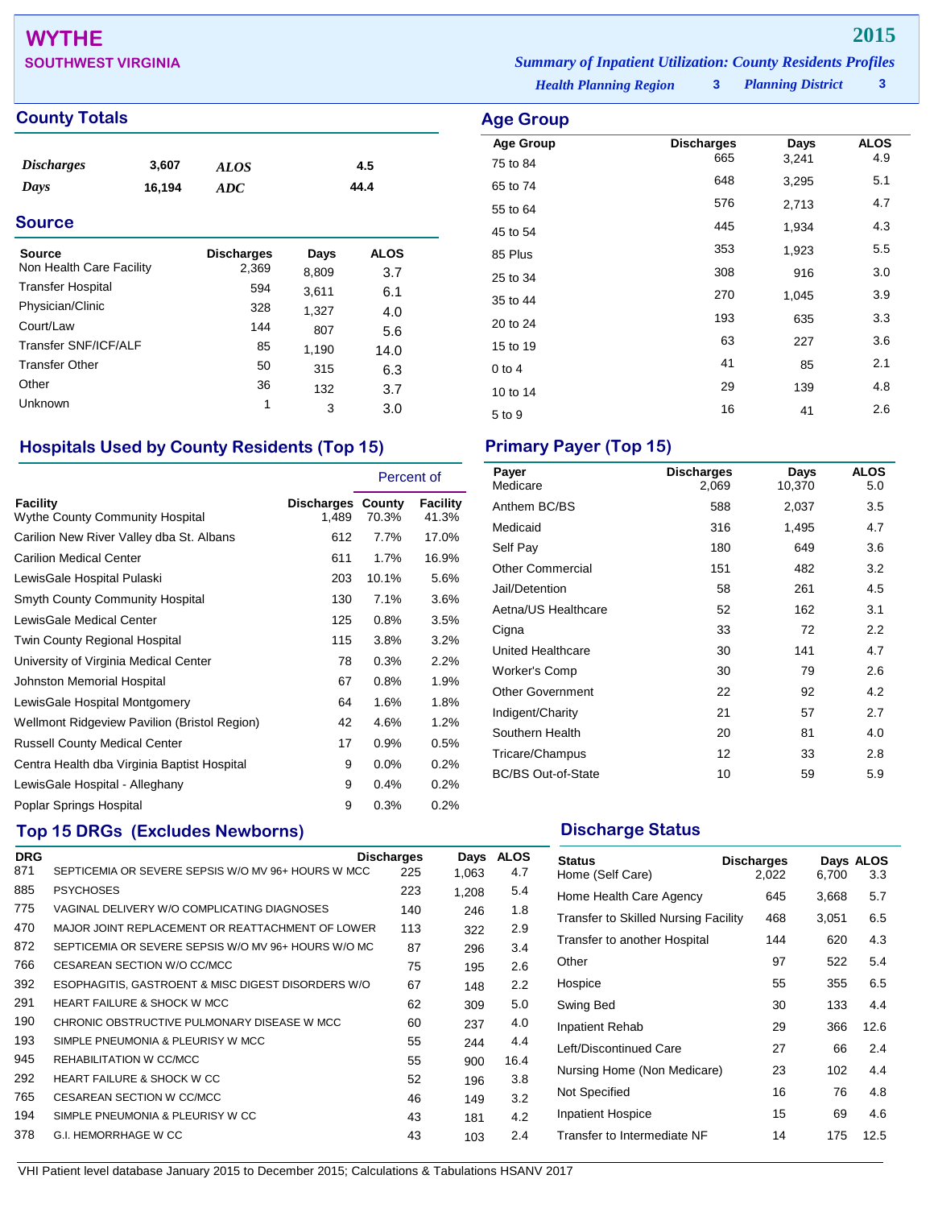# WYTHE

## SOUTHWEST VIRGINIA

**2015**

*Summary of Inpatient Utilization: County Residents Profiles*

*Health Planning Region* **3** *Planning District* **3**

## County Totals

| | | | |
|---|---|---|---|
| *Discharges* | 3,607 | *ALOS* | 4.5 |
| *Days* | 16,194 | *ADC* | 44.4 |

## Source

| Source | Discharges | Days | ALOS |
|---|---|---|---|
| Non Health Care Facility | 2,369 | 8,809 | 3.7 |
| Transfer Hospital | 594 | 3,611 | 6.1 |
| Physician/Clinic | 328 | 1,327 | 4.0 |
| Court/Law | 144 | 807 | 5.6 |
| Transfer SNF/ICF/ALF | 85 | 1,190 | 14.0 |
| Transfer Other | 50 | 315 | 6.3 |
| Other | 36 | 132 | 3.7 |
| Unknown | 1 | 3 | 3.0 |

## Age Group

| Age Group | Discharges | Days | ALOS |
|---|---|---|---|
| 75 to 84 | 665 | 3,241 | 4.9 |
| 65 to 74 | 648 | 3,295 | 5.1 |
| 55 to 64 | 576 | 2,713 | 4.7 |
| 45 to 54 | 445 | 1,934 | 4.3 |
| 85 Plus | 353 | 1,923 | 5.5 |
| 25 to 34 | 308 | 916 | 3.0 |
| 35 to 44 | 270 | 1,045 | 3.9 |
| 20 to 24 | 193 | 635 | 3.3 |
| 15 to 19 | 63 | 227 | 3.6 |
| 0 to 4 | 41 | 85 | 2.1 |
| 10 to 14 | 29 | 139 | 4.8 |
| 5 to 9 | 16 | 41 | 2.6 |

## Hospitals Used by County Residents (Top 15)

| Facility | Discharges | Percent of County | Percent of Facility |
|---|---|---|---|
| Wythe County Community Hospital | 1,489 | 70.3% | 41.3% |
| Carilion New River Valley dba St. Albans | 612 | 7.7% | 17.0% |
| Carilion Medical Center | 611 | 1.7% | 16.9% |
| LewisGale Hospital Pulaski | 203 | 10.1% | 5.6% |
| Smyth County Community Hospital | 130 | 7.1% | 3.6% |
| LewisGale Medical Center | 125 | 0.8% | 3.5% |
| Twin County Regional Hospital | 115 | 3.8% | 3.2% |
| University of Virginia Medical Center | 78 | 0.3% | 2.2% |
| Johnston Memorial Hospital | 67 | 0.8% | 1.9% |
| LewisGale Hospital Montgomery | 64 | 1.6% | 1.8% |
| Wellmont Ridgeview Pavilion (Bristol Region) | 42 | 4.6% | 1.2% |
| Russell County Medical Center | 17 | 0.9% | 0.5% |
| Centra Health dba Virginia Baptist Hospital | 9 | 0.0% | 0.2% |
| LewisGale Hospital - Alleghany | 9 | 0.4% | 0.2% |
| Poplar Springs Hospital | 9 | 0.3% | 0.2% |

## Primary Payer (Top 15)

| Payer | Discharges | Days | ALOS |
|---|---|---|---|
| Medicare | 2,069 | 10,370 | 5.0 |
| Anthem BC/BS | 588 | 2,037 | 3.5 |
| Medicaid | 316 | 1,495 | 4.7 |
| Self Pay | 180 | 649 | 3.6 |
| Other Commercial | 151 | 482 | 3.2 |
| Jail/Detention | 58 | 261 | 4.5 |
| Aetna/US Healthcare | 52 | 162 | 3.1 |
| Cigna | 33 | 72 | 2.2 |
| United Healthcare | 30 | 141 | 4.7 |
| Worker's Comp | 30 | 79 | 2.6 |
| Other Government | 22 | 92 | 4.2 |
| Indigent/Charity | 21 | 57 | 2.7 |
| Southern Health | 20 | 81 | 4.0 |
| Tricare/Champus | 12 | 33 | 2.8 |
| BC/BS Out-of-State | 10 | 59 | 5.9 |

## Top 15 DRGs (Excludes Newborns)

| DRG | | Discharges | Days | ALOS |
|---|---|---|---|---|
| 871 | SEPTICEMIA OR SEVERE SEPSIS W/O MV 96+ HOURS W MCC | 225 | 1,063 | 4.7 |
| 885 | PSYCHOSES | 223 | 1,208 | 5.4 |
| 775 | VAGINAL DELIVERY W/O COMPLICATING DIAGNOSES | 140 | 246 | 1.8 |
| 470 | MAJOR JOINT REPLACEMENT OR REATTACHMENT OF LOWER | 113 | 322 | 2.9 |
| 872 | SEPTICEMIA OR SEVERE SEPSIS W/O MV 96+ HOURS W/O MC | 87 | 296 | 3.4 |
| 766 | CESAREAN SECTION W/O CC/MCC | 75 | 195 | 2.6 |
| 392 | ESOPHAGITIS, GASTROENT & MISC DIGEST DISORDERS W/O | 67 | 148 | 2.2 |
| 291 | HEART FAILURE & SHOCK W MCC | 62 | 309 | 5.0 |
| 190 | CHRONIC OBSTRUCTIVE PULMONARY DISEASE W MCC | 60 | 237 | 4.0 |
| 193 | SIMPLE PNEUMONIA & PLEURISY W MCC | 55 | 244 | 4.4 |
| 945 | REHABILITATION W CC/MCC | 55 | 900 | 16.4 |
| 292 | HEART FAILURE & SHOCK W CC | 52 | 196 | 3.8 |
| 765 | CESAREAN SECTION W CC/MCC | 46 | 149 | 3.2 |
| 194 | SIMPLE PNEUMONIA & PLEURISY W CC | 43 | 181 | 4.2 |
| 378 | G.I. HEMORRHAGE W CC | 43 | 103 | 2.4 |

## Discharge Status

| Status | Discharges | Days | ALOS |
|---|---|---|---|
| Home (Self Care) | 2,022 | 6,700 | 3.3 |
| Home Health Care Agency | 645 | 3,668 | 5.7 |
| Transfer to Skilled Nursing Facility | 468 | 3,051 | 6.5 |
| Transfer to another Hospital | 144 | 620 | 4.3 |
| Other | 97 | 522 | 5.4 |
| Hospice | 55 | 355 | 6.5 |
| Swing Bed | 30 | 133 | 4.4 |
| Inpatient Rehab | 29 | 366 | 12.6 |
| Left/Discontinued Care | 27 | 66 | 2.4 |
| Nursing Home (Non Medicare) | 23 | 102 | 4.4 |
| Not Specified | 16 | 76 | 4.8 |
| Inpatient Hospice | 15 | 69 | 4.6 |
| Transfer to Intermediate NF | 14 | 175 | 12.5 |

VHI Patient level database January 2015 to December 2015; Calculations & Tabulations HSANV 2017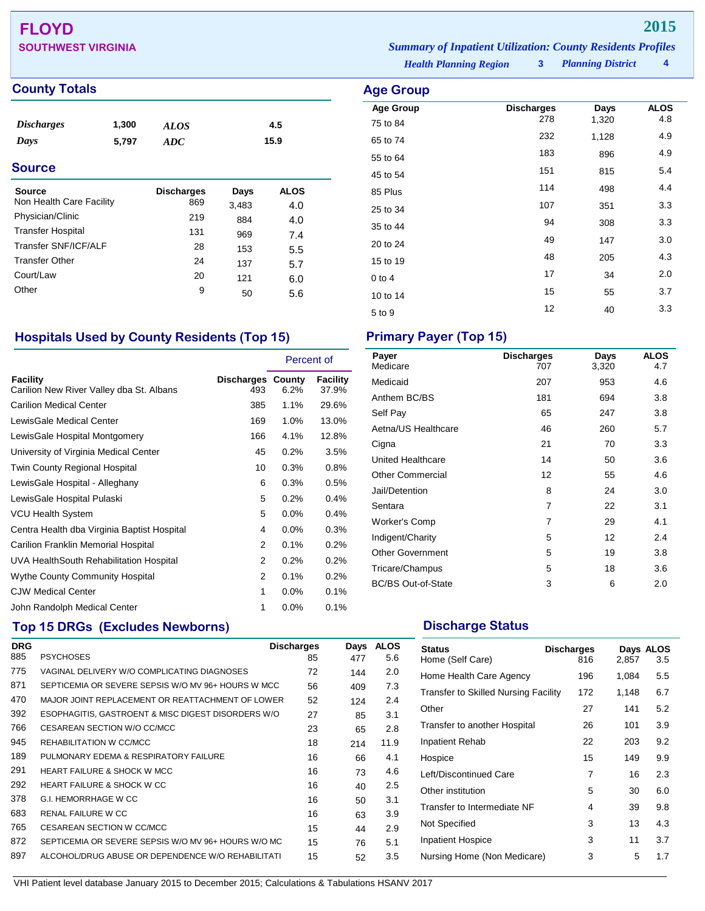# FLOYD

## SOUTHWEST VIRGINIA

**2015**

*Summary of Inpatient Utilization: County Residents Profiles*

*Health Planning Region* **3** *Planning District* **4**

## County Totals

| | | | |
|---|---|---|---|
| *Discharges* | 1,300 | *ALOS* | 4.5 |
| *Days* | 5,797 | *ADC* | 15.9 |

## Source

| Source | Discharges | Days | ALOS |
|---|---|---|---|
| Non Health Care Facility | 869 | 3,483 | 4.0 |
| Physician/Clinic | 219 | 884 | 4.0 |
| Transfer Hospital | 131 | 969 | 7.4 |
| Transfer SNF/ICF/ALF | 28 | 153 | 5.5 |
| Transfer Other | 24 | 137 | 5.7 |
| Court/Law | 20 | 121 | 6.0 |
| Other | 9 | 50 | 5.6 |

## Age Group

| Age Group | Discharges | Days | ALOS |
|---|---|---|---|
| 75 to 84 | 278 | 1,320 | 4.8 |
| 65 to 74 | 232 | 1,128 | 4.9 |
| 55 to 64 | 183 | 896 | 4.9 |
| 45 to 54 | 151 | 815 | 5.4 |
| 85 Plus | 114 | 498 | 4.4 |
| 25 to 34 | 107 | 351 | 3.3 |
| 35 to 44 | 94 | 308 | 3.3 |
| 20 to 24 | 49 | 147 | 3.0 |
| 15 to 19 | 48 | 205 | 4.3 |
| 0 to 4 | 17 | 34 | 2.0 |
| 10 to 14 | 15 | 55 | 3.7 |
| 5 to 9 | 12 | 40 | 3.3 |

## Hospitals Used by County Residents (Top 15)

| | | Percent of | |
|---|---|---|---|
| Facility | Discharges | County | Facility |
| Carilion New River Valley dba St. Albans | 493 | 6.2% | 37.9% |
| Carilion Medical Center | 385 | 1.1% | 29.6% |
| LewisGale Medical Center | 169 | 1.0% | 13.0% |
| LewisGale Hospital Montgomery | 166 | 4.1% | 12.8% |
| University of Virginia Medical Center | 45 | 0.2% | 3.5% |
| Twin County Regional Hospital | 10 | 0.3% | 0.8% |
| LewisGale Hospital - Alleghany | 6 | 0.3% | 0.5% |
| LewisGale Hospital Pulaski | 5 | 0.2% | 0.4% |
| VCU Health System | 5 | 0.0% | 0.4% |
| Centra Health dba Virginia Baptist Hospital | 4 | 0.0% | 0.3% |
| Carilion Franklin Memorial Hospital | 2 | 0.1% | 0.2% |
| UVA HealthSouth Rehabilitation Hospital | 2 | 0.2% | 0.2% |
| Wythe County Community Hospital | 2 | 0.1% | 0.2% |
| CJW Medical Center | 1 | 0.0% | 0.1% |
| John Randolph Medical Center | 1 | 0.0% | 0.1% |

## Primary Payer (Top 15)

| Payer | Discharges | Days | ALOS |
|---|---|---|---|
| Medicare | 707 | 3,320 | 4.7 |
| Medicaid | 207 | 953 | 4.6 |
| Anthem BC/BS | 181 | 694 | 3.8 |
| Self Pay | 65 | 247 | 3.8 |
| Aetna/US Healthcare | 46 | 260 | 5.7 |
| Cigna | 21 | 70 | 3.3 |
| United Healthcare | 14 | 50 | 3.6 |
| Other Commercial | 12 | 55 | 4.6 |
| Jail/Detention | 8 | 24 | 3.0 |
| Sentara | 7 | 22 | 3.1 |
| Worker's Comp | 7 | 29 | 4.1 |
| Indigent/Charity | 5 | 12 | 2.4 |
| Other Government | 5 | 19 | 3.8 |
| Tricare/Champus | 5 | 18 | 3.6 |
| BC/BS Out-of-State | 3 | 6 | 2.0 |

## Top 15 DRGs (Excludes Newborns)

| DRG | | Discharges | Days | ALOS |
|---|---|---|---|---|
| 885 | PSYCHOSES | 85 | 477 | 5.6 |
| 775 | VAGINAL DELIVERY W/O COMPLICATING DIAGNOSES | 72 | 144 | 2.0 |
| 871 | SEPTICEMIA OR SEVERE SEPSIS W/O MV 96+ HOURS W MCC | 56 | 409 | 7.3 |
| 470 | MAJOR JOINT REPLACEMENT OR REATTACHMENT OF LOWER | 52 | 124 | 2.4 |
| 392 | ESOPHAGITIS, GASTROENT & MISC DIGEST DISORDERS W/O | 27 | 85 | 3.1 |
| 766 | CESAREAN SECTION W/O CC/MCC | 23 | 65 | 2.8 |
| 945 | REHABILITATION W CC/MCC | 18 | 214 | 11.9 |
| 189 | PULMONARY EDEMA & RESPIRATORY FAILURE | 16 | 66 | 4.1 |
| 291 | HEART FAILURE & SHOCK W MCC | 16 | 73 | 4.6 |
| 292 | HEART FAILURE & SHOCK W CC | 16 | 40 | 2.5 |
| 378 | G.I. HEMORRHAGE W CC | 16 | 50 | 3.1 |
| 683 | RENAL FAILURE W CC | 16 | 63 | 3.9 |
| 765 | CESAREAN SECTION W CC/MCC | 15 | 44 | 2.9 |
| 872 | SEPTICEMIA OR SEVERE SEPSIS W/O MV 96+ HOURS W/O MC | 15 | 76 | 5.1 |
| 897 | ALCOHOL/DRUG ABUSE OR DEPENDENCE W/O REHABILITATI | 15 | 52 | 3.5 |

## Discharge Status

| Status | Discharges | Days | ALOS |
|---|---|---|---|
| Home (Self Care) | 816 | 2,857 | 3.5 |
| Home Health Care Agency | 196 | 1,084 | 5.5 |
| Transfer to Skilled Nursing Facility | 172 | 1,148 | 6.7 |
| Other | 27 | 141 | 5.2 |
| Transfer to another Hospital | 26 | 101 | 3.9 |
| Inpatient Rehab | 22 | 203 | 9.2 |
| Hospice | 15 | 149 | 9.9 |
| Left/Discontinued Care | 7 | 16 | 2.3 |
| Other institution | 5 | 30 | 6.0 |
| Transfer to Intermediate NF | 4 | 39 | 9.8 |
| Not Specified | 3 | 13 | 4.3 |
| Inpatient Hospice | 3 | 11 | 3.7 |
| Nursing Home (Non Medicare) | 3 | 5 | 1.7 |

VHI Patient level database January 2015 to December 2015; Calculations & Tabulations HSANV 2017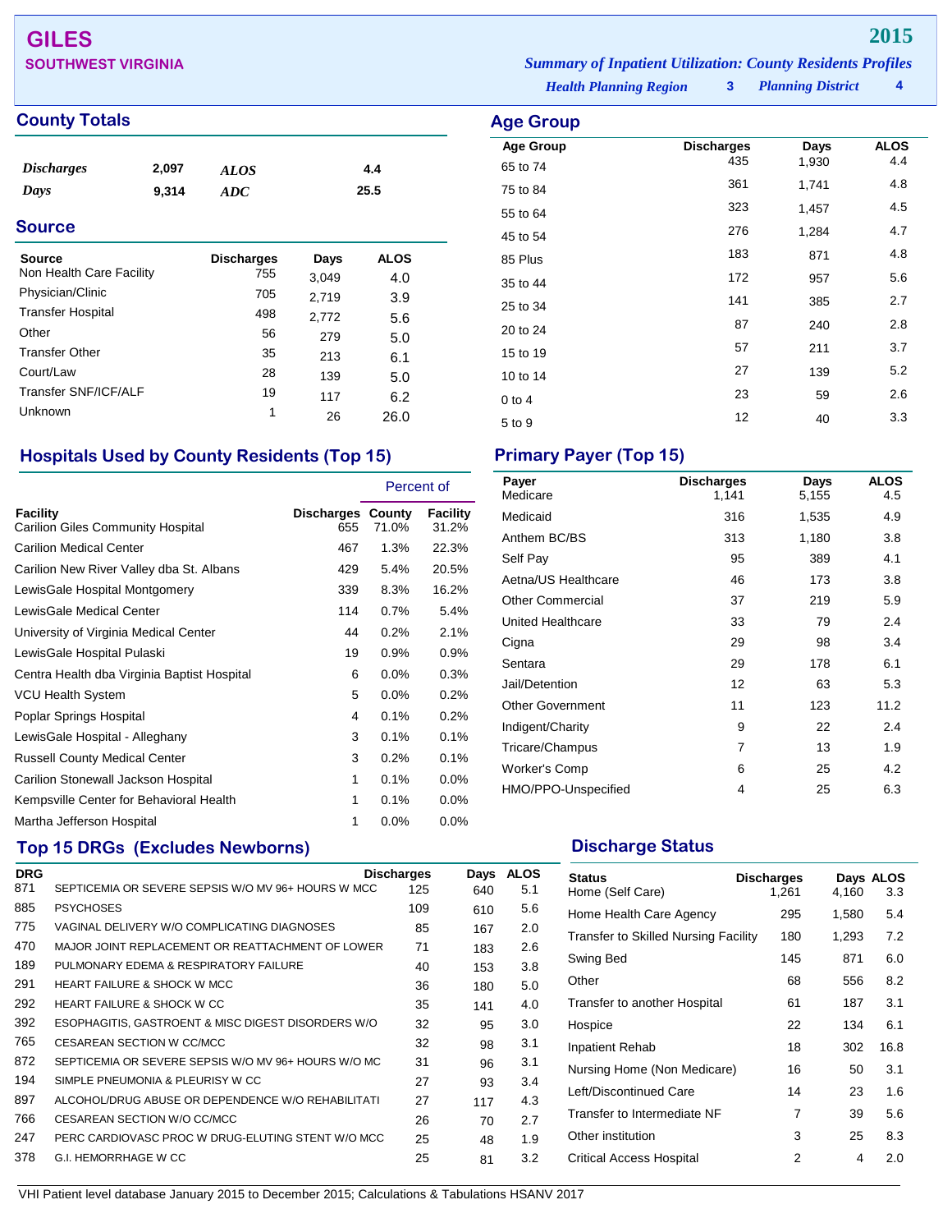# GILES

**SOUTHWEST VIRGINIA**

**2015**

*Summary of Inpatient Utilization: County Residents Profiles*

*Health Planning Region* **3** *Planning District* **4**

## County Totals

| | | | |
|---|---|---|---|
| *Discharges* | 2,097 | *ALOS* | 4.4 |
| *Days* | 9,314 | *ADC* | 25.5 |

## Source

| Source | Discharges | Days | ALOS |
|---|---|---|---|
| Non Health Care Facility | 755 | 3,049 | 4.0 |
| Physician/Clinic | 705 | 2,719 | 3.9 |
| Transfer Hospital | 498 | 2,772 | 5.6 |
| Other | 56 | 279 | 5.0 |
| Transfer Other | 35 | 213 | 6.1 |
| Court/Law | 28 | 139 | 5.0 |
| Transfer SNF/ICF/ALF | 19 | 117 | 6.2 |
| Unknown | 1 | 26 | 26.0 |

## Age Group

| Age Group | Discharges | Days | ALOS |
|---|---|---|---|
| 65 to 74 | 435 | 1,930 | 4.4 |
| 75 to 84 | 361 | 1,741 | 4.8 |
| 55 to 64 | 323 | 1,457 | 4.5 |
| 45 to 54 | 276 | 1,284 | 4.7 |
| 85 Plus | 183 | 871 | 4.8 |
| 35 to 44 | 172 | 957 | 5.6 |
| 25 to 34 | 141 | 385 | 2.7 |
| 20 to 24 | 87 | 240 | 2.8 |
| 15 to 19 | 57 | 211 | 3.7 |
| 10 to 14 | 27 | 139 | 5.2 |
| 0 to 4 | 23 | 59 | 2.6 |
| 5 to 9 | 12 | 40 | 3.3 |

## Hospitals Used by County Residents (Top 15)

| | | Percent of | |
|---|---|---|---|
| Facility | Discharges | County | Facility |
| Carilion Giles Community Hospital | 655 | 71.0% | 31.2% |
| Carilion Medical Center | 467 | 1.3% | 22.3% |
| Carilion New River Valley dba St. Albans | 429 | 5.4% | 20.5% |
| LewisGale Hospital Montgomery | 339 | 8.3% | 16.2% |
| LewisGale Medical Center | 114 | 0.7% | 5.4% |
| University of Virginia Medical Center | 44 | 0.2% | 2.1% |
| LewisGale Hospital Pulaski | 19 | 0.9% | 0.9% |
| Centra Health dba Virginia Baptist Hospital | 6 | 0.0% | 0.3% |
| VCU Health System | 5 | 0.0% | 0.2% |
| Poplar Springs Hospital | 4 | 0.1% | 0.2% |
| LewisGale Hospital - Alleghany | 3 | 0.1% | 0.1% |
| Russell County Medical Center | 3 | 0.2% | 0.1% |
| Carilion Stonewall Jackson Hospital | 1 | 0.1% | 0.0% |
| Kempsville Center for Behavioral Health | 1 | 0.1% | 0.0% |
| Martha Jefferson Hospital | 1 | 0.0% | 0.0% |

## Primary Payer (Top 15)

| Payer | Discharges | Days | ALOS |
|---|---|---|---|
| Medicare | 1,141 | 5,155 | 4.5 |
| Medicaid | 316 | 1,535 | 4.9 |
| Anthem BC/BS | 313 | 1,180 | 3.8 |
| Self Pay | 95 | 389 | 4.1 |
| Aetna/US Healthcare | 46 | 173 | 3.8 |
| Other Commercial | 37 | 219 | 5.9 |
| United Healthcare | 33 | 79 | 2.4 |
| Cigna | 29 | 98 | 3.4 |
| Sentara | 29 | 178 | 6.1 |
| Jail/Detention | 12 | 63 | 5.3 |
| Other Government | 11 | 123 | 11.2 |
| Indigent/Charity | 9 | 22 | 2.4 |
| Tricare/Champus | 7 | 13 | 1.9 |
| Worker's Comp | 6 | 25 | 4.2 |
| HMO/PPO-Unspecified | 4 | 25 | 6.3 |

## Top 15 DRGs (Excludes Newborns)

| DRG | | Discharges | Days | ALOS |
|---|---|---|---|---|
| 871 | SEPTICEMIA OR SEVERE SEPSIS W/O MV 96+ HOURS W MCC | 125 | 640 | 5.1 |
| 885 | PSYCHOSES | 109 | 610 | 5.6 |
| 775 | VAGINAL DELIVERY W/O COMPLICATING DIAGNOSES | 85 | 167 | 2.0 |
| 470 | MAJOR JOINT REPLACEMENT OR REATTACHMENT OF LOWER | 71 | 183 | 2.6 |
| 189 | PULMONARY EDEMA & RESPIRATORY FAILURE | 40 | 153 | 3.8 |
| 291 | HEART FAILURE & SHOCK W MCC | 36 | 180 | 5.0 |
| 292 | HEART FAILURE & SHOCK W CC | 35 | 141 | 4.0 |
| 392 | ESOPHAGITIS, GASTROENT & MISC DIGEST DISORDERS W/O | 32 | 95 | 3.0 |
| 765 | CESAREAN SECTION W CC/MCC | 32 | 98 | 3.1 |
| 872 | SEPTICEMIA OR SEVERE SEPSIS W/O MV 96+ HOURS W/O MC | 31 | 96 | 3.1 |
| 194 | SIMPLE PNEUMONIA & PLEURISY W CC | 27 | 93 | 3.4 |
| 897 | ALCOHOL/DRUG ABUSE OR DEPENDENCE W/O REHABILITATI | 27 | 117 | 4.3 |
| 766 | CESAREAN SECTION W/O CC/MCC | 26 | 70 | 2.7 |
| 247 | PERC CARDIOVASC PROC W DRUG-ELUTING STENT W/O MCC | 25 | 48 | 1.9 |
| 378 | G.I. HEMORRHAGE W CC | 25 | 81 | 3.2 |

## Discharge Status

| Status | Discharges | Days | ALOS |
|---|---|---|---|
| Home (Self Care) | 1,261 | 4,160 | 3.3 |
| Home Health Care Agency | 295 | 1,580 | 5.4 |
| Transfer to Skilled Nursing Facility | 180 | 1,293 | 7.2 |
| Swing Bed | 145 | 871 | 6.0 |
| Other | 68 | 556 | 8.2 |
| Transfer to another Hospital | 61 | 187 | 3.1 |
| Hospice | 22 | 134 | 6.1 |
| Inpatient Rehab | 18 | 302 | 16.8 |
| Nursing Home (Non Medicare) | 16 | 50 | 3.1 |
| Left/Discontinued Care | 14 | 23 | 1.6 |
| Transfer to Intermediate NF | 7 | 39 | 5.6 |
| Other institution | 3 | 25 | 8.3 |
| Critical Access Hospital | 2 | 4 | 2.0 |

VHI Patient level database January 2015 to December 2015; Calculations & Tabulations HSANV 2017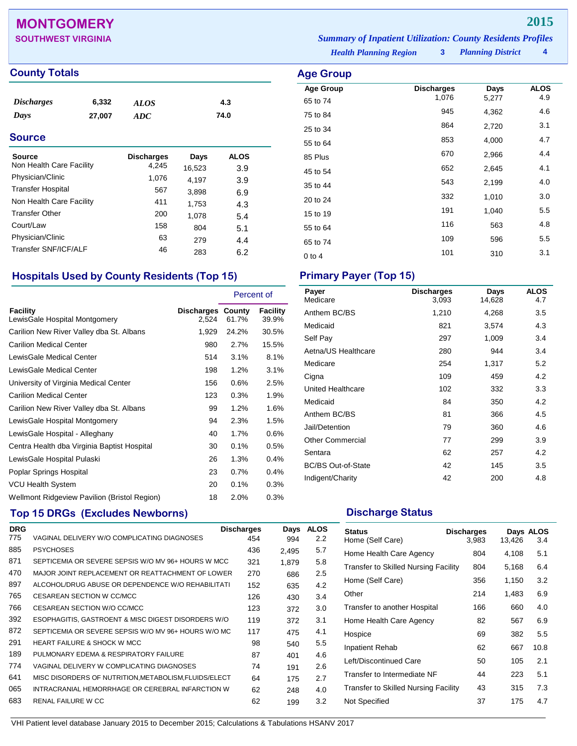# MONTGOMERY

## SOUTHWEST VIRGINIA

**2015**

*Summary of Inpatient Utilization: County Residents Profiles*

*Health Planning Region* **3** *Planning District* **4**

## County Totals

| | | | |
|---|---|---|---|
| *Discharges* | 6,332 | *ALOS* | 4.3 |
| *Days* | 27,007 | *ADC* | 74.0 |

## Source

| Source | Discharges | Days | ALOS |
|---|---|---|---|
| Non Health Care Facility | 4,245 | 16,523 | 3.9 |
| Physician/Clinic | 1,076 | 4,197 | 3.9 |
| Transfer Hospital | 567 | 3,898 | 6.9 |
| Non Health Care Facility | 411 | 1,753 | 4.3 |
| Transfer Other | 200 | 1,078 | 5.4 |
| Court/Law | 158 | 804 | 5.1 |
| Physician/Clinic | 63 | 279 | 4.4 |
| Transfer SNF/ICF/ALF | 46 | 283 | 6.2 |

## Age Group

| Age Group | Discharges | Days | ALOS |
|---|---|---|---|
| 65 to 74 | 1,076 | 5,277 | 4.9 |
| 75 to 84 | 945 | 4,362 | 4.6 |
| 25 to 34 | 864 | 2,720 | 3.1 |
| 55 to 64 | 853 | 4,000 | 4.7 |
| 85 Plus | 670 | 2,966 | 4.4 |
| 45 to 54 | 652 | 2,645 | 4.1 |
| 35 to 44 | 543 | 2,199 | 4.0 |
| 20 to 24 | 332 | 1,010 | 3.0 |
| 15 to 19 | 191 | 1,040 | 5.5 |
| 55 to 64 | 116 | 563 | 4.8 |
| 65 to 74 | 109 | 596 | 5.5 |
| 0 to 4 | 101 | 310 | 3.1 |

## Hospitals Used by County Residents (Top 15)

| Facility | Discharges | Percent of County | Percent of Facility |
|---|---|---|---|
| LewisGale Hospital Montgomery | 2,524 | 61.7% | 39.9% |
| Carilion New River Valley dba St. Albans | 1,929 | 24.2% | 30.5% |
| Carilion Medical Center | 980 | 2.7% | 15.5% |
| LewisGale Medical Center | 514 | 3.1% | 8.1% |
| LewisGale Medical Center | 198 | 1.2% | 3.1% |
| University of Virginia Medical Center | 156 | 0.6% | 2.5% |
| Carilion Medical Center | 123 | 0.3% | 1.9% |
| Carilion New River Valley dba St. Albans | 99 | 1.2% | 1.6% |
| LewisGale Hospital Montgomery | 94 | 2.3% | 1.5% |
| LewisGale Hospital - Alleghany | 40 | 1.7% | 0.6% |
| Centra Health dba Virginia Baptist Hospital | 30 | 0.1% | 0.5% |
| LewisGale Hospital Pulaski | 26 | 1.3% | 0.4% |
| Poplar Springs Hospital | 23 | 0.7% | 0.4% |
| VCU Health System | 20 | 0.1% | 0.3% |
| Wellmont Ridgeview Pavilion (Bristol Region) | 18 | 2.0% | 0.3% |

## Primary Payer (Top 15)

| Payer | Discharges | Days | ALOS |
|---|---|---|---|
| Medicare | 3,093 | 14,628 | 4.7 |
| Anthem BC/BS | 1,210 | 4,268 | 3.5 |
| Medicaid | 821 | 3,574 | 4.3 |
| Self Pay | 297 | 1,009 | 3.4 |
| Aetna/US Healthcare | 280 | 944 | 3.4 |
| Medicare | 254 | 1,317 | 5.2 |
| Cigna | 109 | 459 | 4.2 |
| United Healthcare | 102 | 332 | 3.3 |
| Medicaid | 84 | 350 | 4.2 |
| Anthem BC/BS | 81 | 366 | 4.5 |
| Jail/Detention | 79 | 360 | 4.6 |
| Other Commercial | 77 | 299 | 3.9 |
| Sentara | 62 | 257 | 4.2 |
| BC/BS Out-of-State | 42 | 145 | 3.5 |
| Indigent/Charity | 42 | 200 | 4.8 |

## Top 15 DRGs (Excludes Newborns)

| DRG | | Discharges | Days | ALOS |
|---|---|---|---|---|
| 775 | VAGINAL DELIVERY W/O COMPLICATING DIAGNOSES | 454 | 994 | 2.2 |
| 885 | PSYCHOSES | 436 | 2,495 | 5.7 |
| 871 | SEPTICEMIA OR SEVERE SEPSIS W/O MV 96+ HOURS W MCC | 321 | 1,879 | 5.8 |
| 470 | MAJOR JOINT REPLACEMENT OR REATTACHMENT OF LOWER | 270 | 686 | 2.5 |
| 897 | ALCOHOL/DRUG ABUSE OR DEPENDENCE W/O REHABILITATI | 152 | 635 | 4.2 |
| 765 | CESAREAN SECTION W CC/MCC | 126 | 430 | 3.4 |
| 766 | CESAREAN SECTION W/O CC/MCC | 123 | 372 | 3.0 |
| 392 | ESOPHAGITIS, GASTROENT & MISC DIGEST DISORDERS W/O | 119 | 372 | 3.1 |
| 872 | SEPTICEMIA OR SEVERE SEPSIS W/O MV 96+ HOURS W/O MC | 117 | 475 | 4.1 |
| 291 | HEART FAILURE & SHOCK W MCC | 98 | 540 | 5.5 |
| 189 | PULMONARY EDEMA & RESPIRATORY FAILURE | 87 | 401 | 4.6 |
| 774 | VAGINAL DELIVERY W COMPLICATING DIAGNOSES | 74 | 191 | 2.6 |
| 641 | MISC DISORDERS OF NUTRITION,METABOLISM,FLUIDS/ELECT | 64 | 175 | 2.7 |
| 065 | INTRACRANIAL HEMORRHAGE OR CEREBRAL INFARCTION W | 62 | 248 | 4.0 |
| 683 | RENAL FAILURE W CC | 62 | 199 | 3.2 |

## Discharge Status

| Status | Discharges | Days | ALOS |
|---|---|---|---|
| Home (Self Care) | 3,983 | 13,426 | 3.4 |
| Home Health Care Agency | 804 | 4,108 | 5.1 |
| Transfer to Skilled Nursing Facility | 804 | 5,168 | 6.4 |
| Home (Self Care) | 356 | 1,150 | 3.2 |
| Other | 214 | 1,483 | 6.9 |
| Transfer to another Hospital | 166 | 660 | 4.0 |
| Home Health Care Agency | 82 | 567 | 6.9 |
| Hospice | 69 | 382 | 5.5 |
| Inpatient Rehab | 62 | 667 | 10.8 |
| Left/Discontinued Care | 50 | 105 | 2.1 |
| Transfer to Intermediate NF | 44 | 223 | 5.1 |
| Transfer to Skilled Nursing Facility | 43 | 315 | 7.3 |
| Not Specified | 37 | 175 | 4.7 |

VHI Patient level database January 2015 to December 2015; Calculations & Tabulations HSANV 2017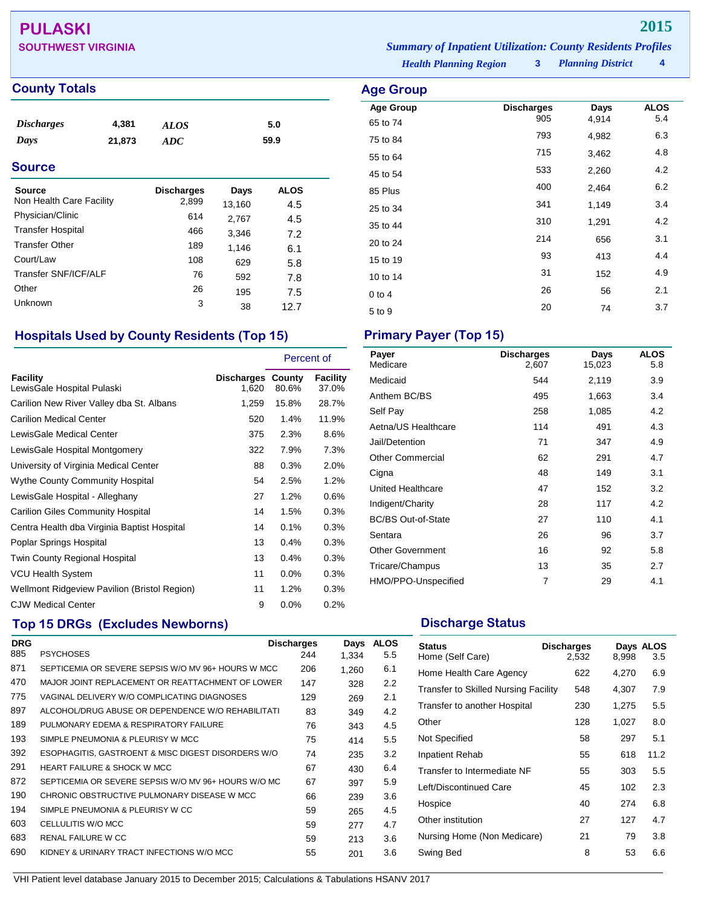# PULASKI

**SOUTHWEST VIRGINIA**

**2015**

***Summary of Inpatient Utilization: County Residents Profiles***

***Health Planning Region*** **3** ***Planning District*** **4**

## County Totals

| | | | |
|---|---|---|---|
| *Discharges* | 4,381 | *ALOS* | 5.0 |
| *Days* | 21,873 | *ADC* | 59.9 |

## Source

| Source | Discharges | Days | ALOS |
|---|---|---|---|
| Non Health Care Facility | 2,899 | 13,160 | 4.5 |
| Physician/Clinic | 614 | 2,767 | 4.5 |
| Transfer Hospital | 466 | 3,346 | 7.2 |
| Transfer Other | 189 | 1,146 | 6.1 |
| Court/Law | 108 | 629 | 5.8 |
| Transfer SNF/ICF/ALF | 76 | 592 | 7.8 |
| Other | 26 | 195 | 7.5 |
| Unknown | 3 | 38 | 12.7 |

## Age Group

| Age Group | Discharges | Days | ALOS |
|---|---|---|---|
| 65 to 74 | 905 | 4,914 | 5.4 |
| 75 to 84 | 793 | 4,982 | 6.3 |
| 55 to 64 | 715 | 3,462 | 4.8 |
| 45 to 54 | 533 | 2,260 | 4.2 |
| 85 Plus | 400 | 2,464 | 6.2 |
| 25 to 34 | 341 | 1,149 | 3.4 |
| 35 to 44 | 310 | 1,291 | 4.2 |
| 20 to 24 | 214 | 656 | 3.1 |
| 15 to 19 | 93 | 413 | 4.4 |
| 10 to 14 | 31 | 152 | 4.9 |
| 0 to 4 | 26 | 56 | 2.1 |
| 5 to 9 | 20 | 74 | 3.7 |

## Hospitals Used by County Residents (Top 15)

| Facility | Discharges | Percent of County | Percent of Facility |
|---|---|---|---|
| LewisGale Hospital Pulaski | 1,620 | 80.6% | 37.0% |
| Carilion New River Valley dba St. Albans | 1,259 | 15.8% | 28.7% |
| Carilion Medical Center | 520 | 1.4% | 11.9% |
| LewisGale Medical Center | 375 | 2.3% | 8.6% |
| LewisGale Hospital Montgomery | 322 | 7.9% | 7.3% |
| University of Virginia Medical Center | 88 | 0.3% | 2.0% |
| Wythe County Community Hospital | 54 | 2.5% | 1.2% |
| LewisGale Hospital - Alleghany | 27 | 1.2% | 0.6% |
| Carilion Giles Community Hospital | 14 | 1.5% | 0.3% |
| Centra Health dba Virginia Baptist Hospital | 14 | 0.1% | 0.3% |
| Poplar Springs Hospital | 13 | 0.4% | 0.3% |
| Twin County Regional Hospital | 13 | 0.4% | 0.3% |
| VCU Health System | 11 | 0.0% | 0.3% |
| Wellmont Ridgeview Pavilion (Bristol Region) | 11 | 1.2% | 0.3% |
| CJW Medical Center | 9 | 0.0% | 0.2% |

## Primary Payer (Top 15)

| Payer | Discharges | Days | ALOS |
|---|---|---|---|
| Medicare | 2,607 | 15,023 | 5.8 |
| Medicaid | 544 | 2,119 | 3.9 |
| Anthem BC/BS | 495 | 1,663 | 3.4 |
| Self Pay | 258 | 1,085 | 4.2 |
| Aetna/US Healthcare | 114 | 491 | 4.3 |
| Jail/Detention | 71 | 347 | 4.9 |
| Other Commercial | 62 | 291 | 4.7 |
| Cigna | 48 | 149 | 3.1 |
| United Healthcare | 47 | 152 | 3.2 |
| Indigent/Charity | 28 | 117 | 4.2 |
| BC/BS Out-of-State | 27 | 110 | 4.1 |
| Sentara | 26 | 96 | 3.7 |
| Other Government | 16 | 92 | 5.8 |
| Tricare/Champus | 13 | 35 | 2.7 |
| HMO/PPO-Unspecified | 7 | 29 | 4.1 |

## Top 15 DRGs (Excludes Newborns)

| DRG | | Discharges | Days | ALOS |
|---|---|---|---|---|
| 885 | PSYCHOSES | 244 | 1,334 | 5.5 |
| 871 | SEPTICEMIA OR SEVERE SEPSIS W/O MV 96+ HOURS W MCC | 206 | 1,260 | 6.1 |
| 470 | MAJOR JOINT REPLACEMENT OR REATTACHMENT OF LOWER | 147 | 328 | 2.2 |
| 775 | VAGINAL DELIVERY W/O COMPLICATING DIAGNOSES | 129 | 269 | 2.1 |
| 897 | ALCOHOL/DRUG ABUSE OR DEPENDENCE W/O REHABILITATI | 83 | 349 | 4.2 |
| 189 | PULMONARY EDEMA & RESPIRATORY FAILURE | 76 | 343 | 4.5 |
| 193 | SIMPLE PNEUMONIA & PLEURISY W MCC | 75 | 414 | 5.5 |
| 392 | ESOPHAGITIS, GASTROENT & MISC DIGEST DISORDERS W/O | 74 | 235 | 3.2 |
| 291 | HEART FAILURE & SHOCK W MCC | 67 | 430 | 6.4 |
| 872 | SEPTICEMIA OR SEVERE SEPSIS W/O MV 96+ HOURS W/O MC | 67 | 397 | 5.9 |
| 190 | CHRONIC OBSTRUCTIVE PULMONARY DISEASE W MCC | 66 | 239 | 3.6 |
| 194 | SIMPLE PNEUMONIA & PLEURISY W CC | 59 | 265 | 4.5 |
| 603 | CELLULITIS W/O MCC | 59 | 277 | 4.7 |
| 683 | RENAL FAILURE W CC | 59 | 213 | 3.6 |
| 690 | KIDNEY & URINARY TRACT INFECTIONS W/O MCC | 55 | 201 | 3.6 |

## Discharge Status

| Status | Discharges | Days | ALOS |
|---|---|---|---|
| Home (Self Care) | 2,532 | 8,998 | 3.5 |
| Home Health Care Agency | 622 | 4,270 | 6.9 |
| Transfer to Skilled Nursing Facility | 548 | 4,307 | 7.9 |
| Transfer to another Hospital | 230 | 1,275 | 5.5 |
| Other | 128 | 1,027 | 8.0 |
| Not Specified | 58 | 297 | 5.1 |
| Inpatient Rehab | 55 | 618 | 11.2 |
| Transfer to Intermediate NF | 55 | 303 | 5.5 |
| Left/Discontinued Care | 45 | 102 | 2.3 |
| Hospice | 40 | 274 | 6.8 |
| Other institution | 27 | 127 | 4.7 |
| Nursing Home (Non Medicare) | 21 | 79 | 3.8 |
| Swing Bed | 8 | 53 | 6.6 |

VHI Patient level database January 2015 to December 2015; Calculations & Tabulations HSANV 2017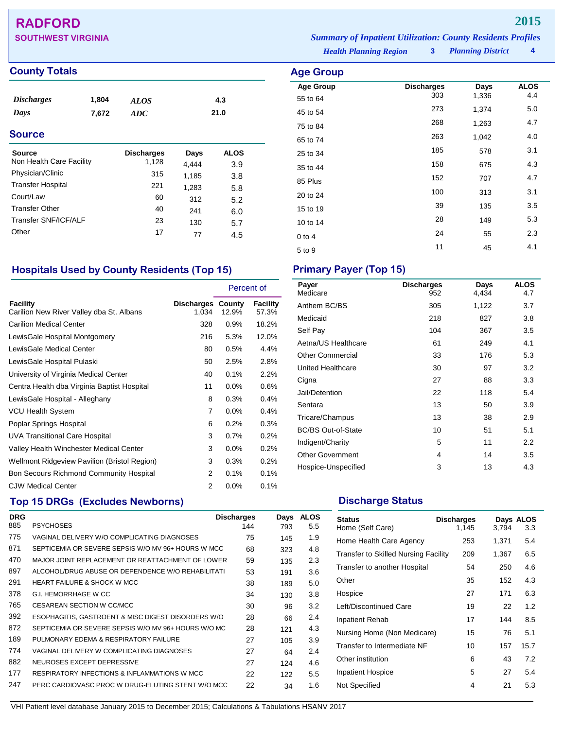# RADFORD

## SOUTHWEST VIRGINIA

**2015**

*Summary of Inpatient Utilization: County Residents Profiles*

*Health Planning Region* **3** *Planning District* **4**

## County Totals

| | | | |
|---|---|---|---|
| *Discharges* | 1,804 | *ALOS* | 4.3 |
| *Days* | 7,672 | *ADC* | 21.0 |

## Source

| Source | Discharges | Days | ALOS |
|---|---|---|---|
| Non Health Care Facility | 1,128 | 4,444 | 3.9 |
| Physician/Clinic | 315 | 1,185 | 3.8 |
| Transfer Hospital | 221 | 1,283 | 5.8 |
| Court/Law | 60 | 312 | 5.2 |
| Transfer Other | 40 | 241 | 6.0 |
| Transfer SNF/ICF/ALF | 23 | 130 | 5.7 |
| Other | 17 | 77 | 4.5 |

## Age Group

| Age Group | Discharges | Days | ALOS |
|---|---|---|---|
| 55 to 64 | 303 | 1,336 | 4.4 |
| 45 to 54 | 273 | 1,374 | 5.0 |
| 75 to 84 | 268 | 1,263 | 4.7 |
| 65 to 74 | 263 | 1,042 | 4.0 |
| 25 to 34 | 185 | 578 | 3.1 |
| 35 to 44 | 158 | 675 | 4.3 |
| 85 Plus | 152 | 707 | 4.7 |
| 20 to 24 | 100 | 313 | 3.1 |
| 15 to 19 | 39 | 135 | 3.5 |
| 10 to 14 | 28 | 149 | 5.3 |
| 0 to 4 | 24 | 55 | 2.3 |
| 5 to 9 | 11 | 45 | 4.1 |

## Hospitals Used by County Residents (Top 15)

| | | Percent of | |
|---|---|---|---|
| Facility | Discharges | County | Facility |
| Carilion New River Valley dba St. Albans | 1,034 | 12.9% | 57.3% |
| Carilion Medical Center | 328 | 0.9% | 18.2% |
| LewisGale Hospital Montgomery | 216 | 5.3% | 12.0% |
| LewisGale Medical Center | 80 | 0.5% | 4.4% |
| LewisGale Hospital Pulaski | 50 | 2.5% | 2.8% |
| University of Virginia Medical Center | 40 | 0.1% | 2.2% |
| Centra Health dba Virginia Baptist Hospital | 11 | 0.0% | 0.6% |
| LewisGale Hospital - Alleghany | 8 | 0.3% | 0.4% |
| VCU Health System | 7 | 0.0% | 0.4% |
| Poplar Springs Hospital | 6 | 0.2% | 0.3% |
| UVA Transitional Care Hospital | 3 | 0.7% | 0.2% |
| Valley Health Winchester Medical Center | 3 | 0.0% | 0.2% |
| Wellmont Ridgeview Pavilion (Bristol Region) | 3 | 0.3% | 0.2% |
| Bon Secours Richmond Community Hospital | 2 | 0.1% | 0.1% |
| CJW Medical Center | 2 | 0.0% | 0.1% |

## Primary Payer (Top 15)

| Payer | Discharges | Days | ALOS |
|---|---|---|---|
| Medicare | 952 | 4,434 | 4.7 |
| Anthem BC/BS | 305 | 1,122 | 3.7 |
| Medicaid | 218 | 827 | 3.8 |
| Self Pay | 104 | 367 | 3.5 |
| Aetna/US Healthcare | 61 | 249 | 4.1 |
| Other Commercial | 33 | 176 | 5.3 |
| United Healthcare | 30 | 97 | 3.2 |
| Cigna | 27 | 88 | 3.3 |
| Jail/Detention | 22 | 118 | 5.4 |
| Sentara | 13 | 50 | 3.9 |
| Tricare/Champus | 13 | 38 | 2.9 |
| BC/BS Out-of-State | 10 | 51 | 5.1 |
| Indigent/Charity | 5 | 11 | 2.2 |
| Other Government | 4 | 14 | 3.5 |
| Hospice-Unspecified | 3 | 13 | 4.3 |

## Top 15 DRGs (Excludes Newborns)

| DRG | | Discharges | Days | ALOS |
|---|---|---|---|---|
| 885 | PSYCHOSES | 144 | 793 | 5.5 |
| 775 | VAGINAL DELIVERY W/O COMPLICATING DIAGNOSES | 75 | 145 | 1.9 |
| 871 | SEPTICEMIA OR SEVERE SEPSIS W/O MV 96+ HOURS W MCC | 68 | 323 | 4.8 |
| 470 | MAJOR JOINT REPLACEMENT OR REATTACHMENT OF LOWER | 59 | 135 | 2.3 |
| 897 | ALCOHOL/DRUG ABUSE OR DEPENDENCE W/O REHABILITATI | 53 | 191 | 3.6 |
| 291 | HEART FAILURE & SHOCK W MCC | 38 | 189 | 5.0 |
| 378 | G.I. HEMORRHAGE W CC | 34 | 130 | 3.8 |
| 765 | CESAREAN SECTION W CC/MCC | 30 | 96 | 3.2 |
| 392 | ESOPHAGITIS, GASTROENT & MISC DIGEST DISORDERS W/O | 28 | 66 | 2.4 |
| 872 | SEPTICEMIA OR SEVERE SEPSIS W/O MV 96+ HOURS W/O MC | 28 | 121 | 4.3 |
| 189 | PULMONARY EDEMA & RESPIRATORY FAILURE | 27 | 105 | 3.9 |
| 774 | VAGINAL DELIVERY W COMPLICATING DIAGNOSES | 27 | 64 | 2.4 |
| 882 | NEUROSES EXCEPT DEPRESSIVE | 27 | 124 | 4.6 |
| 177 | RESPIRATORY INFECTIONS & INFLAMMATIONS W MCC | 22 | 122 | 5.5 |
| 247 | PERC CARDIOVASC PROC W DRUG-ELUTING STENT W/O MCC | 22 | 34 | 1.6 |

## Discharge Status

| Status | Discharges | Days | ALOS |
|---|---|---|---|
| Home (Self Care) | 1,145 | 3,794 | 3.3 |
| Home Health Care Agency | 253 | 1,371 | 5.4 |
| Transfer to Skilled Nursing Facility | 209 | 1,367 | 6.5 |
| Transfer to another Hospital | 54 | 250 | 4.6 |
| Other | 35 | 152 | 4.3 |
| Hospice | 27 | 171 | 6.3 |
| Left/Discontinued Care | 19 | 22 | 1.2 |
| Inpatient Rehab | 17 | 144 | 8.5 |
| Nursing Home (Non Medicare) | 15 | 76 | 5.1 |
| Transfer to Intermediate NF | 10 | 157 | 15.7 |
| Other institution | 6 | 43 | 7.2 |
| Inpatient Hospice | 5 | 27 | 5.4 |
| Not Specified | 4 | 21 | 5.3 |

VHI Patient level database January 2015 to December 2015; Calculations & Tabulations HSANV 2017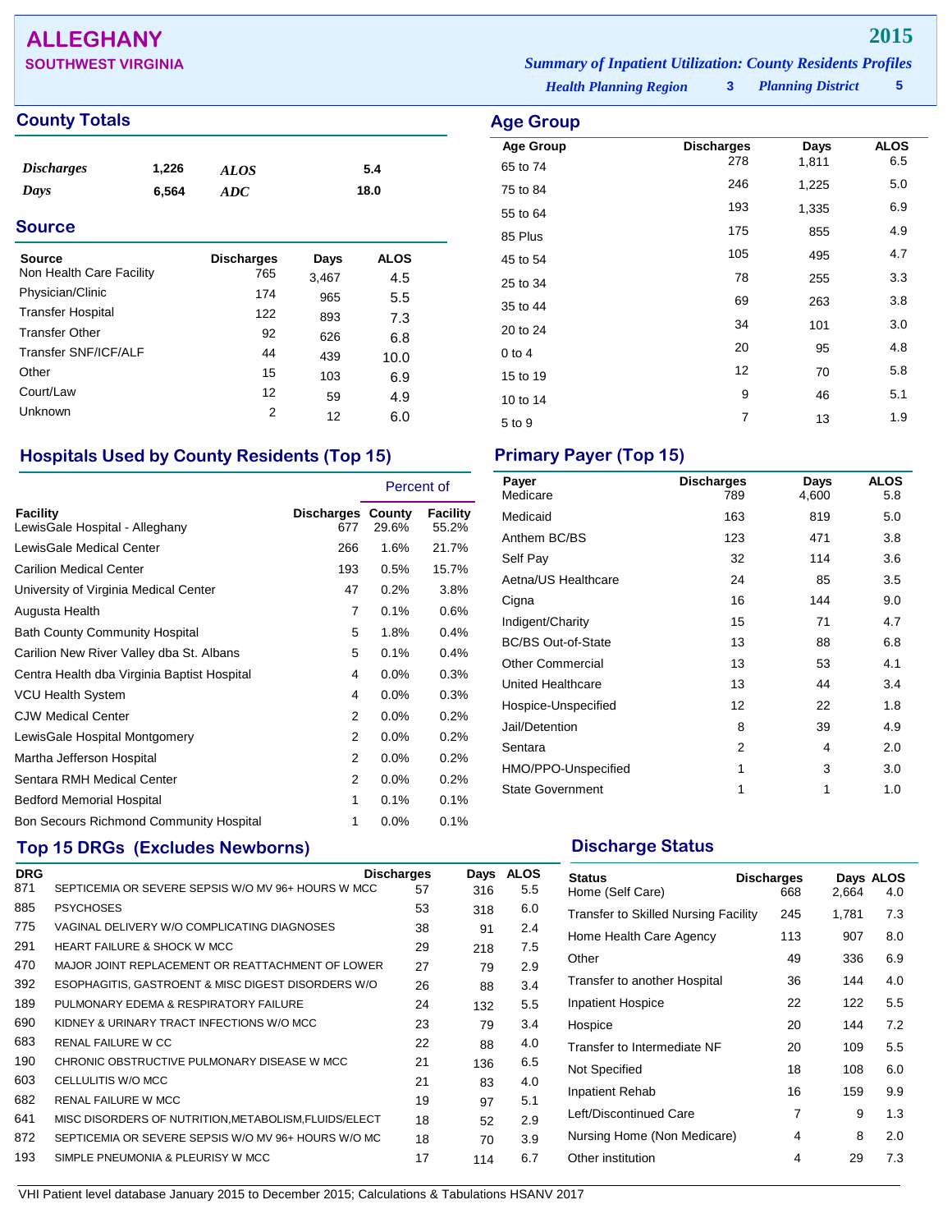# ALLEGHANY

## SOUTHWEST VIRGINIA

**2015**

*Summary of Inpatient Utilization: County Residents Profiles*

*Health Planning Region* **3** *Planning District* **5**

## County Totals

| | | | |
|---|---|---|---|
| *Discharges* | 1,226 | *ALOS* | 5.4 |
| *Days* | 6,564 | *ADC* | 18.0 |

## Source

| Source | Discharges | Days | ALOS |
|---|---|---|---|
| Non Health Care Facility | 765 | 3,467 | 4.5 |
| Physician/Clinic | 174 | 965 | 5.5 |
| Transfer Hospital | 122 | 893 | 7.3 |
| Transfer Other | 92 | 626 | 6.8 |
| Transfer SNF/ICF/ALF | 44 | 439 | 10.0 |
| Other | 15 | 103 | 6.9 |
| Court/Law | 12 | 59 | 4.9 |
| Unknown | 2 | 12 | 6.0 |

## Age Group

| Age Group | Discharges | Days | ALOS |
|---|---|---|---|
| 65 to 74 | 278 | 1,811 | 6.5 |
| 75 to 84 | 246 | 1,225 | 5.0 |
| 55 to 64 | 193 | 1,335 | 6.9 |
| 85 Plus | 175 | 855 | 4.9 |
| 45 to 54 | 105 | 495 | 4.7 |
| 25 to 34 | 78 | 255 | 3.3 |
| 35 to 44 | 69 | 263 | 3.8 |
| 20 to 24 | 34 | 101 | 3.0 |
| 0 to 4 | 20 | 95 | 4.8 |
| 15 to 19 | 12 | 70 | 5.8 |
| 10 to 14 | 9 | 46 | 5.1 |
| 5 to 9 | 7 | 13 | 1.9 |

## Hospitals Used by County Residents (Top 15)

| | | Percent of | |
|---|---|---|---|
| Facility | Discharges | County | Facility |
| LewisGale Hospital - Alleghany | 677 | 29.6% | 55.2% |
| LewisGale Medical Center | 266 | 1.6% | 21.7% |
| Carilion Medical Center | 193 | 0.5% | 15.7% |
| University of Virginia Medical Center | 47 | 0.2% | 3.8% |
| Augusta Health | 7 | 0.1% | 0.6% |
| Bath County Community Hospital | 5 | 1.8% | 0.4% |
| Carilion New River Valley dba St. Albans | 5 | 0.1% | 0.4% |
| Centra Health dba Virginia Baptist Hospital | 4 | 0.0% | 0.3% |
| VCU Health System | 4 | 0.0% | 0.3% |
| CJW Medical Center | 2 | 0.0% | 0.2% |
| LewisGale Hospital Montgomery | 2 | 0.0% | 0.2% |
| Martha Jefferson Hospital | 2 | 0.0% | 0.2% |
| Sentara RMH Medical Center | 2 | 0.0% | 0.2% |
| Bedford Memorial Hospital | 1 | 0.1% | 0.1% |
| Bon Secours Richmond Community Hospital | 1 | 0.0% | 0.1% |

## Primary Payer (Top 15)

| Payer | Discharges | Days | ALOS |
|---|---|---|---|
| Medicare | 789 | 4,600 | 5.8 |
| Medicaid | 163 | 819 | 5.0 |
| Anthem BC/BS | 123 | 471 | 3.8 |
| Self Pay | 32 | 114 | 3.6 |
| Aetna/US Healthcare | 24 | 85 | 3.5 |
| Cigna | 16 | 144 | 9.0 |
| Indigent/Charity | 15 | 71 | 4.7 |
| BC/BS Out-of-State | 13 | 88 | 6.8 |
| Other Commercial | 13 | 53 | 4.1 |
| United Healthcare | 13 | 44 | 3.4 |
| Hospice-Unspecified | 12 | 22 | 1.8 |
| Jail/Detention | 8 | 39 | 4.9 |
| Sentara | 2 | 4 | 2.0 |
| HMO/PPO-Unspecified | 1 | 3 | 3.0 |
| State Government | 1 | 1 | 1.0 |

## Top 15 DRGs (Excludes Newborns)

| DRG | | Discharges | Days | ALOS |
|---|---|---|---|---|
| 871 | SEPTICEMIA OR SEVERE SEPSIS W/O MV 96+ HOURS W MCC | 57 | 316 | 5.5 |
| 885 | PSYCHOSES | 53 | 318 | 6.0 |
| 775 | VAGINAL DELIVERY W/O COMPLICATING DIAGNOSES | 38 | 91 | 2.4 |
| 291 | HEART FAILURE & SHOCK W MCC | 29 | 218 | 7.5 |
| 470 | MAJOR JOINT REPLACEMENT OR REATTACHMENT OF LOWER | 27 | 79 | 2.9 |
| 392 | ESOPHAGITIS, GASTROENT & MISC DIGEST DISORDERS W/O | 26 | 88 | 3.4 |
| 189 | PULMONARY EDEMA & RESPIRATORY FAILURE | 24 | 132 | 5.5 |
| 690 | KIDNEY & URINARY TRACT INFECTIONS W/O MCC | 23 | 79 | 3.4 |
| 683 | RENAL FAILURE W CC | 22 | 88 | 4.0 |
| 190 | CHRONIC OBSTRUCTIVE PULMONARY DISEASE W MCC | 21 | 136 | 6.5 |
| 603 | CELLULITIS W/O MCC | 21 | 83 | 4.0 |
| 682 | RENAL FAILURE W MCC | 19 | 97 | 5.1 |
| 641 | MISC DISORDERS OF NUTRITION,METABOLISM,FLUIDS/ELECT | 18 | 52 | 2.9 |
| 872 | SEPTICEMIA OR SEVERE SEPSIS W/O MV 96+ HOURS W/O MC | 18 | 70 | 3.9 |
| 193 | SIMPLE PNEUMONIA & PLEURISY W MCC | 17 | 114 | 6.7 |

## Discharge Status

| Status | Discharges | Days | ALOS |
|---|---|---|---|
| Home (Self Care) | 668 | 2,664 | 4.0 |
| Transfer to Skilled Nursing Facility | 245 | 1,781 | 7.3 |
| Home Health Care Agency | 113 | 907 | 8.0 |
| Other | 49 | 336 | 6.9 |
| Transfer to another Hospital | 36 | 144 | 4.0 |
| Inpatient Hospice | 22 | 122 | 5.5 |
| Hospice | 20 | 144 | 7.2 |
| Transfer to Intermediate NF | 20 | 109 | 5.5 |
| Not Specified | 18 | 108 | 6.0 |
| Inpatient Rehab | 16 | 159 | 9.9 |
| Left/Discontinued Care | 7 | 9 | 1.3 |
| Nursing Home (Non Medicare) | 4 | 8 | 2.0 |
| Other institution | 4 | 29 | 7.3 |

VHI Patient level database January 2015 to December 2015; Calculations & Tabulations HSANV 2017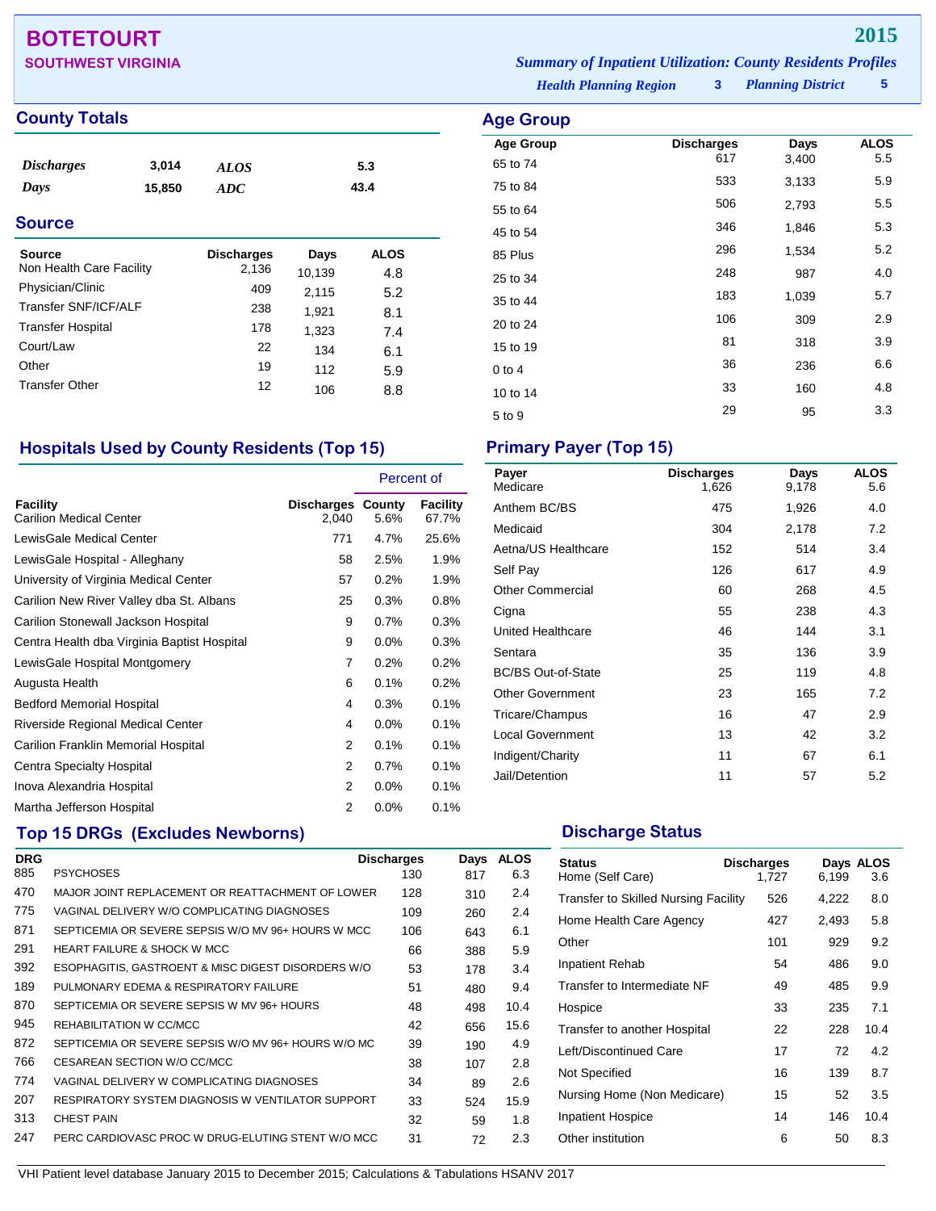# BOTETOURT

**SOUTHWEST VIRGINIA**

**2015**

*Summary of Inpatient Utilization: County Residents Profiles*

*Health Planning Region* **3** *Planning District* **5**

## County Totals

| | | | |
|---|---|---|---|
| *Discharges* | 3,014 | *ALOS* | 5.3 |
| *Days* | 15,850 | *ADC* | 43.4 |

## Source

| Source | Discharges | Days | ALOS |
|---|---|---|---|
| Non Health Care Facility | 2,136 | 10,139 | 4.8 |
| Physician/Clinic | 409 | 2,115 | 5.2 |
| Transfer SNF/ICF/ALF | 238 | 1,921 | 8.1 |
| Transfer Hospital | 178 | 1,323 | 7.4 |
| Court/Law | 22 | 134 | 6.1 |
| Other | 19 | 112 | 5.9 |
| Transfer Other | 12 | 106 | 8.8 |

## Age Group

| Age Group | Discharges | Days | ALOS |
|---|---|---|---|
| 65 to 74 | 617 | 3,400 | 5.5 |
| 75 to 84 | 533 | 3,133 | 5.9 |
| 55 to 64 | 506 | 2,793 | 5.5 |
| 45 to 54 | 346 | 1,846 | 5.3 |
| 85 Plus | 296 | 1,534 | 5.2 |
| 25 to 34 | 248 | 987 | 4.0 |
| 35 to 44 | 183 | 1,039 | 5.7 |
| 20 to 24 | 106 | 309 | 2.9 |
| 15 to 19 | 81 | 318 | 3.9 |
| 0 to 4 | 36 | 236 | 6.6 |
| 10 to 14 | 33 | 160 | 4.8 |
| 5 to 9 | 29 | 95 | 3.3 |

## Hospitals Used by County Residents (Top 15)

| | | Percent of | |
|---|---|---|---|
| Facility | Discharges | County | Facility |
| Carilion Medical Center | 2,040 | 5.6% | 67.7% |
| LewisGale Medical Center | 771 | 4.7% | 25.6% |
| LewisGale Hospital - Alleghany | 58 | 2.5% | 1.9% |
| University of Virginia Medical Center | 57 | 0.2% | 1.9% |
| Carilion New River Valley dba St. Albans | 25 | 0.3% | 0.8% |
| Carilion Stonewall Jackson Hospital | 9 | 0.7% | 0.3% |
| Centra Health dba Virginia Baptist Hospital | 9 | 0.0% | 0.3% |
| LewisGale Hospital Montgomery | 7 | 0.2% | 0.2% |
| Augusta Health | 6 | 0.1% | 0.2% |
| Bedford Memorial Hospital | 4 | 0.3% | 0.1% |
| Riverside Regional Medical Center | 4 | 0.0% | 0.1% |
| Carilion Franklin Memorial Hospital | 2 | 0.1% | 0.1% |
| Centra Specialty Hospital | 2 | 0.7% | 0.1% |
| Inova Alexandria Hospital | 2 | 0.0% | 0.1% |
| Martha Jefferson Hospital | 2 | 0.0% | 0.1% |

## Primary Payer (Top 15)

| Payer | Discharges | Days | ALOS |
|---|---|---|---|
| Medicare | 1,626 | 9,178 | 5.6 |
| Anthem BC/BS | 475 | 1,926 | 4.0 |
| Medicaid | 304 | 2,178 | 7.2 |
| Aetna/US Healthcare | 152 | 514 | 3.4 |
| Self Pay | 126 | 617 | 4.9 |
| Other Commercial | 60 | 268 | 4.5 |
| Cigna | 55 | 238 | 4.3 |
| United Healthcare | 46 | 144 | 3.1 |
| Sentara | 35 | 136 | 3.9 |
| BC/BS Out-of-State | 25 | 119 | 4.8 |
| Other Government | 23 | 165 | 7.2 |
| Tricare/Champus | 16 | 47 | 2.9 |
| Local Government | 13 | 42 | 3.2 |
| Indigent/Charity | 11 | 67 | 6.1 |
| Jail/Detention | 11 | 57 | 5.2 |

## Top 15 DRGs (Excludes Newborns)

| DRG | | Discharges | Days | ALOS |
|---|---|---|---|---|
| 885 | PSYCHOSES | 130 | 817 | 6.3 |
| 470 | MAJOR JOINT REPLACEMENT OR REATTACHMENT OF LOWER | 128 | 310 | 2.4 |
| 775 | VAGINAL DELIVERY W/O COMPLICATING DIAGNOSES | 109 | 260 | 2.4 |
| 871 | SEPTICEMIA OR SEVERE SEPSIS W/O MV 96+ HOURS W MCC | 106 | 643 | 6.1 |
| 291 | HEART FAILURE & SHOCK W MCC | 66 | 388 | 5.9 |
| 392 | ESOPHAGITIS, GASTROENT & MISC DIGEST DISORDERS W/O | 53 | 178 | 3.4 |
| 189 | PULMONARY EDEMA & RESPIRATORY FAILURE | 51 | 480 | 9.4 |
| 870 | SEPTICEMIA OR SEVERE SEPSIS W MV 96+ HOURS | 48 | 498 | 10.4 |
| 945 | REHABILITATION W CC/MCC | 42 | 656 | 15.6 |
| 872 | SEPTICEMIA OR SEVERE SEPSIS W/O MV 96+ HOURS W/O MC | 39 | 190 | 4.9 |
| 766 | CESAREAN SECTION W/O CC/MCC | 38 | 107 | 2.8 |
| 774 | VAGINAL DELIVERY W COMPLICATING DIAGNOSES | 34 | 89 | 2.6 |
| 207 | RESPIRATORY SYSTEM DIAGNOSIS W VENTILATOR SUPPORT | 33 | 524 | 15.9 |
| 313 | CHEST PAIN | 32 | 59 | 1.8 |
| 247 | PERC CARDIOVASC PROC W DRUG-ELUTING STENT W/O MCC | 31 | 72 | 2.3 |

## Discharge Status

| Status | Discharges | Days | ALOS |
|---|---|---|---|
| Home (Self Care) | 1,727 | 6,199 | 3.6 |
| Transfer to Skilled Nursing Facility | 526 | 4,222 | 8.0 |
| Home Health Care Agency | 427 | 2,493 | 5.8 |
| Other | 101 | 929 | 9.2 |
| Inpatient Rehab | 54 | 486 | 9.0 |
| Transfer to Intermediate NF | 49 | 485 | 9.9 |
| Hospice | 33 | 235 | 7.1 |
| Transfer to another Hospital | 22 | 228 | 10.4 |
| Left/Discontinued Care | 17 | 72 | 4.2 |
| Not Specified | 16 | 139 | 8.7 |
| Nursing Home (Non Medicare) | 15 | 52 | 3.5 |
| Inpatient Hospice | 14 | 146 | 10.4 |
| Other institution | 6 | 50 | 8.3 |

VHI Patient level database January 2015 to December 2015; Calculations & Tabulations HSANV 2017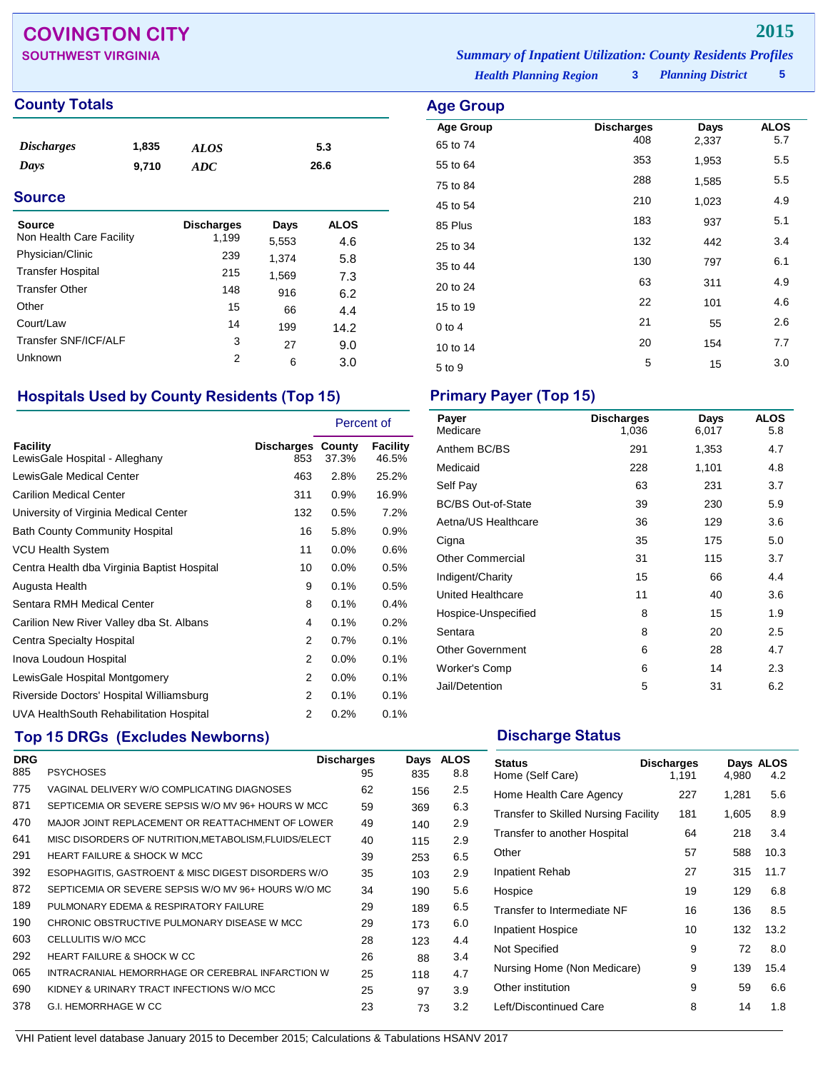# COVINGTON CITY

**SOUTHWEST VIRGINIA**

**2015**

*Summary of Inpatient Utilization: County Residents Profiles*

*Health Planning Region* **3** *Planning District* **5**

## County Totals

| | | | |
|---|---|---|---|
| *Discharges* | 1,835 | *ALOS* | 5.3 |
| *Days* | 9,710 | *ADC* | 26.6 |

## Source

| Source | Discharges | Days | ALOS |
|---|---|---|---|
| Non Health Care Facility | 1,199 | 5,553 | 4.6 |
| Physician/Clinic | 239 | 1,374 | 5.8 |
| Transfer Hospital | 215 | 1,569 | 7.3 |
| Transfer Other | 148 | 916 | 6.2 |
| Other | 15 | 66 | 4.4 |
| Court/Law | 14 | 199 | 14.2 |
| Transfer SNF/ICF/ALF | 3 | 27 | 9.0 |
| Unknown | 2 | 6 | 3.0 |

## Age Group

| Age Group | Discharges | Days | ALOS |
|---|---|---|---|
| 65 to 74 | 408 | 2,337 | 5.7 |
| 55 to 64 | 353 | 1,953 | 5.5 |
| 75 to 84 | 288 | 1,585 | 5.5 |
| 45 to 54 | 210 | 1,023 | 4.9 |
| 85 Plus | 183 | 937 | 5.1 |
| 25 to 34 | 132 | 442 | 3.4 |
| 35 to 44 | 130 | 797 | 6.1 |
| 20 to 24 | 63 | 311 | 4.9 |
| 15 to 19 | 22 | 101 | 4.6 |
| 0 to 4 | 21 | 55 | 2.6 |
| 10 to 14 | 20 | 154 | 7.7 |
| 5 to 9 | 5 | 15 | 3.0 |

## Hospitals Used by County Residents (Top 15)

| | | Percent of | |
|---|---|---|---|
| Facility | Discharges | County | Facility |
| LewisGale Hospital - Alleghany | 853 | 37.3% | 46.5% |
| LewisGale Medical Center | 463 | 2.8% | 25.2% |
| Carilion Medical Center | 311 | 0.9% | 16.9% |
| University of Virginia Medical Center | 132 | 0.5% | 7.2% |
| Bath County Community Hospital | 16 | 5.8% | 0.9% |
| VCU Health System | 11 | 0.0% | 0.6% |
| Centra Health dba Virginia Baptist Hospital | 10 | 0.0% | 0.5% |
| Augusta Health | 9 | 0.1% | 0.5% |
| Sentara RMH Medical Center | 8 | 0.1% | 0.4% |
| Carilion New River Valley dba St. Albans | 4 | 0.1% | 0.2% |
| Centra Specialty Hospital | 2 | 0.7% | 0.1% |
| Inova Loudoun Hospital | 2 | 0.0% | 0.1% |
| LewisGale Hospital Montgomery | 2 | 0.0% | 0.1% |
| Riverside Doctors' Hospital Williamsburg | 2 | 0.1% | 0.1% |
| UVA HealthSouth Rehabilitation Hospital | 2 | 0.2% | 0.1% |

## Primary Payer (Top 15)

| Payer | Discharges | Days | ALOS |
|---|---|---|---|
| Medicare | 1,036 | 6,017 | 5.8 |
| Anthem BC/BS | 291 | 1,353 | 4.7 |
| Medicaid | 228 | 1,101 | 4.8 |
| Self Pay | 63 | 231 | 3.7 |
| BC/BS Out-of-State | 39 | 230 | 5.9 |
| Aetna/US Healthcare | 36 | 129 | 3.6 |
| Cigna | 35 | 175 | 5.0 |
| Other Commercial | 31 | 115 | 3.7 |
| Indigent/Charity | 15 | 66 | 4.4 |
| United Healthcare | 11 | 40 | 3.6 |
| Hospice-Unspecified | 8 | 15 | 1.9 |
| Sentara | 8 | 20 | 2.5 |
| Other Government | 6 | 28 | 4.7 |
| Worker's Comp | 6 | 14 | 2.3 |
| Jail/Detention | 5 | 31 | 6.2 |

## Top 15 DRGs (Excludes Newborns)

| DRG | | Discharges | Days | ALOS |
|---|---|---|---|---|
| 885 | PSYCHOSES | 95 | 835 | 8.8 |
| 775 | VAGINAL DELIVERY W/O COMPLICATING DIAGNOSES | 62 | 156 | 2.5 |
| 871 | SEPTICEMIA OR SEVERE SEPSIS W/O MV 96+ HOURS W MCC | 59 | 369 | 6.3 |
| 470 | MAJOR JOINT REPLACEMENT OR REATTACHMENT OF LOWER | 49 | 140 | 2.9 |
| 641 | MISC DISORDERS OF NUTRITION,METABOLISM,FLUIDS/ELECT | 40 | 115 | 2.9 |
| 291 | HEART FAILURE & SHOCK W MCC | 39 | 253 | 6.5 |
| 392 | ESOPHAGITIS, GASTROENT & MISC DIGEST DISORDERS W/O | 35 | 103 | 2.9 |
| 872 | SEPTICEMIA OR SEVERE SEPSIS W/O MV 96+ HOURS W/O MC | 34 | 190 | 5.6 |
| 189 | PULMONARY EDEMA & RESPIRATORY FAILURE | 29 | 189 | 6.5 |
| 190 | CHRONIC OBSTRUCTIVE PULMONARY DISEASE W MCC | 29 | 173 | 6.0 |
| 603 | CELLULITIS W/O MCC | 28 | 123 | 4.4 |
| 292 | HEART FAILURE & SHOCK W CC | 26 | 88 | 3.4 |
| 065 | INTRACRANIAL HEMORRHAGE OR CEREBRAL INFARCTION W | 25 | 118 | 4.7 |
| 690 | KIDNEY & URINARY TRACT INFECTIONS W/O MCC | 25 | 97 | 3.9 |
| 378 | G.I. HEMORRHAGE W CC | 23 | 73 | 3.2 |

## Discharge Status

| Status | Discharges | Days | ALOS |
|---|---|---|---|
| Home (Self Care) | 1,191 | 4,980 | 4.2 |
| Home Health Care Agency | 227 | 1,281 | 5.6 |
| Transfer to Skilled Nursing Facility | 181 | 1,605 | 8.9 |
| Transfer to another Hospital | 64 | 218 | 3.4 |
| Other | 57 | 588 | 10.3 |
| Inpatient Rehab | 27 | 315 | 11.7 |
| Hospice | 19 | 129 | 6.8 |
| Transfer to Intermediate NF | 16 | 136 | 8.5 |
| Inpatient Hospice | 10 | 132 | 13.2 |
| Not Specified | 9 | 72 | 8.0 |
| Nursing Home (Non Medicare) | 9 | 139 | 15.4 |
| Other institution | 9 | 59 | 6.6 |
| Left/Discontinued Care | 8 | 14 | 1.8 |

VHI Patient level database January 2015 to December 2015; Calculations & Tabulations HSANV 2017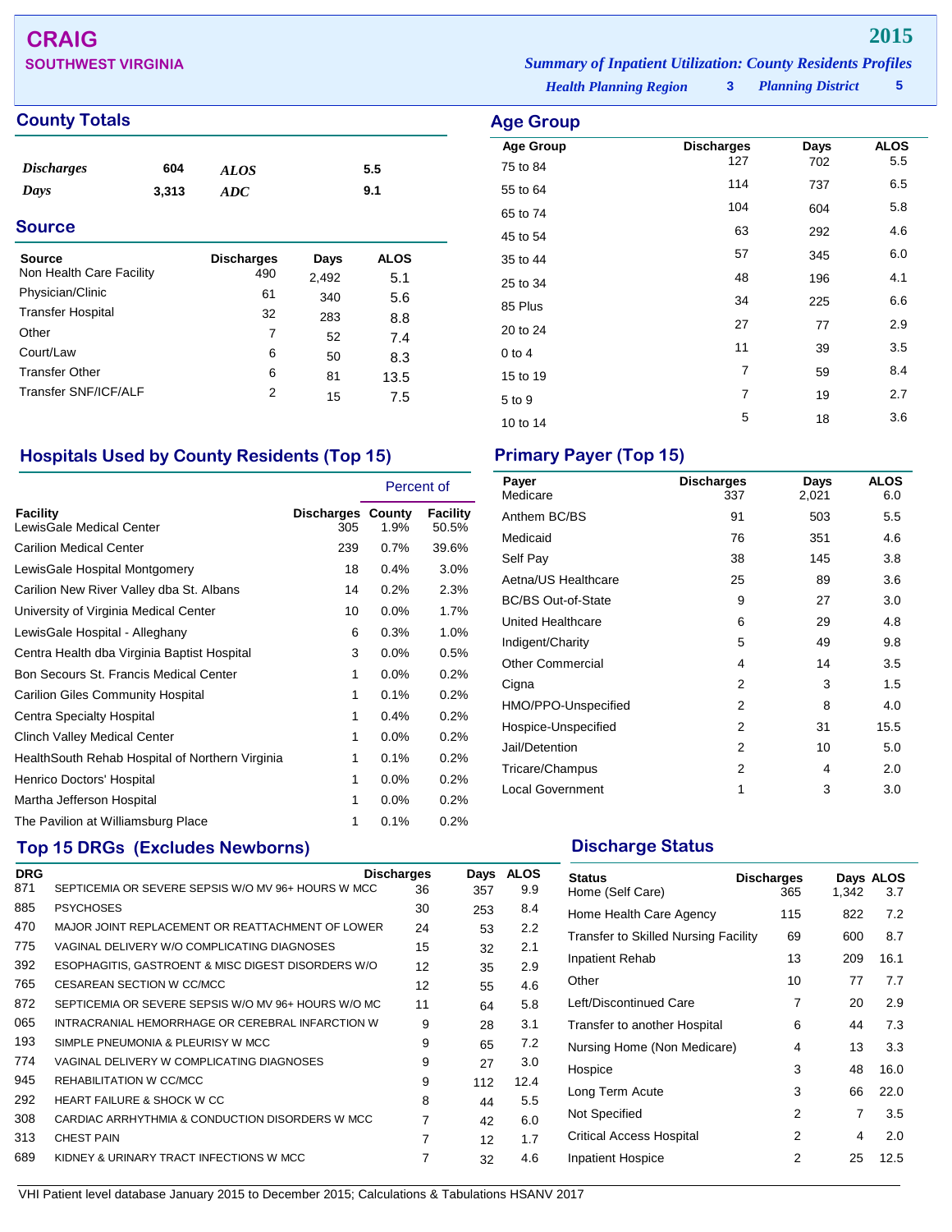# CRAIG

## SOUTHWEST VIRGINIA

**2015**

*Summary of Inpatient Utilization: County Residents Profiles*

*Health Planning Region* **3** *Planning District* **5**

## County Totals

| | | | |
|---|---|---|---|
| *Discharges* | 604 | *ALOS* | 5.5 |
| *Days* | 3,313 | *ADC* | 9.1 |

## Source

| Source | Discharges | Days | ALOS |
|---|---|---|---|
| Non Health Care Facility | 490 | 2,492 | 5.1 |
| Physician/Clinic | 61 | 340 | 5.6 |
| Transfer Hospital | 32 | 283 | 8.8 |
| Other | 7 | 52 | 7.4 |
| Court/Law | 6 | 50 | 8.3 |
| Transfer Other | 6 | 81 | 13.5 |
| Transfer SNF/ICF/ALF | 2 | 15 | 7.5 |

## Age Group

| Age Group | Discharges | Days | ALOS |
|---|---|---|---|
| 75 to 84 | 127 | 702 | 5.5 |
| 55 to 64 | 114 | 737 | 6.5 |
| 65 to 74 | 104 | 604 | 5.8 |
| 45 to 54 | 63 | 292 | 4.6 |
| 35 to 44 | 57 | 345 | 6.0 |
| 25 to 34 | 48 | 196 | 4.1 |
| 85 Plus | 34 | 225 | 6.6 |
| 20 to 24 | 27 | 77 | 2.9 |
| 0 to 4 | 11 | 39 | 3.5 |
| 15 to 19 | 7 | 59 | 8.4 |
| 5 to 9 | 7 | 19 | 2.7 |
| 10 to 14 | 5 | 18 | 3.6 |

## Hospitals Used by County Residents (Top 15)

| | | Percent of | |
|---|---|---|---|
| Facility | Discharges | County | Facility |
| LewisGale Medical Center | 305 | 1.9% | 50.5% |
| Carilion Medical Center | 239 | 0.7% | 39.6% |
| LewisGale Hospital Montgomery | 18 | 0.4% | 3.0% |
| Carilion New River Valley dba St. Albans | 14 | 0.2% | 2.3% |
| University of Virginia Medical Center | 10 | 0.0% | 1.7% |
| LewisGale Hospital - Alleghany | 6 | 0.3% | 1.0% |
| Centra Health dba Virginia Baptist Hospital | 3 | 0.0% | 0.5% |
| Bon Secours St. Francis Medical Center | 1 | 0.0% | 0.2% |
| Carilion Giles Community Hospital | 1 | 0.1% | 0.2% |
| Centra Specialty Hospital | 1 | 0.4% | 0.2% |
| Clinch Valley Medical Center | 1 | 0.0% | 0.2% |
| HealthSouth Rehab Hospital of Northern Virginia | 1 | 0.1% | 0.2% |
| Henrico Doctors' Hospital | 1 | 0.0% | 0.2% |
| Martha Jefferson Hospital | 1 | 0.0% | 0.2% |
| The Pavilion at Williamsburg Place | 1 | 0.1% | 0.2% |

## Primary Payer (Top 15)

| Payer | Discharges | Days | ALOS |
|---|---|---|---|
| Medicare | 337 | 2,021 | 6.0 |
| Anthem BC/BS | 91 | 503 | 5.5 |
| Medicaid | 76 | 351 | 4.6 |
| Self Pay | 38 | 145 | 3.8 |
| Aetna/US Healthcare | 25 | 89 | 3.6 |
| BC/BS Out-of-State | 9 | 27 | 3.0 |
| United Healthcare | 6 | 29 | 4.8 |
| Indigent/Charity | 5 | 49 | 9.8 |
| Other Commercial | 4 | 14 | 3.5 |
| Cigna | 2 | 3 | 1.5 |
| HMO/PPO-Unspecified | 2 | 8 | 4.0 |
| Hospice-Unspecified | 2 | 31 | 15.5 |
| Jail/Detention | 2 | 10 | 5.0 |
| Tricare/Champus | 2 | 4 | 2.0 |
| Local Government | 1 | 3 | 3.0 |

## Top 15 DRGs (Excludes Newborns)

| DRG | | Discharges | Days | ALOS |
|---|---|---|---|---|
| 871 | SEPTICEMIA OR SEVERE SEPSIS W/O MV 96+ HOURS W MCC | 36 | 357 | 9.9 |
| 885 | PSYCHOSES | 30 | 253 | 8.4 |
| 470 | MAJOR JOINT REPLACEMENT OR REATTACHMENT OF LOWER | 24 | 53 | 2.2 |
| 775 | VAGINAL DELIVERY W/O COMPLICATING DIAGNOSES | 15 | 32 | 2.1 |
| 392 | ESOPHAGITIS, GASTROENT & MISC DIGEST DISORDERS W/O | 12 | 35 | 2.9 |
| 765 | CESAREAN SECTION W CC/MCC | 12 | 55 | 4.6 |
| 872 | SEPTICEMIA OR SEVERE SEPSIS W/O MV 96+ HOURS W/O MC | 11 | 64 | 5.8 |
| 065 | INTRACRANIAL HEMORRHAGE OR CEREBRAL INFARCTION W | 9 | 28 | 3.1 |
| 193 | SIMPLE PNEUMONIA & PLEURISY W MCC | 9 | 65 | 7.2 |
| 774 | VAGINAL DELIVERY W COMPLICATING DIAGNOSES | 9 | 27 | 3.0 |
| 945 | REHABILITATION W CC/MCC | 9 | 112 | 12.4 |
| 292 | HEART FAILURE & SHOCK W CC | 8 | 44 | 5.5 |
| 308 | CARDIAC ARRHYTHMIA & CONDUCTION DISORDERS W MCC | 7 | 42 | 6.0 |
| 313 | CHEST PAIN | 7 | 12 | 1.7 |
| 689 | KIDNEY & URINARY TRACT INFECTIONS W MCC | 7 | 32 | 4.6 |

## Discharge Status

| Status | Discharges | Days | ALOS |
|---|---|---|---|
| Home (Self Care) | 365 | 1,342 | 3.7 |
| Home Health Care Agency | 115 | 822 | 7.2 |
| Transfer to Skilled Nursing Facility | 69 | 600 | 8.7 |
| Inpatient Rehab | 13 | 209 | 16.1 |
| Other | 10 | 77 | 7.7 |
| Left/Discontinued Care | 7 | 20 | 2.9 |
| Transfer to another Hospital | 6 | 44 | 7.3 |
| Nursing Home (Non Medicare) | 4 | 13 | 3.3 |
| Hospice | 3 | 48 | 16.0 |
| Long Term Acute | 3 | 66 | 22.0 |
| Not Specified | 2 | 7 | 3.5 |
| Critical Access Hospital | 2 | 4 | 2.0 |
| Inpatient Hospice | 2 | 25 | 12.5 |

VHI Patient level database January 2015 to December 2015; Calculations & Tabulations HSANV 2017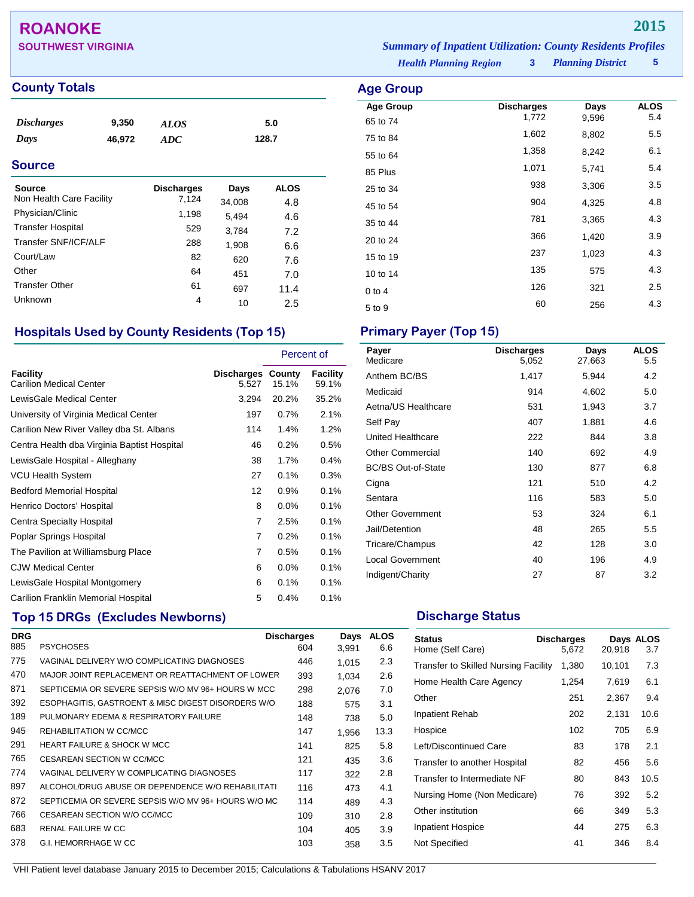# ROANOKE

**SOUTHWEST VIRGINIA**

**2015**

*Summary of Inpatient Utilization: County Residents Profiles*

*Health Planning Region* **3** *Planning District* **5**

## County Totals

| | | | |
|---|---|---|---|
| *Discharges* | 9,350 | *ALOS* | 5.0 |
| *Days* | 46,972 | *ADC* | 128.7 |

## Source

| Source | Discharges | Days | ALOS |
|---|---|---|---|
| Non Health Care Facility | 7,124 | 34,008 | 4.8 |
| Physician/Clinic | 1,198 | 5,494 | 4.6 |
| Transfer Hospital | 529 | 3,784 | 7.2 |
| Transfer SNF/ICF/ALF | 288 | 1,908 | 6.6 |
| Court/Law | 82 | 620 | 7.6 |
| Other | 64 | 451 | 7.0 |
| Transfer Other | 61 | 697 | 11.4 |
| Unknown | 4 | 10 | 2.5 |

## Age Group

| Age Group | Discharges | Days | ALOS |
|---|---|---|---|
| 65 to 74 | 1,772 | 9,596 | 5.4 |
| 75 to 84 | 1,602 | 8,802 | 5.5 |
| 55 to 64 | 1,358 | 8,242 | 6.1 |
| 85 Plus | 1,071 | 5,741 | 5.4 |
| 25 to 34 | 938 | 3,306 | 3.5 |
| 45 to 54 | 904 | 4,325 | 4.8 |
| 35 to 44 | 781 | 3,365 | 4.3 |
| 20 to 24 | 366 | 1,420 | 3.9 |
| 15 to 19 | 237 | 1,023 | 4.3 |
| 10 to 14 | 135 | 575 | 4.3 |
| 0 to 4 | 126 | 321 | 2.5 |
| 5 to 9 | 60 | 256 | 4.3 |

## Hospitals Used by County Residents (Top 15)

| Facility | Discharges | Percent of County | Percent of Facility |
|---|---|---|---|
| Carilion Medical Center | 5,527 | 15.1% | 59.1% |
| LewisGale Medical Center | 3,294 | 20.2% | 35.2% |
| University of Virginia Medical Center | 197 | 0.7% | 2.1% |
| Carilion New River Valley dba St. Albans | 114 | 1.4% | 1.2% |
| Centra Health dba Virginia Baptist Hospital | 46 | 0.2% | 0.5% |
| LewisGale Hospital - Alleghany | 38 | 1.7% | 0.4% |
| VCU Health System | 27 | 0.1% | 0.3% |
| Bedford Memorial Hospital | 12 | 0.9% | 0.1% |
| Henrico Doctors' Hospital | 8 | 0.0% | 0.1% |
| Centra Specialty Hospital | 7 | 2.5% | 0.1% |
| Poplar Springs Hospital | 7 | 0.2% | 0.1% |
| The Pavilion at Williamsburg Place | 7 | 0.5% | 0.1% |
| CJW Medical Center | 6 | 0.0% | 0.1% |
| LewisGale Hospital Montgomery | 6 | 0.1% | 0.1% |
| Carilion Franklin Memorial Hospital | 5 | 0.4% | 0.1% |

## Primary Payer (Top 15)

| Payer | Discharges | Days | ALOS |
|---|---|---|---|
| Medicare | 5,052 | 27,663 | 5.5 |
| Anthem BC/BS | 1,417 | 5,944 | 4.2 |
| Medicaid | 914 | 4,602 | 5.0 |
| Aetna/US Healthcare | 531 | 1,943 | 3.7 |
| Self Pay | 407 | 1,881 | 4.6 |
| United Healthcare | 222 | 844 | 3.8 |
| Other Commercial | 140 | 692 | 4.9 |
| BC/BS Out-of-State | 130 | 877 | 6.8 |
| Cigna | 121 | 510 | 4.2 |
| Sentara | 116 | 583 | 5.0 |
| Other Government | 53 | 324 | 6.1 |
| Jail/Detention | 48 | 265 | 5.5 |
| Tricare/Champus | 42 | 128 | 3.0 |
| Local Government | 40 | 196 | 4.9 |
| Indigent/Charity | 27 | 87 | 3.2 |

## Top 15 DRGs (Excludes Newborns)

| DRG | | Discharges | Days | ALOS |
|---|---|---|---|---|
| 885 | PSYCHOSES | 604 | 3,991 | 6.6 |
| 775 | VAGINAL DELIVERY W/O COMPLICATING DIAGNOSES | 446 | 1,015 | 2.3 |
| 470 | MAJOR JOINT REPLACEMENT OR REATTACHMENT OF LOWER | 393 | 1,034 | 2.6 |
| 871 | SEPTICEMIA OR SEVERE SEPSIS W/O MV 96+ HOURS W MCC | 298 | 2,076 | 7.0 |
| 392 | ESOPHAGITIS, GASTROENT & MISC DIGEST DISORDERS W/O | 188 | 575 | 3.1 |
| 189 | PULMONARY EDEMA & RESPIRATORY FAILURE | 148 | 738 | 5.0 |
| 945 | REHABILITATION W CC/MCC | 147 | 1,956 | 13.3 |
| 291 | HEART FAILURE & SHOCK W MCC | 141 | 825 | 5.8 |
| 765 | CESAREAN SECTION W CC/MCC | 121 | 435 | 3.6 |
| 774 | VAGINAL DELIVERY W COMPLICATING DIAGNOSES | 117 | 322 | 2.8 |
| 897 | ALCOHOL/DRUG ABUSE OR DEPENDENCE W/O REHABILITATI | 116 | 473 | 4.1 |
| 872 | SEPTICEMIA OR SEVERE SEPSIS W/O MV 96+ HOURS W/O MC | 114 | 489 | 4.3 |
| 766 | CESAREAN SECTION W/O CC/MCC | 109 | 310 | 2.8 |
| 683 | RENAL FAILURE W CC | 104 | 405 | 3.9 |
| 378 | G.I. HEMORRHAGE W CC | 103 | 358 | 3.5 |

## Discharge Status

| Status | Discharges | Days | ALOS |
|---|---|---|---|
| Home (Self Care) | 5,672 | 20,918 | 3.7 |
| Transfer to Skilled Nursing Facility | 1,380 | 10,101 | 7.3 |
| Home Health Care Agency | 1,254 | 7,619 | 6.1 |
| Other | 251 | 2,367 | 9.4 |
| Inpatient Rehab | 202 | 2,131 | 10.6 |
| Hospice | 102 | 705 | 6.9 |
| Left/Discontinued Care | 83 | 178 | 2.1 |
| Transfer to another Hospital | 82 | 456 | 5.6 |
| Transfer to Intermediate NF | 80 | 843 | 10.5 |
| Nursing Home (Non Medicare) | 76 | 392 | 5.2 |
| Other institution | 66 | 349 | 5.3 |
| Inpatient Hospice | 44 | 275 | 6.3 |
| Not Specified | 41 | 346 | 8.4 |

VHI Patient level database January 2015 to December 2015; Calculations & Tabulations HSANV 2017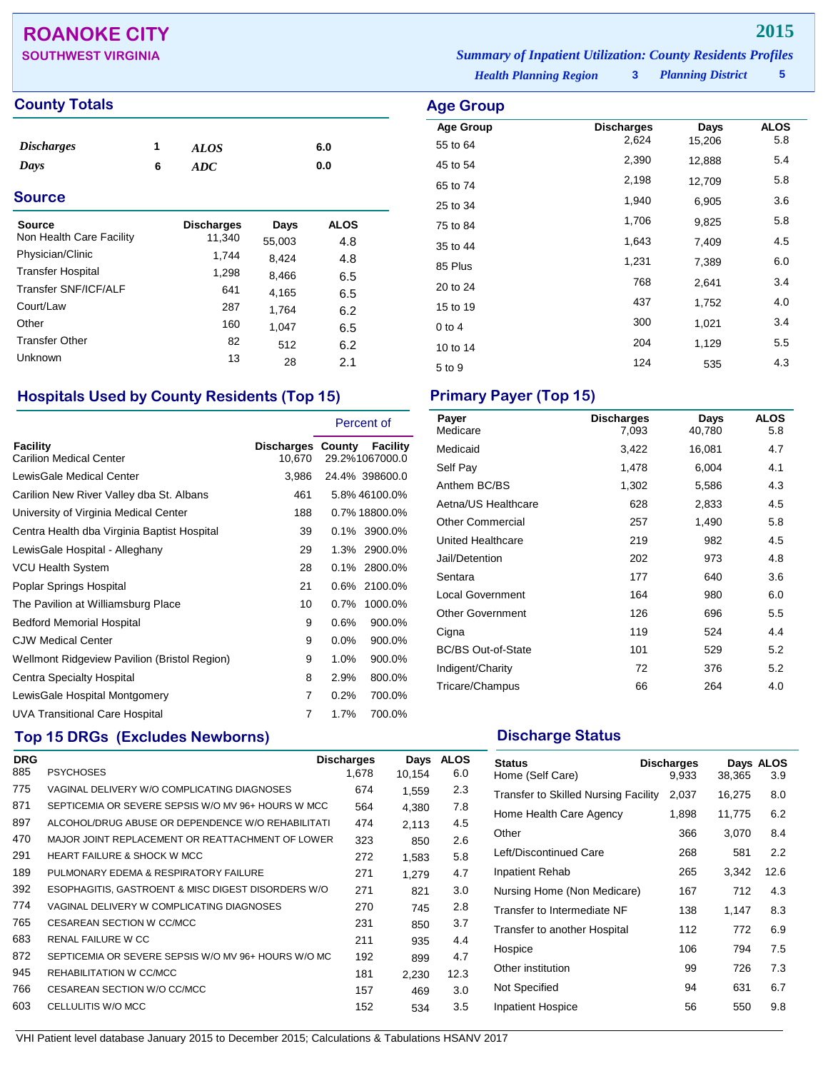# ROANOKE CITY

**SOUTHWEST VIRGINIA**

**2015**

***Summary of Inpatient Utilization: County Residents Profiles***

***Health Planning Region*** **3** ***Planning District*** **5**

## County Totals

| | | | |
|---|---|---|---|
| ***Discharges*** | **1** | ***ALOS*** | **6.0** |
| ***Days*** | **6** | ***ADC*** | **0.0** |

## Source

| Source | Discharges | Days | ALOS |
|---|---|---|---|
| Non Health Care Facility | 11,340 | 55,003 | 4.8 |
| Physician/Clinic | 1,744 | 8,424 | 4.8 |
| Transfer Hospital | 1,298 | 8,466 | 6.5 |
| Transfer SNF/ICF/ALF | 641 | 4,165 | 6.5 |
| Court/Law | 287 | 1,764 | 6.2 |
| Other | 160 | 1,047 | 6.5 |
| Transfer Other | 82 | 512 | 6.2 |
| Unknown | 13 | 28 | 2.1 |

## Age Group

| Age Group | Discharges | Days | ALOS |
|---|---|---|---|
| 55 to 64 | 2,624 | 15,206 | 5.8 |
| 45 to 54 | 2,390 | 12,888 | 5.4 |
| 65 to 74 | 2,198 | 12,709 | 5.8 |
| 25 to 34 | 1,940 | 6,905 | 3.6 |
| 75 to 84 | 1,706 | 9,825 | 5.8 |
| 35 to 44 | 1,643 | 7,409 | 4.5 |
| 85 Plus | 1,231 | 7,389 | 6.0 |
| 20 to 24 | 768 | 2,641 | 3.4 |
| 15 to 19 | 437 | 1,752 | 4.0 |
| 0 to 4 | 300 | 1,021 | 3.4 |
| 10 to 14 | 204 | 1,129 | 5.5 |
| 5 to 9 | 124 | 535 | 4.3 |

## Hospitals Used by County Residents (Top 15)

| Facility | Discharges | Percent of County | Percent of Facility |
|---|---|---|---|
| Carilion Medical Center | 10,670 | 29.2% | 1067000.0 |
| LewisGale Medical Center | 3,986 | 24.4% | 398600.0 |
| Carilion New River Valley dba St. Albans | 461 | 5.8% | 46100.0% |
| University of Virginia Medical Center | 188 | 0.7% | 18800.0% |
| Centra Health dba Virginia Baptist Hospital | 39 | 0.1% | 3900.0% |
| LewisGale Hospital - Alleghany | 29 | 1.3% | 2900.0% |
| VCU Health System | 28 | 0.1% | 2800.0% |
| Poplar Springs Hospital | 21 | 0.6% | 2100.0% |
| The Pavilion at Williamsburg Place | 10 | 0.7% | 1000.0% |
| Bedford Memorial Hospital | 9 | 0.6% | 900.0% |
| CJW Medical Center | 9 | 0.0% | 900.0% |
| Wellmont Ridgeview Pavilion (Bristol Region) | 9 | 1.0% | 900.0% |
| Centra Specialty Hospital | 8 | 2.9% | 800.0% |
| LewisGale Hospital Montgomery | 7 | 0.2% | 700.0% |
| UVA Transitional Care Hospital | 7 | 1.7% | 700.0% |

## Primary Payer (Top 15)

| Payer | Discharges | Days | ALOS |
|---|---|---|---|
| Medicare | 7,093 | 40,780 | 5.8 |
| Medicaid | 3,422 | 16,081 | 4.7 |
| Self Pay | 1,478 | 6,004 | 4.1 |
| Anthem BC/BS | 1,302 | 5,586 | 4.3 |
| Aetna/US Healthcare | 628 | 2,833 | 4.5 |
| Other Commercial | 257 | 1,490 | 5.8 |
| United Healthcare | 219 | 982 | 4.5 |
| Jail/Detention | 202 | 973 | 4.8 |
| Sentara | 177 | 640 | 3.6 |
| Local Government | 164 | 980 | 6.0 |
| Other Government | 126 | 696 | 5.5 |
| Cigna | 119 | 524 | 4.4 |
| BC/BS Out-of-State | 101 | 529 | 5.2 |
| Indigent/Charity | 72 | 376 | 5.2 |
| Tricare/Champus | 66 | 264 | 4.0 |

## Top 15 DRGs (Excludes Newborns)

| DRG | | Discharges | Days | ALOS |
|---|---|---|---|---|
| 885 | PSYCHOSES | 1,678 | 10,154 | 6.0 |
| 775 | VAGINAL DELIVERY W/O COMPLICATING DIAGNOSES | 674 | 1,559 | 2.3 |
| 871 | SEPTICEMIA OR SEVERE SEPSIS W/O MV 96+ HOURS W MCC | 564 | 4,380 | 7.8 |
| 897 | ALCOHOL/DRUG ABUSE OR DEPENDENCE W/O REHABILITATI | 474 | 2,113 | 4.5 |
| 470 | MAJOR JOINT REPLACEMENT OR REATTACHMENT OF LOWER | 323 | 850 | 2.6 |
| 291 | HEART FAILURE & SHOCK W MCC | 272 | 1,583 | 5.8 |
| 189 | PULMONARY EDEMA & RESPIRATORY FAILURE | 271 | 1,279 | 4.7 |
| 392 | ESOPHAGITIS, GASTROENT & MISC DIGEST DISORDERS W/O | 271 | 821 | 3.0 |
| 774 | VAGINAL DELIVERY W COMPLICATING DIAGNOSES | 270 | 745 | 2.8 |
| 765 | CESAREAN SECTION W CC/MCC | 231 | 850 | 3.7 |
| 683 | RENAL FAILURE W CC | 211 | 935 | 4.4 |
| 872 | SEPTICEMIA OR SEVERE SEPSIS W/O MV 96+ HOURS W/O MC | 192 | 899 | 4.7 |
| 945 | REHABILITATION W CC/MCC | 181 | 2,230 | 12.3 |
| 766 | CESAREAN SECTION W/O CC/MCC | 157 | 469 | 3.0 |
| 603 | CELLULITIS W/O MCC | 152 | 534 | 3.5 |

## Discharge Status

| Status | Discharges | Days | ALOS |
|---|---|---|---|
| Home (Self Care) | 9,933 | 38,365 | 3.9 |
| Transfer to Skilled Nursing Facility | 2,037 | 16,275 | 8.0 |
| Home Health Care Agency | 1,898 | 11,775 | 6.2 |
| Other | 366 | 3,070 | 8.4 |
| Left/Discontinued Care | 268 | 581 | 2.2 |
| Inpatient Rehab | 265 | 3,342 | 12.6 |
| Nursing Home (Non Medicare) | 167 | 712 | 4.3 |
| Transfer to Intermediate NF | 138 | 1,147 | 8.3 |
| Transfer to another Hospital | 112 | 772 | 6.9 |
| Hospice | 106 | 794 | 7.5 |
| Other institution | 99 | 726 | 7.3 |
| Not Specified | 94 | 631 | 6.7 |
| Inpatient Hospice | 56 | 550 | 9.8 |

VHI Patient level database January 2015 to December 2015; Calculations & Tabulations HSANV 2017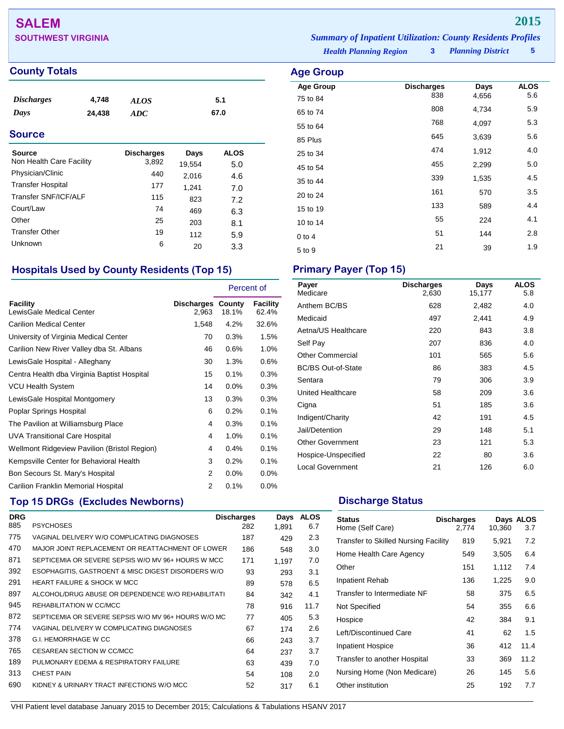# SALEM

**SOUTHWEST VIRGINIA**

**2015**

*Summary of Inpatient Utilization: County Residents Profiles*

*Health Planning Region* **3** *Planning District* **5**

## County Totals

| | | | |
|---|---|---|---|
| *Discharges* | 4,748 | *ALOS* | 5.1 |
| *Days* | 24,438 | *ADC* | 67.0 |

## Source

| Source | Discharges | Days | ALOS |
|---|---|---|---|
| Non Health Care Facility | 3,892 | 19,554 | 5.0 |
| Physician/Clinic | 440 | 2,016 | 4.6 |
| Transfer Hospital | 177 | 1,241 | 7.0 |
| Transfer SNF/ICF/ALF | 115 | 823 | 7.2 |
| Court/Law | 74 | 469 | 6.3 |
| Other | 25 | 203 | 8.1 |
| Transfer Other | 19 | 112 | 5.9 |
| Unknown | 6 | 20 | 3.3 |

## Age Group

| Age Group | Discharges | Days | ALOS |
|---|---|---|---|
| 75 to 84 | 838 | 4,656 | 5.6 |
| 65 to 74 | 808 | 4,734 | 5.9 |
| 55 to 64 | 768 | 4,097 | 5.3 |
| 85 Plus | 645 | 3,639 | 5.6 |
| 25 to 34 | 474 | 1,912 | 4.0 |
| 45 to 54 | 455 | 2,299 | 5.0 |
| 35 to 44 | 339 | 1,535 | 4.5 |
| 20 to 24 | 161 | 570 | 3.5 |
| 15 to 19 | 133 | 589 | 4.4 |
| 10 to 14 | 55 | 224 | 4.1 |
| 0 to 4 | 51 | 144 | 2.8 |
| 5 to 9 | 21 | 39 | 1.9 |

## Hospitals Used by County Residents (Top 15)

| | | Percent of | |
|---|---|---|---|
| Facility | Discharges | County | Facility |
| LewisGale Medical Center | 2,963 | 18.1% | 62.4% |
| Carilion Medical Center | 1,548 | 4.2% | 32.6% |
| University of Virginia Medical Center | 70 | 0.3% | 1.5% |
| Carilion New River Valley dba St. Albans | 46 | 0.6% | 1.0% |
| LewisGale Hospital - Alleghany | 30 | 1.3% | 0.6% |
| Centra Health dba Virginia Baptist Hospital | 15 | 0.1% | 0.3% |
| VCU Health System | 14 | 0.0% | 0.3% |
| LewisGale Hospital Montgomery | 13 | 0.3% | 0.3% |
| Poplar Springs Hospital | 6 | 0.2% | 0.1% |
| The Pavilion at Williamsburg Place | 4 | 0.3% | 0.1% |
| UVA Transitional Care Hospital | 4 | 1.0% | 0.1% |
| Wellmont Ridgeview Pavilion (Bristol Region) | 4 | 0.4% | 0.1% |
| Kempsville Center for Behavioral Health | 3 | 0.2% | 0.1% |
| Bon Secours St. Mary's Hospital | 2 | 0.0% | 0.0% |
| Carilion Franklin Memorial Hospital | 2 | 0.1% | 0.0% |

## Primary Payer (Top 15)

| Payer | Discharges | Days | ALOS |
|---|---|---|---|
| Medicare | 2,630 | 15,177 | 5.8 |
| Anthem BC/BS | 628 | 2,482 | 4.0 |
| Medicaid | 497 | 2,441 | 4.9 |
| Aetna/US Healthcare | 220 | 843 | 3.8 |
| Self Pay | 207 | 836 | 4.0 |
| Other Commercial | 101 | 565 | 5.6 |
| BC/BS Out-of-State | 86 | 383 | 4.5 |
| Sentara | 79 | 306 | 3.9 |
| United Healthcare | 58 | 209 | 3.6 |
| Cigna | 51 | 185 | 3.6 |
| Indigent/Charity | 42 | 191 | 4.5 |
| Jail/Detention | 29 | 148 | 5.1 |
| Other Government | 23 | 121 | 5.3 |
| Hospice-Unspecified | 22 | 80 | 3.6 |
| Local Government | 21 | 126 | 6.0 |

## Top 15 DRGs (Excludes Newborns)

| DRG | | Discharges | Days | ALOS |
|---|---|---|---|---|
| 885 | PSYCHOSES | 282 | 1,891 | 6.7 |
| 775 | VAGINAL DELIVERY W/O COMPLICATING DIAGNOSES | 187 | 429 | 2.3 |
| 470 | MAJOR JOINT REPLACEMENT OR REATTACHMENT OF LOWER | 186 | 548 | 3.0 |
| 871 | SEPTICEMIA OR SEVERE SEPSIS W/O MV 96+ HOURS W MCC | 171 | 1,197 | 7.0 |
| 392 | ESOPHAGITIS, GASTROENT & MISC DIGEST DISORDERS W/O | 93 | 293 | 3.1 |
| 291 | HEART FAILURE & SHOCK W MCC | 89 | 578 | 6.5 |
| 897 | ALCOHOL/DRUG ABUSE OR DEPENDENCE W/O REHABILITATI | 84 | 342 | 4.1 |
| 945 | REHABILITATION W CC/MCC | 78 | 916 | 11.7 |
| 872 | SEPTICEMIA OR SEVERE SEPSIS W/O MV 96+ HOURS W/O MC | 77 | 405 | 5.3 |
| 774 | VAGINAL DELIVERY W COMPLICATING DIAGNOSES | 67 | 174 | 2.6 |
| 378 | G.I. HEMORRHAGE W CC | 66 | 243 | 3.7 |
| 765 | CESAREAN SECTION W CC/MCC | 64 | 237 | 3.7 |
| 189 | PULMONARY EDEMA & RESPIRATORY FAILURE | 63 | 439 | 7.0 |
| 313 | CHEST PAIN | 54 | 108 | 2.0 |
| 690 | KIDNEY & URINARY TRACT INFECTIONS W/O MCC | 52 | 317 | 6.1 |

## Discharge Status

| Status | Discharges | Days | ALOS |
|---|---|---|---|
| Home (Self Care) | 2,774 | 10,360 | 3.7 |
| Transfer to Skilled Nursing Facility | 819 | 5,921 | 7.2 |
| Home Health Care Agency | 549 | 3,505 | 6.4 |
| Other | 151 | 1,112 | 7.4 |
| Inpatient Rehab | 136 | 1,225 | 9.0 |
| Transfer to Intermediate NF | 58 | 375 | 6.5 |
| Not Specified | 54 | 355 | 6.6 |
| Hospice | 42 | 384 | 9.1 |
| Left/Discontinued Care | 41 | 62 | 1.5 |
| Inpatient Hospice | 36 | 412 | 11.4 |
| Transfer to another Hospital | 33 | 369 | 11.2 |
| Nursing Home (Non Medicare) | 26 | 145 | 5.6 |
| Other institution | 25 | 192 | 7.7 |

VHI Patient level database January 2015 to December 2015; Calculations & Tabulations HSANV 2017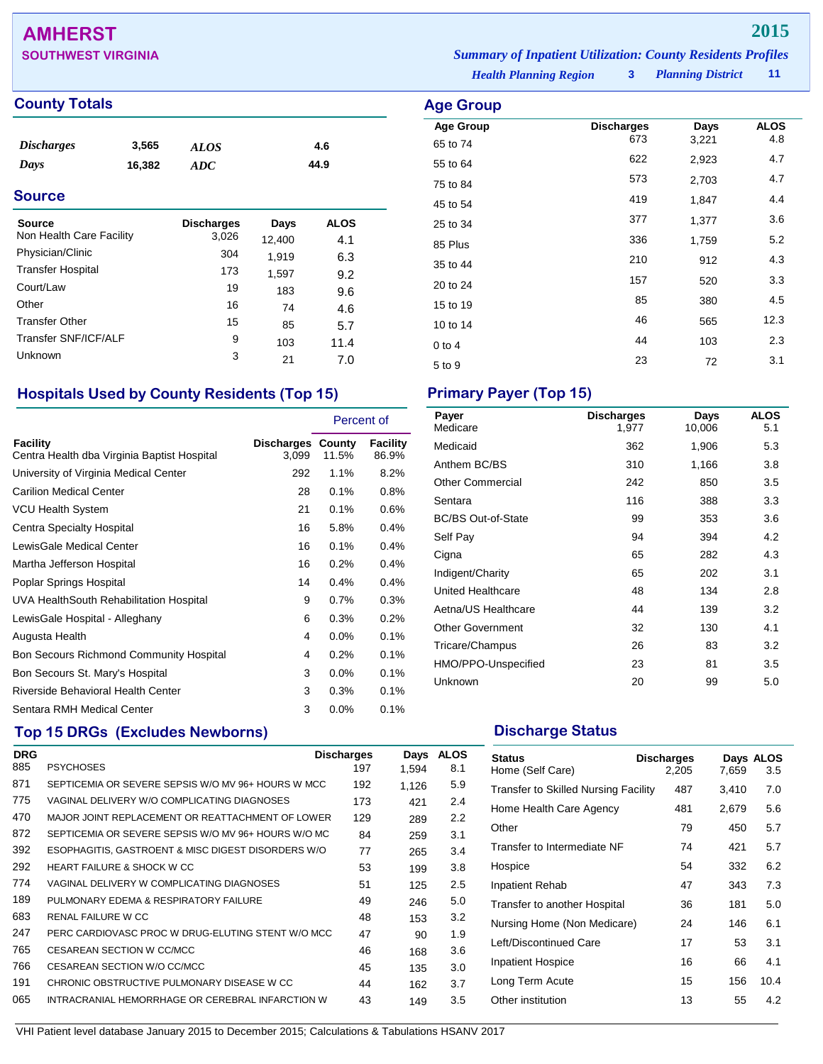# AMHERST

**SOUTHWEST VIRGINIA**

**2015**

*Summary of Inpatient Utilization: County Residents Profiles*

*Health Planning Region* **3** *Planning District* **11**

## County Totals

| | | | |
|---|---|---|---|
| *Discharges* | 3,565 | *ALOS* | 4.6 |
| *Days* | 16,382 | *ADC* | 44.9 |

## Source

| Source | Discharges | Days | ALOS |
|---|---|---|---|
| Non Health Care Facility | 3,026 | 12,400 | 4.1 |
| Physician/Clinic | 304 | 1,919 | 6.3 |
| Transfer Hospital | 173 | 1,597 | 9.2 |
| Court/Law | 19 | 183 | 9.6 |
| Other | 16 | 74 | 4.6 |
| Transfer Other | 15 | 85 | 5.7 |
| Transfer SNF/ICF/ALF | 9 | 103 | 11.4 |
| Unknown | 3 | 21 | 7.0 |

## Age Group

| Age Group | Discharges | Days | ALOS |
|---|---|---|---|
| 65 to 74 | 673 | 3,221 | 4.8 |
| 55 to 64 | 622 | 2,923 | 4.7 |
| 75 to 84 | 573 | 2,703 | 4.7 |
| 45 to 54 | 419 | 1,847 | 4.4 |
| 25 to 34 | 377 | 1,377 | 3.6 |
| 85 Plus | 336 | 1,759 | 5.2 |
| 35 to 44 | 210 | 912 | 4.3 |
| 20 to 24 | 157 | 520 | 3.3 |
| 15 to 19 | 85 | 380 | 4.5 |
| 10 to 14 | 46 | 565 | 12.3 |
| 0 to 4 | 44 | 103 | 2.3 |
| 5 to 9 | 23 | 72 | 3.1 |

## Hospitals Used by County Residents (Top 15)

| | | Percent of | |
|---|---|---|---|
| **Facility** | **Discharges** | **County** | **Facility** |
| Centra Health dba Virginia Baptist Hospital | 3,099 | 11.5% | 86.9% |
| University of Virginia Medical Center | 292 | 1.1% | 8.2% |
| Carilion Medical Center | 28 | 0.1% | 0.8% |
| VCU Health System | 21 | 0.1% | 0.6% |
| Centra Specialty Hospital | 16 | 5.8% | 0.4% |
| LewisGale Medical Center | 16 | 0.1% | 0.4% |
| Martha Jefferson Hospital | 16 | 0.2% | 0.4% |
| Poplar Springs Hospital | 14 | 0.4% | 0.4% |
| UVA HealthSouth Rehabilitation Hospital | 9 | 0.7% | 0.3% |
| LewisGale Hospital - Alleghany | 6 | 0.3% | 0.2% |
| Augusta Health | 4 | 0.0% | 0.1% |
| Bon Secours Richmond Community Hospital | 4 | 0.2% | 0.1% |
| Bon Secours St. Mary's Hospital | 3 | 0.0% | 0.1% |
| Riverside Behavioral Health Center | 3 | 0.3% | 0.1% |
| Sentara RMH Medical Center | 3 | 0.0% | 0.1% |

## Primary Payer (Top 15)

| Payer | Discharges | Days | ALOS |
|---|---|---|---|
| Medicare | 1,977 | 10,006 | 5.1 |
| Medicaid | 362 | 1,906 | 5.3 |
| Anthem BC/BS | 310 | 1,166 | 3.8 |
| Other Commercial | 242 | 850 | 3.5 |
| Sentara | 116 | 388 | 3.3 |
| BC/BS Out-of-State | 99 | 353 | 3.6 |
| Self Pay | 94 | 394 | 4.2 |
| Cigna | 65 | 282 | 4.3 |
| Indigent/Charity | 65 | 202 | 3.1 |
| United Healthcare | 48 | 134 | 2.8 |
| Aetna/US Healthcare | 44 | 139 | 3.2 |
| Other Government | 32 | 130 | 4.1 |
| Tricare/Champus | 26 | 83 | 3.2 |
| HMO/PPO-Unspecified | 23 | 81 | 3.5 |
| Unknown | 20 | 99 | 5.0 |

## Top 15 DRGs (Excludes Newborns)

| DRG | | Discharges | Days | ALOS |
|---|---|---|---|---|
| 885 | PSYCHOSES | 197 | 1,594 | 8.1 |
| 871 | SEPTICEMIA OR SEVERE SEPSIS W/O MV 96+ HOURS W MCC | 192 | 1,126 | 5.9 |
| 775 | VAGINAL DELIVERY W/O COMPLICATING DIAGNOSES | 173 | 421 | 2.4 |
| 470 | MAJOR JOINT REPLACEMENT OR REATTACHMENT OF LOWER | 129 | 289 | 2.2 |
| 872 | SEPTICEMIA OR SEVERE SEPSIS W/O MV 96+ HOURS W/O MC | 84 | 259 | 3.1 |
| 392 | ESOPHAGITIS, GASTROENT & MISC DIGEST DISORDERS W/O | 77 | 265 | 3.4 |
| 292 | HEART FAILURE & SHOCK W CC | 53 | 199 | 3.8 |
| 774 | VAGINAL DELIVERY W COMPLICATING DIAGNOSES | 51 | 125 | 2.5 |
| 189 | PULMONARY EDEMA & RESPIRATORY FAILURE | 49 | 246 | 5.0 |
| 683 | RENAL FAILURE W CC | 48 | 153 | 3.2 |
| 247 | PERC CARDIOVASC PROC W DRUG-ELUTING STENT W/O MCC | 47 | 90 | 1.9 |
| 765 | CESAREAN SECTION W CC/MCC | 46 | 168 | 3.6 |
| 766 | CESAREAN SECTION W/O CC/MCC | 45 | 135 | 3.0 |
| 191 | CHRONIC OBSTRUCTIVE PULMONARY DISEASE W CC | 44 | 162 | 3.7 |
| 065 | INTRACRANIAL HEMORRHAGE OR CEREBRAL INFARCTION W | 43 | 149 | 3.5 |

## Discharge Status

| Status | Discharges | Days | ALOS |
|---|---|---|---|
| Home (Self Care) | 2,205 | 7,659 | 3.5 |
| Transfer to Skilled Nursing Facility | 487 | 3,410 | 7.0 |
| Home Health Care Agency | 481 | 2,679 | 5.6 |
| Other | 79 | 450 | 5.7 |
| Transfer to Intermediate NF | 74 | 421 | 5.7 |
| Hospice | 54 | 332 | 6.2 |
| Inpatient Rehab | 47 | 343 | 7.3 |
| Transfer to another Hospital | 36 | 181 | 5.0 |
| Nursing Home (Non Medicare) | 24 | 146 | 6.1 |
| Left/Discontinued Care | 17 | 53 | 3.1 |
| Inpatient Hospice | 16 | 66 | 4.1 |
| Long Term Acute | 15 | 156 | 10.4 |
| Other institution | 13 | 55 | 4.2 |

VHI Patient level database January 2015 to December 2015; Calculations & Tabulations HSANV 2017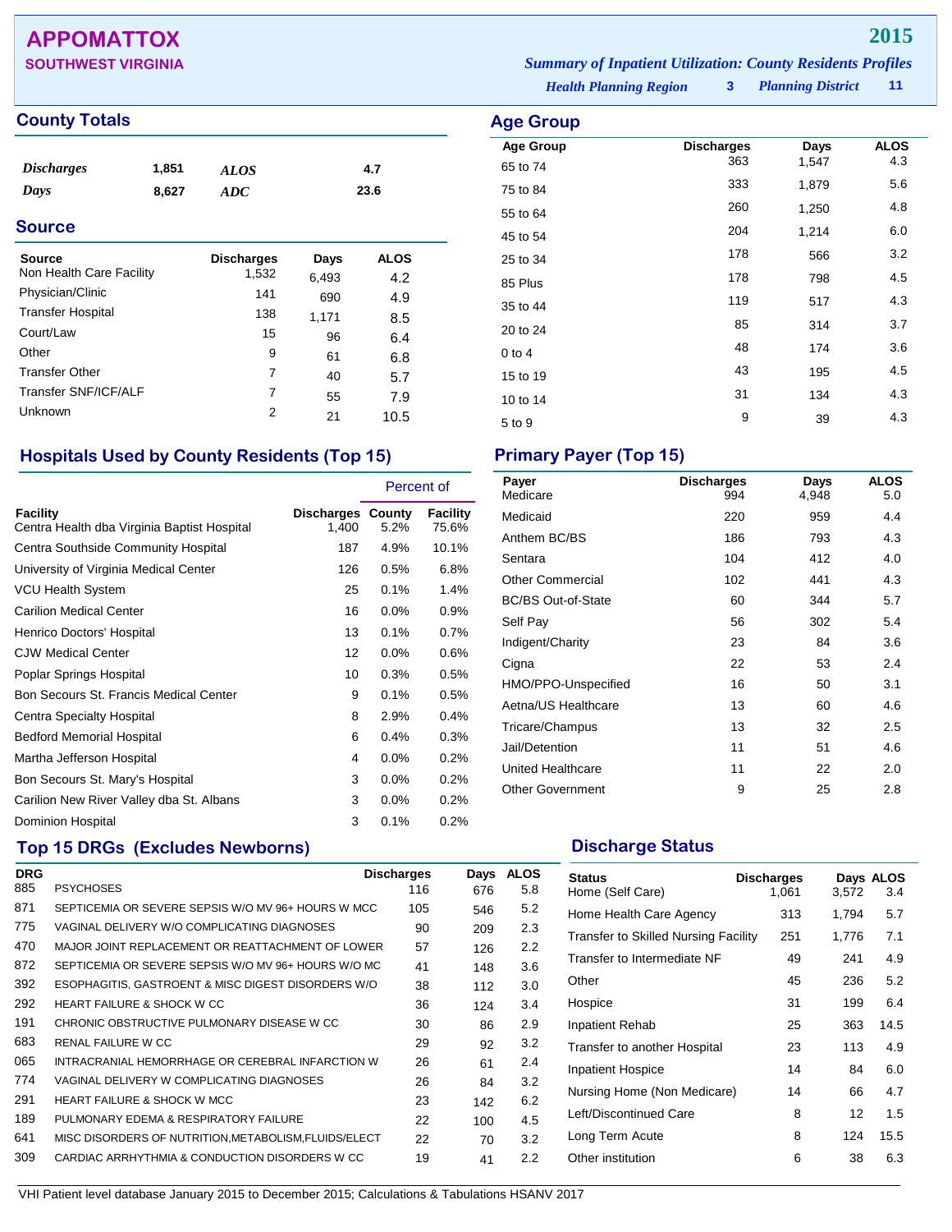# APPOMATTOX

**SOUTHWEST VIRGINIA**

**2015**

*Summary of Inpatient Utilization: County Residents Profiles*

*Health Planning Region* **3** *Planning District* **11**

## County Totals

| | | | |
|---|---|---|---|
| *Discharges* | 1,851 | *ALOS* | 4.7 |
| *Days* | 8,627 | *ADC* | 23.6 |

## Source

| Source | Discharges | Days | ALOS |
|---|---|---|---|
| Non Health Care Facility | 1,532 | 6,493 | 4.2 |
| Physician/Clinic | 141 | 690 | 4.9 |
| Transfer Hospital | 138 | 1,171 | 8.5 |
| Court/Law | 15 | 96 | 6.4 |
| Other | 9 | 61 | 6.8 |
| Transfer Other | 7 | 40 | 5.7 |
| Transfer SNF/ICF/ALF | 7 | 55 | 7.9 |
| Unknown | 2 | 21 | 10.5 |

## Age Group

| Age Group | Discharges | Days | ALOS |
|---|---|---|---|
| 65 to 74 | 363 | 1,547 | 4.3 |
| 75 to 84 | 333 | 1,879 | 5.6 |
| 55 to 64 | 260 | 1,250 | 4.8 |
| 45 to 54 | 204 | 1,214 | 6.0 |
| 25 to 34 | 178 | 566 | 3.2 |
| 85 Plus | 178 | 798 | 4.5 |
| 35 to 44 | 119 | 517 | 4.3 |
| 20 to 24 | 85 | 314 | 3.7 |
| 0 to 4 | 48 | 174 | 3.6 |
| 15 to 19 | 43 | 195 | 4.5 |
| 10 to 14 | 31 | 134 | 4.3 |
| 5 to 9 | 9 | 39 | 4.3 |

## Hospitals Used by County Residents (Top 15)

| | | Percent of | |
|---|---|---|---|
| Facility | Discharges | County | Facility |
| Centra Health dba Virginia Baptist Hospital | 1,400 | 5.2% | 75.6% |
| Centra Southside Community Hospital | 187 | 4.9% | 10.1% |
| University of Virginia Medical Center | 126 | 0.5% | 6.8% |
| VCU Health System | 25 | 0.1% | 1.4% |
| Carilion Medical Center | 16 | 0.0% | 0.9% |
| Henrico Doctors' Hospital | 13 | 0.1% | 0.7% |
| CJW Medical Center | 12 | 0.0% | 0.6% |
| Poplar Springs Hospital | 10 | 0.3% | 0.5% |
| Bon Secours St. Francis Medical Center | 9 | 0.1% | 0.5% |
| Centra Specialty Hospital | 8 | 2.9% | 0.4% |
| Bedford Memorial Hospital | 6 | 0.4% | 0.3% |
| Martha Jefferson Hospital | 4 | 0.0% | 0.2% |
| Bon Secours St. Mary's Hospital | 3 | 0.0% | 0.2% |
| Carilion New River Valley dba St. Albans | 3 | 0.0% | 0.2% |
| Dominion Hospital | 3 | 0.1% | 0.2% |

## Primary Payer (Top 15)

| Payer | Discharges | Days | ALOS |
|---|---|---|---|
| Medicare | 994 | 4,948 | 5.0 |
| Medicaid | 220 | 959 | 4.4 |
| Anthem BC/BS | 186 | 793 | 4.3 |
| Sentara | 104 | 412 | 4.0 |
| Other Commercial | 102 | 441 | 4.3 |
| BC/BS Out-of-State | 60 | 344 | 5.7 |
| Self Pay | 56 | 302 | 5.4 |
| Indigent/Charity | 23 | 84 | 3.6 |
| Cigna | 22 | 53 | 2.4 |
| HMO/PPO-Unspecified | 16 | 50 | 3.1 |
| Aetna/US Healthcare | 13 | 60 | 4.6 |
| Tricare/Champus | 13 | 32 | 2.5 |
| Jail/Detention | 11 | 51 | 4.6 |
| United Healthcare | 11 | 22 | 2.0 |
| Other Government | 9 | 25 | 2.8 |

## Top 15 DRGs (Excludes Newborns)

| DRG | | Discharges | Days | ALOS |
|---|---|---|---|---|
| 885 | PSYCHOSES | 116 | 676 | 5.8 |
| 871 | SEPTICEMIA OR SEVERE SEPSIS W/O MV 96+ HOURS W MCC | 105 | 546 | 5.2 |
| 775 | VAGINAL DELIVERY W/O COMPLICATING DIAGNOSES | 90 | 209 | 2.3 |
| 470 | MAJOR JOINT REPLACEMENT OR REATTACHMENT OF LOWER | 57 | 126 | 2.2 |
| 872 | SEPTICEMIA OR SEVERE SEPSIS W/O MV 96+ HOURS W/O MC | 41 | 148 | 3.6 |
| 392 | ESOPHAGITIS, GASTROENT & MISC DIGEST DISORDERS W/O | 38 | 112 | 3.0 |
| 292 | HEART FAILURE & SHOCK W CC | 36 | 124 | 3.4 |
| 191 | CHRONIC OBSTRUCTIVE PULMONARY DISEASE W CC | 30 | 86 | 2.9 |
| 683 | RENAL FAILURE W CC | 29 | 92 | 3.2 |
| 065 | INTRACRANIAL HEMORRHAGE OR CEREBRAL INFARCTION W | 26 | 61 | 2.4 |
| 774 | VAGINAL DELIVERY W COMPLICATING DIAGNOSES | 26 | 84 | 3.2 |
| 291 | HEART FAILURE & SHOCK W MCC | 23 | 142 | 6.2 |
| 189 | PULMONARY EDEMA & RESPIRATORY FAILURE | 22 | 100 | 4.5 |
| 641 | MISC DISORDERS OF NUTRITION,METABOLISM,FLUIDS/ELECT | 22 | 70 | 3.2 |
| 309 | CARDIAC ARRHYTHMIA & CONDUCTION DISORDERS W CC | 19 | 41 | 2.2 |

## Discharge Status

| Status | Discharges | Days | ALOS |
|---|---|---|---|
| Home (Self Care) | 1,061 | 3,572 | 3.4 |
| Home Health Care Agency | 313 | 1,794 | 5.7 |
| Transfer to Skilled Nursing Facility | 251 | 1,776 | 7.1 |
| Transfer to Intermediate NF | 49 | 241 | 4.9 |
| Other | 45 | 236 | 5.2 |
| Hospice | 31 | 199 | 6.4 |
| Inpatient Rehab | 25 | 363 | 14.5 |
| Transfer to another Hospital | 23 | 113 | 4.9 |
| Inpatient Hospice | 14 | 84 | 6.0 |
| Nursing Home (Non Medicare) | 14 | 66 | 4.7 |
| Left/Discontinued Care | 8 | 12 | 1.5 |
| Long Term Acute | 8 | 124 | 15.5 |
| Other institution | 6 | 38 | 6.3 |

VHI Patient level database January 2015 to December 2015; Calculations & Tabulations HSANV 2017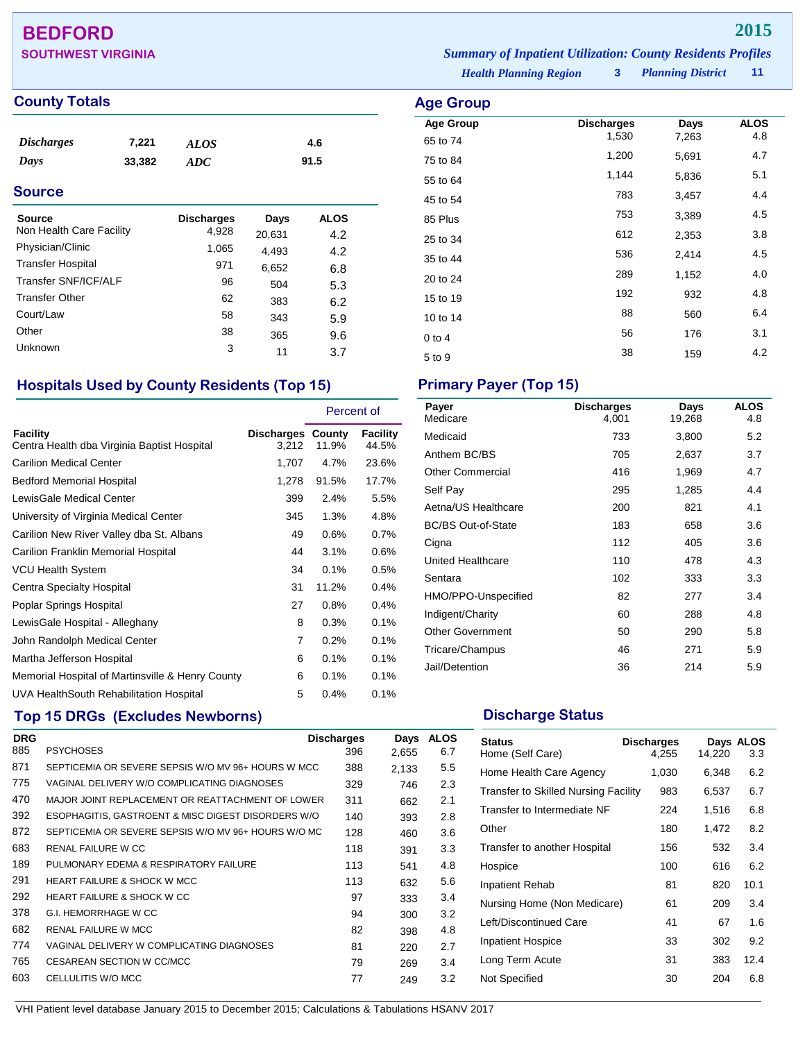# BEDFORD

**SOUTHWEST VIRGINIA**

**2015**

*Summary of Inpatient Utilization: County Residents Profiles*

*Health Planning Region* **3** *Planning District* **11**

## County Totals

| | | | |
|---|---|---|---|
| *Discharges* | 7,221 | *ALOS* | 4.6 |
| *Days* | 33,382 | *ADC* | 91.5 |

## Source

| Source | Discharges | Days | ALOS |
|---|---|---|---|
| Non Health Care Facility | 4,928 | 20,631 | 4.2 |
| Physician/Clinic | 1,065 | 4,493 | 4.2 |
| Transfer Hospital | 971 | 6,652 | 6.8 |
| Transfer SNF/ICF/ALF | 96 | 504 | 5.3 |
| Transfer Other | 62 | 383 | 6.2 |
| Court/Law | 58 | 343 | 5.9 |
| Other | 38 | 365 | 9.6 |
| Unknown | 3 | 11 | 3.7 |

## Age Group

| Age Group | Discharges | Days | ALOS |
|---|---|---|---|
| 65 to 74 | 1,530 | 7,263 | 4.8 |
| 75 to 84 | 1,200 | 5,691 | 4.7 |
| 55 to 64 | 1,144 | 5,836 | 5.1 |
| 45 to 54 | 783 | 3,457 | 4.4 |
| 85 Plus | 753 | 3,389 | 4.5 |
| 25 to 34 | 612 | 2,353 | 3.8 |
| 35 to 44 | 536 | 2,414 | 4.5 |
| 20 to 24 | 289 | 1,152 | 4.0 |
| 15 to 19 | 192 | 932 | 4.8 |
| 10 to 14 | 88 | 560 | 6.4 |
| 0 to 4 | 56 | 176 | 3.1 |
| 5 to 9 | 38 | 159 | 4.2 |

## Hospitals Used by County Residents (Top 15)

| | | Percent of | |
|---|---|---|---|
| Facility | Discharges | County | Facility |
| Centra Health dba Virginia Baptist Hospital | 3,212 | 11.9% | 44.5% |
| Carilion Medical Center | 1,707 | 4.7% | 23.6% |
| Bedford Memorial Hospital | 1,278 | 91.5% | 17.7% |
| LewisGale Medical Center | 399 | 2.4% | 5.5% |
| University of Virginia Medical Center | 345 | 1.3% | 4.8% |
| Carilion New River Valley dba St. Albans | 49 | 0.6% | 0.7% |
| Carilion Franklin Memorial Hospital | 44 | 3.1% | 0.6% |
| VCU Health System | 34 | 0.1% | 0.5% |
| Centra Specialty Hospital | 31 | 11.2% | 0.4% |
| Poplar Springs Hospital | 27 | 0.8% | 0.4% |
| LewisGale Hospital - Alleghany | 8 | 0.3% | 0.1% |
| John Randolph Medical Center | 7 | 0.2% | 0.1% |
| Martha Jefferson Hospital | 6 | 0.1% | 0.1% |
| Memorial Hospital of Martinsville & Henry County | 6 | 0.1% | 0.1% |
| UVA HealthSouth Rehabilitation Hospital | 5 | 0.4% | 0.1% |

## Primary Payer (Top 15)

| Payer | Discharges | Days | ALOS |
|---|---|---|---|
| Medicare | 4,001 | 19,268 | 4.8 |
| Medicaid | 733 | 3,800 | 5.2 |
| Anthem BC/BS | 705 | 2,637 | 3.7 |
| Other Commercial | 416 | 1,969 | 4.7 |
| Self Pay | 295 | 1,285 | 4.4 |
| Aetna/US Healthcare | 200 | 821 | 4.1 |
| BC/BS Out-of-State | 183 | 658 | 3.6 |
| Cigna | 112 | 405 | 3.6 |
| United Healthcare | 110 | 478 | 4.3 |
| Sentara | 102 | 333 | 3.3 |
| HMO/PPO-Unspecified | 82 | 277 | 3.4 |
| Indigent/Charity | 60 | 288 | 4.8 |
| Other Government | 50 | 290 | 5.8 |
| Tricare/Champus | 46 | 271 | 5.9 |
| Jail/Detention | 36 | 214 | 5.9 |

## Top 15 DRGs (Excludes Newborns)

| DRG | | Discharges | Days | ALOS |
|---|---|---|---|---|
| 885 | PSYCHOSES | 396 | 2,655 | 6.7 |
| 871 | SEPTICEMIA OR SEVERE SEPSIS W/O MV 96+ HOURS W MCC | 388 | 2,133 | 5.5 |
| 775 | VAGINAL DELIVERY W/O COMPLICATING DIAGNOSES | 329 | 746 | 2.3 |
| 470 | MAJOR JOINT REPLACEMENT OR REATTACHMENT OF LOWER | 311 | 662 | 2.1 |
| 392 | ESOPHAGITIS, GASTROENT & MISC DIGEST DISORDERS W/O | 140 | 393 | 2.8 |
| 872 | SEPTICEMIA OR SEVERE SEPSIS W/O MV 96+ HOURS W/O MC | 128 | 460 | 3.6 |
| 683 | RENAL FAILURE W CC | 118 | 391 | 3.3 |
| 189 | PULMONARY EDEMA & RESPIRATORY FAILURE | 113 | 541 | 4.8 |
| 291 | HEART FAILURE & SHOCK W MCC | 113 | 632 | 5.6 |
| 292 | HEART FAILURE & SHOCK W CC | 97 | 333 | 3.4 |
| 378 | G.I. HEMORRHAGE W CC | 94 | 300 | 3.2 |
| 682 | RENAL FAILURE W MCC | 82 | 398 | 4.8 |
| 774 | VAGINAL DELIVERY W COMPLICATING DIAGNOSES | 81 | 220 | 2.7 |
| 765 | CESAREAN SECTION W CC/MCC | 79 | 269 | 3.4 |
| 603 | CELLULITIS W/O MCC | 77 | 249 | 3.2 |

## Discharge Status

| Status | Discharges | Days | ALOS |
|---|---|---|---|
| Home (Self Care) | 4,255 | 14,220 | 3.3 |
| Home Health Care Agency | 1,030 | 6,348 | 6.2 |
| Transfer to Skilled Nursing Facility | 983 | 6,537 | 6.7 |
| Transfer to Intermediate NF | 224 | 1,516 | 6.8 |
| Other | 180 | 1,472 | 8.2 |
| Transfer to another Hospital | 156 | 532 | 3.4 |
| Hospice | 100 | 616 | 6.2 |
| Inpatient Rehab | 81 | 820 | 10.1 |
| Nursing Home (Non Medicare) | 61 | 209 | 3.4 |
| Left/Discontinued Care | 41 | 67 | 1.6 |
| Inpatient Hospice | 33 | 302 | 9.2 |
| Long Term Acute | 31 | 383 | 12.4 |
| Not Specified | 30 | 204 | 6.8 |

VHI Patient level database January 2015 to December 2015; Calculations & Tabulations HSANV 2017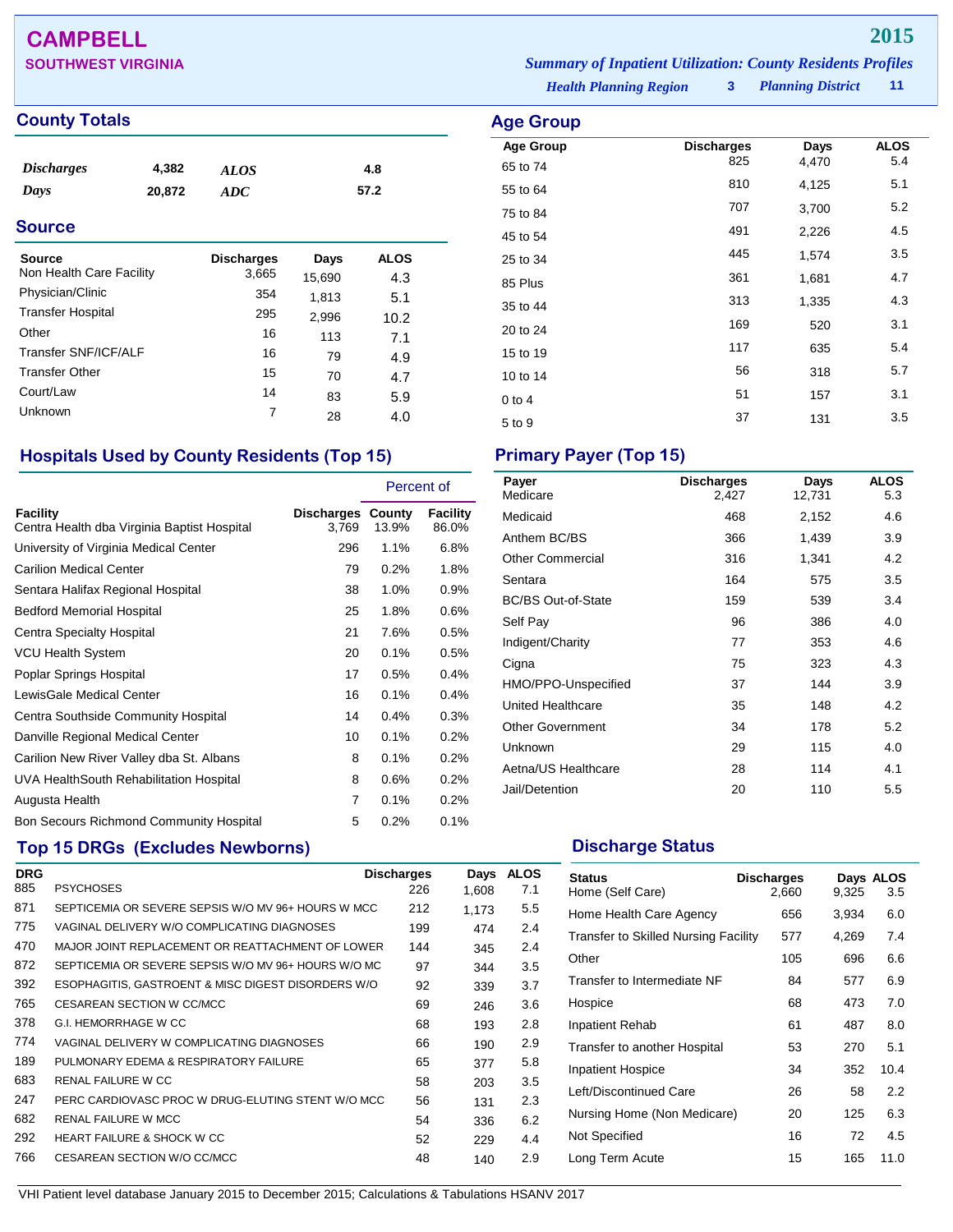# CAMPBELL

**SOUTHWEST VIRGINIA**

**2015**

*Summary of Inpatient Utilization: County Residents Profiles*

*Health Planning Region* **3** *Planning District* **11**

## County Totals

| | | | |
|---|---|---|---|
| *Discharges* | 4,382 | *ALOS* | 4.8 |
| *Days* | 20,872 | *ADC* | 57.2 |

## Source

| Source | Discharges | Days | ALOS |
|---|---|---|---|
| Non Health Care Facility | 3,665 | 15,690 | 4.3 |
| Physician/Clinic | 354 | 1,813 | 5.1 |
| Transfer Hospital | 295 | 2,996 | 10.2 |
| Other | 16 | 113 | 7.1 |
| Transfer SNF/ICF/ALF | 16 | 79 | 4.9 |
| Transfer Other | 15 | 70 | 4.7 |
| Court/Law | 14 | 83 | 5.9 |
| Unknown | 7 | 28 | 4.0 |

## Age Group

| Age Group | Discharges | Days | ALOS |
|---|---|---|---|
| 65 to 74 | 825 | 4,470 | 5.4 |
| 55 to 64 | 810 | 4,125 | 5.1 |
| 75 to 84 | 707 | 3,700 | 5.2 |
| 45 to 54 | 491 | 2,226 | 4.5 |
| 25 to 34 | 445 | 1,574 | 3.5 |
| 85 Plus | 361 | 1,681 | 4.7 |
| 35 to 44 | 313 | 1,335 | 4.3 |
| 20 to 24 | 169 | 520 | 3.1 |
| 15 to 19 | 117 | 635 | 5.4 |
| 10 to 14 | 56 | 318 | 5.7 |
| 0 to 4 | 51 | 157 | 3.1 |
| 5 to 9 | 37 | 131 | 3.5 |

## Hospitals Used by County Residents (Top 15)

| Facility | Discharges | Percent of County | Percent of Facility |
|---|---|---|---|
| Centra Health dba Virginia Baptist Hospital | 3,769 | 13.9% | 86.0% |
| University of Virginia Medical Center | 296 | 1.1% | 6.8% |
| Carilion Medical Center | 79 | 0.2% | 1.8% |
| Sentara Halifax Regional Hospital | 38 | 1.0% | 0.9% |
| Bedford Memorial Hospital | 25 | 1.8% | 0.6% |
| Centra Specialty Hospital | 21 | 7.6% | 0.5% |
| VCU Health System | 20 | 0.1% | 0.5% |
| Poplar Springs Hospital | 17 | 0.5% | 0.4% |
| LewisGale Medical Center | 16 | 0.1% | 0.4% |
| Centra Southside Community Hospital | 14 | 0.4% | 0.3% |
| Danville Regional Medical Center | 10 | 0.1% | 0.2% |
| Carilion New River Valley dba St. Albans | 8 | 0.1% | 0.2% |
| UVA HealthSouth Rehabilitation Hospital | 8 | 0.6% | 0.2% |
| Augusta Health | 7 | 0.1% | 0.2% |
| Bon Secours Richmond Community Hospital | 5 | 0.2% | 0.1% |

## Primary Payer (Top 15)

| Payer | Discharges | Days | ALOS |
|---|---|---|---|
| Medicare | 2,427 | 12,731 | 5.3 |
| Medicaid | 468 | 2,152 | 4.6 |
| Anthem BC/BS | 366 | 1,439 | 3.9 |
| Other Commercial | 316 | 1,341 | 4.2 |
| Sentara | 164 | 575 | 3.5 |
| BC/BS Out-of-State | 159 | 539 | 3.4 |
| Self Pay | 96 | 386 | 4.0 |
| Indigent/Charity | 77 | 353 | 4.6 |
| Cigna | 75 | 323 | 4.3 |
| HMO/PPO-Unspecified | 37 | 144 | 3.9 |
| United Healthcare | 35 | 148 | 4.2 |
| Other Government | 34 | 178 | 5.2 |
| Unknown | 29 | 115 | 4.0 |
| Aetna/US Healthcare | 28 | 114 | 4.1 |
| Jail/Detention | 20 | 110 | 5.5 |

## Top 15 DRGs (Excludes Newborns)

| DRG | | Discharges | Days | ALOS |
|---|---|---|---|---|
| 885 | PSYCHOSES | 226 | 1,608 | 7.1 |
| 871 | SEPTICEMIA OR SEVERE SEPSIS W/O MV 96+ HOURS W MCC | 212 | 1,173 | 5.5 |
| 775 | VAGINAL DELIVERY W/O COMPLICATING DIAGNOSES | 199 | 474 | 2.4 |
| 470 | MAJOR JOINT REPLACEMENT OR REATTACHMENT OF LOWER | 144 | 345 | 2.4 |
| 872 | SEPTICEMIA OR SEVERE SEPSIS W/O MV 96+ HOURS W/O MC | 97 | 344 | 3.5 |
| 392 | ESOPHAGITIS, GASTROENT & MISC DIGEST DISORDERS W/O | 92 | 339 | 3.7 |
| 765 | CESAREAN SECTION W CC/MCC | 69 | 246 | 3.6 |
| 378 | G.I. HEMORRHAGE W CC | 68 | 193 | 2.8 |
| 774 | VAGINAL DELIVERY W COMPLICATING DIAGNOSES | 66 | 190 | 2.9 |
| 189 | PULMONARY EDEMA & RESPIRATORY FAILURE | 65 | 377 | 5.8 |
| 683 | RENAL FAILURE W CC | 58 | 203 | 3.5 |
| 247 | PERC CARDIOVASC PROC W DRUG-ELUTING STENT W/O MCC | 56 | 131 | 2.3 |
| 682 | RENAL FAILURE W MCC | 54 | 336 | 6.2 |
| 292 | HEART FAILURE & SHOCK W CC | 52 | 229 | 4.4 |
| 766 | CESAREAN SECTION W/O CC/MCC | 48 | 140 | 2.9 |

## Discharge Status

| Status | Discharges | Days | ALOS |
|---|---|---|---|
| Home (Self Care) | 2,660 | 9,325 | 3.5 |
| Home Health Care Agency | 656 | 3,934 | 6.0 |
| Transfer to Skilled Nursing Facility | 577 | 4,269 | 7.4 |
| Other | 105 | 696 | 6.6 |
| Transfer to Intermediate NF | 84 | 577 | 6.9 |
| Hospice | 68 | 473 | 7.0 |
| Inpatient Rehab | 61 | 487 | 8.0 |
| Transfer to another Hospital | 53 | 270 | 5.1 |
| Inpatient Hospice | 34 | 352 | 10.4 |
| Left/Discontinued Care | 26 | 58 | 2.2 |
| Nursing Home (Non Medicare) | 20 | 125 | 6.3 |
| Not Specified | 16 | 72 | 4.5 |
| Long Term Acute | 15 | 165 | 11.0 |

VHI Patient level database January 2015 to December 2015; Calculations & Tabulations HSANV 2017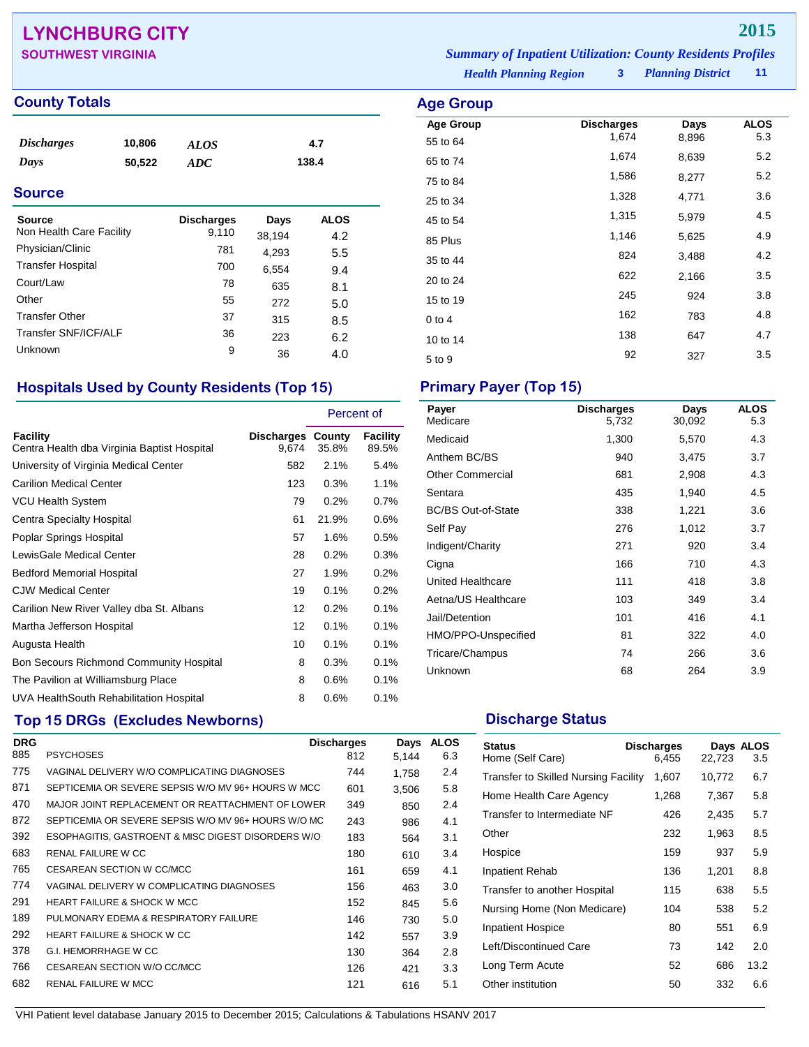# LYNCHBURG CITY

**SOUTHWEST VIRGINIA**

**2015**

*Summary of Inpatient Utilization: County Residents Profiles*

*Health Planning Region* **3** *Planning District* **11**

## County Totals

| | | | |
|---|---|---|---|
| *Discharges* | 10,806 | *ALOS* | 4.7 |
| *Days* | 50,522 | *ADC* | 138.4 |

## Source

| Source | Discharges | Days | ALOS |
|---|---|---|---|
| Non Health Care Facility | 9,110 | 38,194 | 4.2 |
| Physician/Clinic | 781 | 4,293 | 5.5 |
| Transfer Hospital | 700 | 6,554 | 9.4 |
| Court/Law | 78 | 635 | 8.1 |
| Other | 55 | 272 | 5.0 |
| Transfer Other | 37 | 315 | 8.5 |
| Transfer SNF/ICF/ALF | 36 | 223 | 6.2 |
| Unknown | 9 | 36 | 4.0 |

## Age Group

| Age Group | Discharges | Days | ALOS |
|---|---|---|---|
| 55 to 64 | 1,674 | 8,896 | 5.3 |
| 65 to 74 | 1,674 | 8,639 | 5.2 |
| 75 to 84 | 1,586 | 8,277 | 5.2 |
| 25 to 34 | 1,328 | 4,771 | 3.6 |
| 45 to 54 | 1,315 | 5,979 | 4.5 |
| 85 Plus | 1,146 | 5,625 | 4.9 |
| 35 to 44 | 824 | 3,488 | 4.2 |
| 20 to 24 | 622 | 2,166 | 3.5 |
| 15 to 19 | 245 | 924 | 3.8 |
| 0 to 4 | 162 | 783 | 4.8 |
| 10 to 14 | 138 | 647 | 4.7 |
| 5 to 9 | 92 | 327 | 3.5 |

## Hospitals Used by County Residents (Top 15)

| | | Percent of | |
|---|---|---|---|
| Facility | Discharges | County | Facility |
| Centra Health dba Virginia Baptist Hospital | 9,674 | 35.8% | 89.5% |
| University of Virginia Medical Center | 582 | 2.1% | 5.4% |
| Carilion Medical Center | 123 | 0.3% | 1.1% |
| VCU Health System | 79 | 0.2% | 0.7% |
| Centra Specialty Hospital | 61 | 21.9% | 0.6% |
| Poplar Springs Hospital | 57 | 1.6% | 0.5% |
| LewisGale Medical Center | 28 | 0.2% | 0.3% |
| Bedford Memorial Hospital | 27 | 1.9% | 0.2% |
| CJW Medical Center | 19 | 0.1% | 0.2% |
| Carilion New River Valley dba St. Albans | 12 | 0.2% | 0.1% |
| Martha Jefferson Hospital | 12 | 0.1% | 0.1% |
| Augusta Health | 10 | 0.1% | 0.1% |
| Bon Secours Richmond Community Hospital | 8 | 0.3% | 0.1% |
| The Pavilion at Williamsburg Place | 8 | 0.6% | 0.1% |
| UVA HealthSouth Rehabilitation Hospital | 8 | 0.6% | 0.1% |

## Primary Payer (Top 15)

| Payer | Discharges | Days | ALOS |
|---|---|---|---|
| Medicare | 5,732 | 30,092 | 5.3 |
| Medicaid | 1,300 | 5,570 | 4.3 |
| Anthem BC/BS | 940 | 3,475 | 3.7 |
| Other Commercial | 681 | 2,908 | 4.3 |
| Sentara | 435 | 1,940 | 4.5 |
| BC/BS Out-of-State | 338 | 1,221 | 3.6 |
| Self Pay | 276 | 1,012 | 3.7 |
| Indigent/Charity | 271 | 920 | 3.4 |
| Cigna | 166 | 710 | 4.3 |
| United Healthcare | 111 | 418 | 3.8 |
| Aetna/US Healthcare | 103 | 349 | 3.4 |
| Jail/Detention | 101 | 416 | 4.1 |
| HMO/PPO-Unspecified | 81 | 322 | 4.0 |
| Tricare/Champus | 74 | 266 | 3.6 |
| Unknown | 68 | 264 | 3.9 |

## Top 15 DRGs (Excludes Newborns)

| DRG | | Discharges | Days | ALOS |
|---|---|---|---|---|
| 885 | PSYCHOSES | 812 | 5,144 | 6.3 |
| 775 | VAGINAL DELIVERY W/O COMPLICATING DIAGNOSES | 744 | 1,758 | 2.4 |
| 871 | SEPTICEMIA OR SEVERE SEPSIS W/O MV 96+ HOURS W MCC | 601 | 3,506 | 5.8 |
| 470 | MAJOR JOINT REPLACEMENT OR REATTACHMENT OF LOWER | 349 | 850 | 2.4 |
| 872 | SEPTICEMIA OR SEVERE SEPSIS W/O MV 96+ HOURS W/O MC | 243 | 986 | 4.1 |
| 392 | ESOPHAGITIS, GASTROENT & MISC DIGEST DISORDERS W/O | 183 | 564 | 3.1 |
| 683 | RENAL FAILURE W CC | 180 | 610 | 3.4 |
| 765 | CESAREAN SECTION W CC/MCC | 161 | 659 | 4.1 |
| 774 | VAGINAL DELIVERY W COMPLICATING DIAGNOSES | 156 | 463 | 3.0 |
| 291 | HEART FAILURE & SHOCK W MCC | 152 | 845 | 5.6 |
| 189 | PULMONARY EDEMA & RESPIRATORY FAILURE | 146 | 730 | 5.0 |
| 292 | HEART FAILURE & SHOCK W CC | 142 | 557 | 3.9 |
| 378 | G.I. HEMORRHAGE W CC | 130 | 364 | 2.8 |
| 766 | CESAREAN SECTION W/O CC/MCC | 126 | 421 | 3.3 |
| 682 | RENAL FAILURE W MCC | 121 | 616 | 5.1 |

## Discharge Status

| Status | Discharges | Days | ALOS |
|---|---|---|---|
| Home (Self Care) | 6,455 | 22,723 | 3.5 |
| Transfer to Skilled Nursing Facility | 1,607 | 10,772 | 6.7 |
| Home Health Care Agency | 1,268 | 7,367 | 5.8 |
| Transfer to Intermediate NF | 426 | 2,435 | 5.7 |
| Other | 232 | 1,963 | 8.5 |
| Hospice | 159 | 937 | 5.9 |
| Inpatient Rehab | 136 | 1,201 | 8.8 |
| Transfer to another Hospital | 115 | 638 | 5.5 |
| Nursing Home (Non Medicare) | 104 | 538 | 5.2 |
| Inpatient Hospice | 80 | 551 | 6.9 |
| Left/Discontinued Care | 73 | 142 | 2.0 |
| Long Term Acute | 52 | 686 | 13.2 |
| Other institution | 50 | 332 | 6.6 |

VHI Patient level database January 2015 to December 2015; Calculations & Tabulations HSANV 2017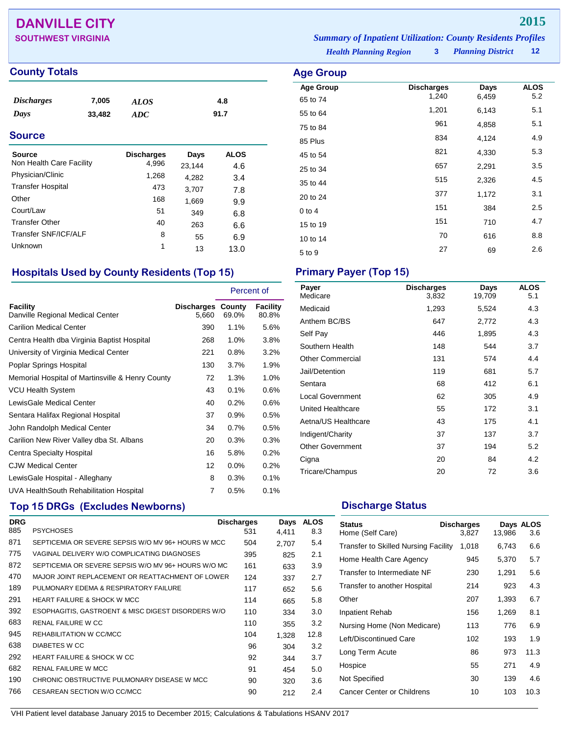# DANVILLE CITY

**SOUTHWEST VIRGINIA**

**2015**

***Summary of Inpatient Utilization: County Residents Profiles***

***Health Planning Region*** **3** ***Planning District*** **12**

## County Totals

| | | | |
|---|---|---|---|
| ***Discharges*** | **7,005** | ***ALOS*** | **4.8** |
| ***Days*** | **33,482** | ***ADC*** | **91.7** |

## Source

| Source | Discharges | Days | ALOS |
|---|---|---|---|
| Non Health Care Facility | 4,996 | 23,144 | 4.6 |
| Physician/Clinic | 1,268 | 4,282 | 3.4 |
| Transfer Hospital | 473 | 3,707 | 7.8 |
| Other | 168 | 1,669 | 9.9 |
| Court/Law | 51 | 349 | 6.8 |
| Transfer Other | 40 | 263 | 6.6 |
| Transfer SNF/ICF/ALF | 8 | 55 | 6.9 |
| Unknown | 1 | 13 | 13.0 |

## Age Group

| Age Group | Discharges | Days | ALOS |
|---|---|---|---|
| 65 to 74 | 1,240 | 6,459 | 5.2 |
| 55 to 64 | 1,201 | 6,143 | 5.1 |
| 75 to 84 | 961 | 4,858 | 5.1 |
| 85 Plus | 834 | 4,124 | 4.9 |
| 45 to 54 | 821 | 4,330 | 5.3 |
| 25 to 34 | 657 | 2,291 | 3.5 |
| 35 to 44 | 515 | 2,326 | 4.5 |
| 20 to 24 | 377 | 1,172 | 3.1 |
| 0 to 4 | 151 | 384 | 2.5 |
| 15 to 19 | 151 | 710 | 4.7 |
| 10 to 14 | 70 | 616 | 8.8 |
| 5 to 9 | 27 | 69 | 2.6 |

## Hospitals Used by County Residents (Top 15)

| | | Percent of | |
|---|---|---|---|
| Facility | Discharges | County | Facility |
| Danville Regional Medical Center | 5,660 | 69.0% | 80.8% |
| Carilion Medical Center | 390 | 1.1% | 5.6% |
| Centra Health dba Virginia Baptist Hospital | 268 | 1.0% | 3.8% |
| University of Virginia Medical Center | 221 | 0.8% | 3.2% |
| Poplar Springs Hospital | 130 | 3.7% | 1.9% |
| Memorial Hospital of Martinsville & Henry County | 72 | 1.3% | 1.0% |
| VCU Health System | 43 | 0.1% | 0.6% |
| LewisGale Medical Center | 40 | 0.2% | 0.6% |
| Sentara Halifax Regional Hospital | 37 | 0.9% | 0.5% |
| John Randolph Medical Center | 34 | 0.7% | 0.5% |
| Carilion New River Valley dba St. Albans | 20 | 0.3% | 0.3% |
| Centra Specialty Hospital | 16 | 5.8% | 0.2% |
| CJW Medical Center | 12 | 0.0% | 0.2% |
| LewisGale Hospital - Alleghany | 8 | 0.3% | 0.1% |
| UVA HealthSouth Rehabilitation Hospital | 7 | 0.5% | 0.1% |

## Primary Payer (Top 15)

| Payer | Discharges | Days | ALOS |
|---|---|---|---|
| Medicare | 3,832 | 19,709 | 5.1 |
| Medicaid | 1,293 | 5,524 | 4.3 |
| Anthem BC/BS | 647 | 2,772 | 4.3 |
| Self Pay | 446 | 1,895 | 4.3 |
| Southern Health | 148 | 544 | 3.7 |
| Other Commercial | 131 | 574 | 4.4 |
| Jail/Detention | 119 | 681 | 5.7 |
| Sentara | 68 | 412 | 6.1 |
| Local Government | 62 | 305 | 4.9 |
| United Healthcare | 55 | 172 | 3.1 |
| Aetna/US Healthcare | 43 | 175 | 4.1 |
| Indigent/Charity | 37 | 137 | 3.7 |
| Other Government | 37 | 194 | 5.2 |
| Cigna | 20 | 84 | 4.2 |
| Tricare/Champus | 20 | 72 | 3.6 |

## Top 15 DRGs (Excludes Newborns)

| DRG | | Discharges | Days | ALOS |
|---|---|---|---|---|
| 885 | PSYCHOSES | 531 | 4,411 | 8.3 |
| 871 | SEPTICEMIA OR SEVERE SEPSIS W/O MV 96+ HOURS W MCC | 504 | 2,707 | 5.4 |
| 775 | VAGINAL DELIVERY W/O COMPLICATING DIAGNOSES | 395 | 825 | 2.1 |
| 872 | SEPTICEMIA OR SEVERE SEPSIS W/O MV 96+ HOURS W/O MC | 161 | 633 | 3.9 |
| 470 | MAJOR JOINT REPLACEMENT OR REATTACHMENT OF LOWER | 124 | 337 | 2.7 |
| 189 | PULMONARY EDEMA & RESPIRATORY FAILURE | 117 | 652 | 5.6 |
| 291 | HEART FAILURE & SHOCK W MCC | 114 | 665 | 5.8 |
| 392 | ESOPHAGITIS, GASTROENT & MISC DIGEST DISORDERS W/O | 110 | 334 | 3.0 |
| 683 | RENAL FAILURE W CC | 110 | 355 | 3.2 |
| 945 | REHABILITATION W CC/MCC | 104 | 1,328 | 12.8 |
| 638 | DIABETES W CC | 96 | 304 | 3.2 |
| 292 | HEART FAILURE & SHOCK W CC | 92 | 344 | 3.7 |
| 682 | RENAL FAILURE W MCC | 91 | 454 | 5.0 |
| 190 | CHRONIC OBSTRUCTIVE PULMONARY DISEASE W MCC | 90 | 320 | 3.6 |
| 766 | CESAREAN SECTION W/O CC/MCC | 90 | 212 | 2.4 |

## Discharge Status

| Status | Discharges | Days | ALOS |
|---|---|---|---|
| Home (Self Care) | 3,827 | 13,986 | 3.6 |
| Transfer to Skilled Nursing Facility | 1,018 | 6,743 | 6.6 |
| Home Health Care Agency | 945 | 5,370 | 5.7 |
| Transfer to Intermediate NF | 230 | 1,291 | 5.6 |
| Transfer to another Hospital | 214 | 923 | 4.3 |
| Other | 207 | 1,393 | 6.7 |
| Inpatient Rehab | 156 | 1,269 | 8.1 |
| Nursing Home (Non Medicare) | 113 | 776 | 6.9 |
| Left/Discontinued Care | 102 | 193 | 1.9 |
| Long Term Acute | 86 | 973 | 11.3 |
| Hospice | 55 | 271 | 4.9 |
| Not Specified | 30 | 139 | 4.6 |
| Cancer Center or Childrens | 10 | 103 | 10.3 |

VHI Patient level database January 2015 to December 2015; Calculations & Tabulations HSANV 2017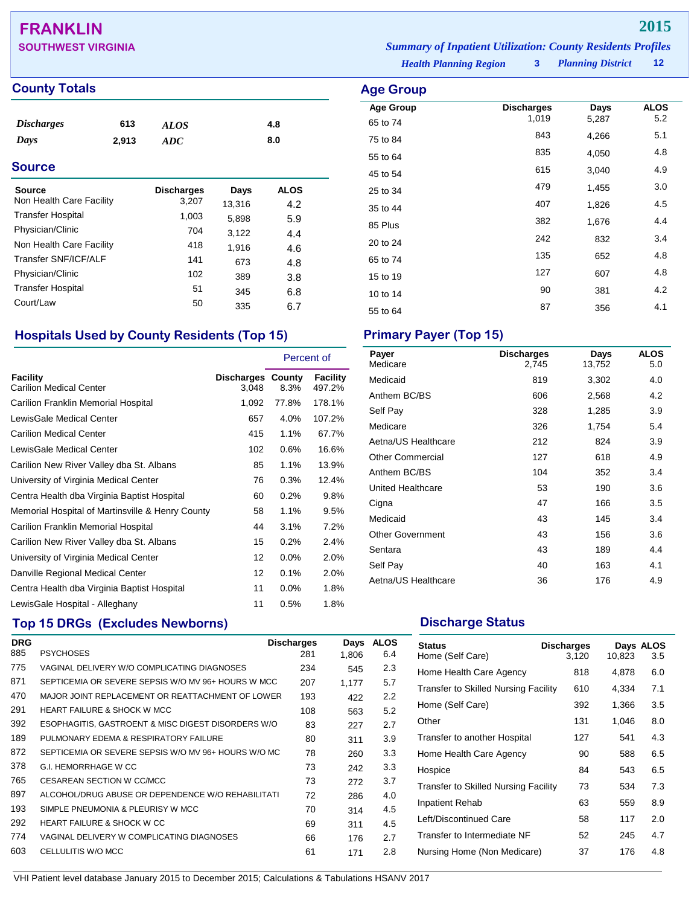# FRANKLIN

## SOUTHWEST VIRGINIA

**2015**

*Summary of Inpatient Utilization: County Residents Profiles*

*Health Planning Region* **3** *Planning District* **12**

## County Totals

| | | | |
|---|---|---|---|
| *Discharges* | 613 | *ALOS* | 4.8 |
| *Days* | 2,913 | *ADC* | 8.0 |

## Source

| Source | Discharges | Days | ALOS |
|---|---|---|---|
| Non Health Care Facility | 3,207 | 13,316 | 4.2 |
| Transfer Hospital | 1,003 | 5,898 | 5.9 |
| Physician/Clinic | 704 | 3,122 | 4.4 |
| Non Health Care Facility | 418 | 1,916 | 4.6 |
| Transfer SNF/ICF/ALF | 141 | 673 | 4.8 |
| Physician/Clinic | 102 | 389 | 3.8 |
| Transfer Hospital | 51 | 345 | 6.8 |
| Court/Law | 50 | 335 | 6.7 |

## Age Group

| Age Group | Discharges | Days | ALOS |
|---|---|---|---|
| 65 to 74 | 1,019 | 5,287 | 5.2 |
| 75 to 84 | 843 | 4,266 | 5.1 |
| 55 to 64 | 835 | 4,050 | 4.8 |
| 45 to 54 | 615 | 3,040 | 4.9 |
| 25 to 34 | 479 | 1,455 | 3.0 |
| 35 to 44 | 407 | 1,826 | 4.5 |
| 85 Plus | 382 | 1,676 | 4.4 |
| 20 to 24 | 242 | 832 | 3.4 |
| 65 to 74 | 135 | 652 | 4.8 |
| 15 to 19 | 127 | 607 | 4.8 |
| 10 to 14 | 90 | 381 | 4.2 |
| 55 to 64 | 87 | 356 | 4.1 |

## Hospitals Used by County Residents (Top 15)

| Facility | Discharges | Percent of County | Percent of Facility |
|---|---|---|---|
| Carilion Medical Center | 3,048 | 8.3% | 497.2% |
| Carilion Franklin Memorial Hospital | 1,092 | 77.8% | 178.1% |
| LewisGale Medical Center | 657 | 4.0% | 107.2% |
| Carilion Medical Center | 415 | 1.1% | 67.7% |
| LewisGale Medical Center | 102 | 0.6% | 16.6% |
| Carilion New River Valley dba St. Albans | 85 | 1.1% | 13.9% |
| University of Virginia Medical Center | 76 | 0.3% | 12.4% |
| Centra Health dba Virginia Baptist Hospital | 60 | 0.2% | 9.8% |
| Memorial Hospital of Martinsville & Henry County | 58 | 1.1% | 9.5% |
| Carilion Franklin Memorial Hospital | 44 | 3.1% | 7.2% |
| Carilion New River Valley dba St. Albans | 15 | 0.2% | 2.4% |
| University of Virginia Medical Center | 12 | 0.0% | 2.0% |
| Danville Regional Medical Center | 12 | 0.1% | 2.0% |
| Centra Health dba Virginia Baptist Hospital | 11 | 0.0% | 1.8% |
| LewisGale Hospital - Alleghany | 11 | 0.5% | 1.8% |

## Primary Payer (Top 15)

| Payer | Discharges | Days | ALOS |
|---|---|---|---|
| Medicare | 2,745 | 13,752 | 5.0 |
| Medicaid | 819 | 3,302 | 4.0 |
| Anthem BC/BS | 606 | 2,568 | 4.2 |
| Self Pay | 328 | 1,285 | 3.9 |
| Medicare | 326 | 1,754 | 5.4 |
| Aetna/US Healthcare | 212 | 824 | 3.9 |
| Other Commercial | 127 | 618 | 4.9 |
| Anthem BC/BS | 104 | 352 | 3.4 |
| United Healthcare | 53 | 190 | 3.6 |
| Cigna | 47 | 166 | 3.5 |
| Medicaid | 43 | 145 | 3.4 |
| Other Government | 43 | 156 | 3.6 |
| Sentara | 43 | 189 | 4.4 |
| Self Pay | 40 | 163 | 4.1 |
| Aetna/US Healthcare | 36 | 176 | 4.9 |

## Top 15 DRGs (Excludes Newborns)

| DRG | | Discharges | Days | ALOS |
|---|---|---|---|---|
| 885 | PSYCHOSES | 281 | 1,806 | 6.4 |
| 775 | VAGINAL DELIVERY W/O COMPLICATING DIAGNOSES | 234 | 545 | 2.3 |
| 871 | SEPTICEMIA OR SEVERE SEPSIS W/O MV 96+ HOURS W MCC | 207 | 1,177 | 5.7 |
| 470 | MAJOR JOINT REPLACEMENT OR REATTACHMENT OF LOWER | 193 | 422 | 2.2 |
| 291 | HEART FAILURE & SHOCK W MCC | 108 | 563 | 5.2 |
| 392 | ESOPHAGITIS, GASTROENT & MISC DIGEST DISORDERS W/O | 83 | 227 | 2.7 |
| 189 | PULMONARY EDEMA & RESPIRATORY FAILURE | 80 | 311 | 3.9 |
| 872 | SEPTICEMIA OR SEVERE SEPSIS W/O MV 96+ HOURS W/O MC | 78 | 260 | 3.3 |
| 378 | G.I. HEMORRHAGE W CC | 73 | 242 | 3.3 |
| 765 | CESAREAN SECTION W CC/MCC | 73 | 272 | 3.7 |
| 897 | ALCOHOL/DRUG ABUSE OR DEPENDENCE W/O REHABILITATI | 72 | 286 | 4.0 |
| 193 | SIMPLE PNEUMONIA & PLEURISY W MCC | 70 | 314 | 4.5 |
| 292 | HEART FAILURE & SHOCK W CC | 69 | 311 | 4.5 |
| 774 | VAGINAL DELIVERY W COMPLICATING DIAGNOSES | 66 | 176 | 2.7 |
| 603 | CELLULITIS W/O MCC | 61 | 171 | 2.8 |

## Discharge Status

| Status | Discharges | Days | ALOS |
|---|---|---|---|
| Home (Self Care) | 3,120 | 10,823 | 3.5 |
| Home Health Care Agency | 818 | 4,878 | 6.0 |
| Transfer to Skilled Nursing Facility | 610 | 4,334 | 7.1 |
| Home (Self Care) | 392 | 1,366 | 3.5 |
| Other | 131 | 1,046 | 8.0 |
| Transfer to another Hospital | 127 | 541 | 4.3 |
| Home Health Care Agency | 90 | 588 | 6.5 |
| Hospice | 84 | 543 | 6.5 |
| Transfer to Skilled Nursing Facility | 73 | 534 | 7.3 |
| Inpatient Rehab | 63 | 559 | 8.9 |
| Left/Discontinued Care | 58 | 117 | 2.0 |
| Transfer to Intermediate NF | 52 | 245 | 4.7 |
| Nursing Home (Non Medicare) | 37 | 176 | 4.8 |

VHI Patient level database January 2015 to December 2015; Calculations & Tabulations HSANV 2017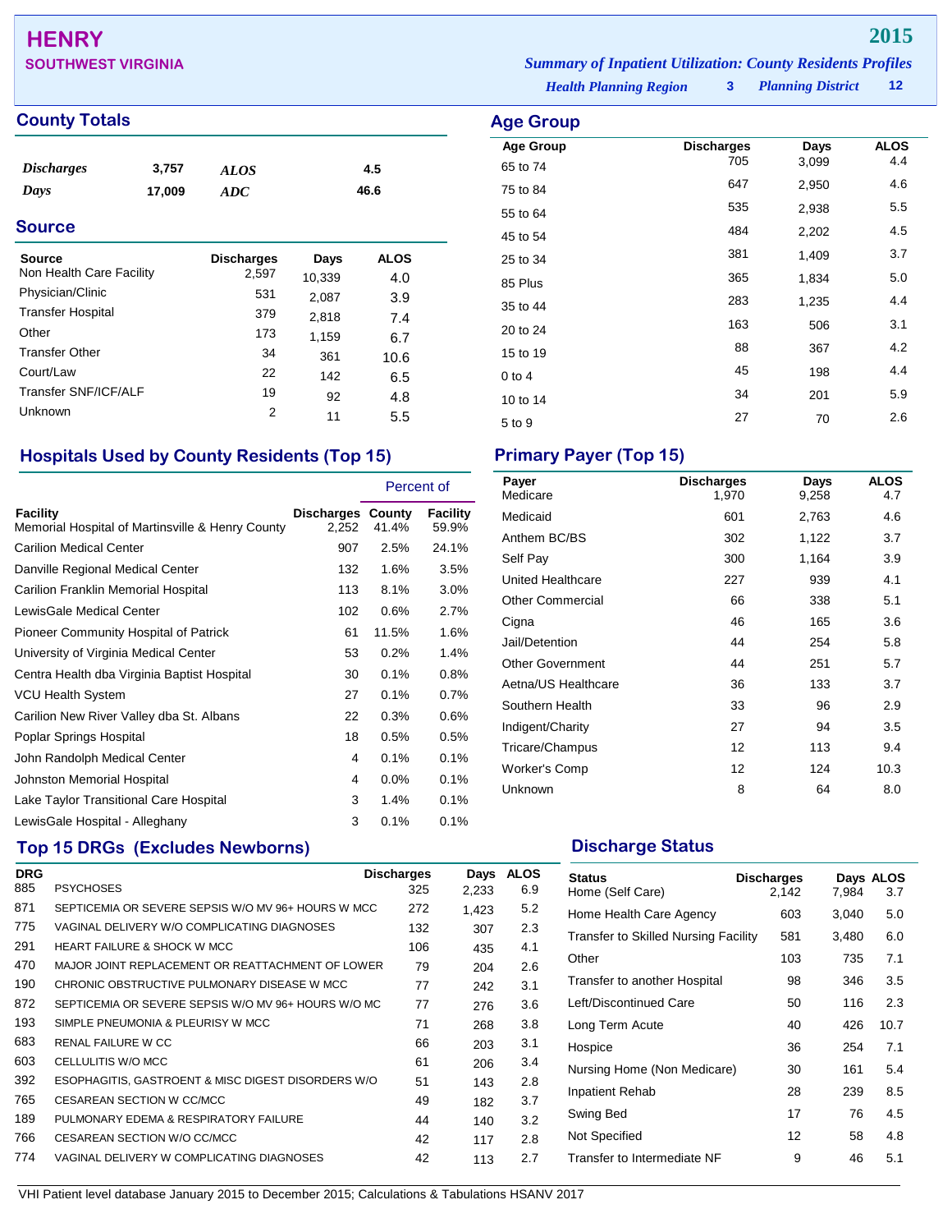# HENRY

## SOUTHWEST VIRGINIA

**2015**

*Summary of Inpatient Utilization: County Residents Profiles*

*Health Planning Region* **3** *Planning District* **12**

## County Totals

| | | | |
|---|---|---|---|
| *Discharges* | 3,757 | *ALOS* | 4.5 |
| *Days* | 17,009 | *ADC* | 46.6 |

## Source

| Source | Discharges | Days | ALOS |
|---|---|---|---|
| Non Health Care Facility | 2,597 | 10,339 | 4.0 |
| Physician/Clinic | 531 | 2,087 | 3.9 |
| Transfer Hospital | 379 | 2,818 | 7.4 |
| Other | 173 | 1,159 | 6.7 |
| Transfer Other | 34 | 361 | 10.6 |
| Court/Law | 22 | 142 | 6.5 |
| Transfer SNF/ICF/ALF | 19 | 92 | 4.8 |
| Unknown | 2 | 11 | 5.5 |

## Age Group

| Age Group | Discharges | Days | ALOS |
|---|---|---|---|
| 65 to 74 | 705 | 3,099 | 4.4 |
| 75 to 84 | 647 | 2,950 | 4.6 |
| 55 to 64 | 535 | 2,938 | 5.5 |
| 45 to 54 | 484 | 2,202 | 4.5 |
| 25 to 34 | 381 | 1,409 | 3.7 |
| 85 Plus | 365 | 1,834 | 5.0 |
| 35 to 44 | 283 | 1,235 | 4.4 |
| 20 to 24 | 163 | 506 | 3.1 |
| 15 to 19 | 88 | 367 | 4.2 |
| 0 to 4 | 45 | 198 | 4.4 |
| 10 to 14 | 34 | 201 | 5.9 |
| 5 to 9 | 27 | 70 | 2.6 |

## Hospitals Used by County Residents (Top 15)

| | | Percent of | |
|---|---|---|---|
| Facility | Discharges | County | Facility |
| Memorial Hospital of Martinsville & Henry County | 2,252 | 41.4% | 59.9% |
| Carilion Medical Center | 907 | 2.5% | 24.1% |
| Danville Regional Medical Center | 132 | 1.6% | 3.5% |
| Carilion Franklin Memorial Hospital | 113 | 8.1% | 3.0% |
| LewisGale Medical Center | 102 | 0.6% | 2.7% |
| Pioneer Community Hospital of Patrick | 61 | 11.5% | 1.6% |
| University of Virginia Medical Center | 53 | 0.2% | 1.4% |
| Centra Health dba Virginia Baptist Hospital | 30 | 0.1% | 0.8% |
| VCU Health System | 27 | 0.1% | 0.7% |
| Carilion New River Valley dba St. Albans | 22 | 0.3% | 0.6% |
| Poplar Springs Hospital | 18 | 0.5% | 0.5% |
| John Randolph Medical Center | 4 | 0.1% | 0.1% |
| Johnston Memorial Hospital | 4 | 0.0% | 0.1% |
| Lake Taylor Transitional Care Hospital | 3 | 1.4% | 0.1% |
| LewisGale Hospital - Alleghany | 3 | 0.1% | 0.1% |

## Primary Payer (Top 15)

| Payer | Discharges | Days | ALOS |
|---|---|---|---|
| Medicare | 1,970 | 9,258 | 4.7 |
| Medicaid | 601 | 2,763 | 4.6 |
| Anthem BC/BS | 302 | 1,122 | 3.7 |
| Self Pay | 300 | 1,164 | 3.9 |
| United Healthcare | 227 | 939 | 4.1 |
| Other Commercial | 66 | 338 | 5.1 |
| Cigna | 46 | 165 | 3.6 |
| Jail/Detention | 44 | 254 | 5.8 |
| Other Government | 44 | 251 | 5.7 |
| Aetna/US Healthcare | 36 | 133 | 3.7 |
| Southern Health | 33 | 96 | 2.9 |
| Indigent/Charity | 27 | 94 | 3.5 |
| Tricare/Champus | 12 | 113 | 9.4 |
| Worker's Comp | 12 | 124 | 10.3 |
| Unknown | 8 | 64 | 8.0 |

## Top 15 DRGs (Excludes Newborns)

| DRG | | Discharges | Days | ALOS |
|---|---|---|---|---|
| 885 | PSYCHOSES | 325 | 2,233 | 6.9 |
| 871 | SEPTICEMIA OR SEVERE SEPSIS W/O MV 96+ HOURS W MCC | 272 | 1,423 | 5.2 |
| 775 | VAGINAL DELIVERY W/O COMPLICATING DIAGNOSES | 132 | 307 | 2.3 |
| 291 | HEART FAILURE & SHOCK W MCC | 106 | 435 | 4.1 |
| 470 | MAJOR JOINT REPLACEMENT OR REATTACHMENT OF LOWER | 79 | 204 | 2.6 |
| 190 | CHRONIC OBSTRUCTIVE PULMONARY DISEASE W MCC | 77 | 242 | 3.1 |
| 872 | SEPTICEMIA OR SEVERE SEPSIS W/O MV 96+ HOURS W/O MC | 77 | 276 | 3.6 |
| 193 | SIMPLE PNEUMONIA & PLEURISY W MCC | 71 | 268 | 3.8 |
| 683 | RENAL FAILURE W CC | 66 | 203 | 3.1 |
| 603 | CELLULITIS W/O MCC | 61 | 206 | 3.4 |
| 392 | ESOPHAGITIS, GASTROENT & MISC DIGEST DISORDERS W/O | 51 | 143 | 2.8 |
| 765 | CESAREAN SECTION W CC/MCC | 49 | 182 | 3.7 |
| 189 | PULMONARY EDEMA & RESPIRATORY FAILURE | 44 | 140 | 3.2 |
| 766 | CESAREAN SECTION W/O CC/MCC | 42 | 117 | 2.8 |
| 774 | VAGINAL DELIVERY W COMPLICATING DIAGNOSES | 42 | 113 | 2.7 |

## Discharge Status

| Status | Discharges | Days | ALOS |
|---|---|---|---|
| Home (Self Care) | 2,142 | 7,984 | 3.7 |
| Home Health Care Agency | 603 | 3,040 | 5.0 |
| Transfer to Skilled Nursing Facility | 581 | 3,480 | 6.0 |
| Other | 103 | 735 | 7.1 |
| Transfer to another Hospital | 98 | 346 | 3.5 |
| Left/Discontinued Care | 50 | 116 | 2.3 |
| Long Term Acute | 40 | 426 | 10.7 |
| Hospice | 36 | 254 | 7.1 |
| Nursing Home (Non Medicare) | 30 | 161 | 5.4 |
| Inpatient Rehab | 28 | 239 | 8.5 |
| Swing Bed | 17 | 76 | 4.5 |
| Not Specified | 12 | 58 | 4.8 |
| Transfer to Intermediate NF | 9 | 46 | 5.1 |

VHI Patient level database January 2015 to December 2015; Calculations & Tabulations HSANV 2017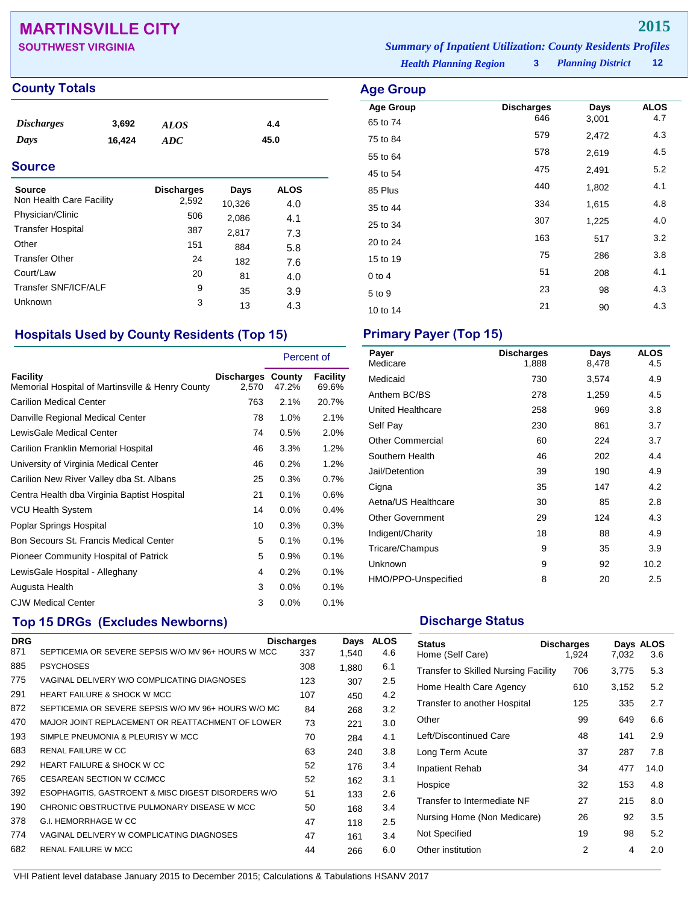# MARTINSVILLE CITY

**SOUTHWEST VIRGINIA**

**2015**

*Summary of Inpatient Utilization: County Residents Profiles*

*Health Planning Region* **3** *Planning District* **12**

## County Totals

| | | | |
|---|---|---|---|
| *Discharges* | 3,692 | *ALOS* | 4.4 |
| *Days* | 16,424 | *ADC* | 45.0 |

## Source

| Source | Discharges | Days | ALOS |
|---|---|---|---|
| Non Health Care Facility | 2,592 | 10,326 | 4.0 |
| Physician/Clinic | 506 | 2,086 | 4.1 |
| Transfer Hospital | 387 | 2,817 | 7.3 |
| Other | 151 | 884 | 5.8 |
| Transfer Other | 24 | 182 | 7.6 |
| Court/Law | 20 | 81 | 4.0 |
| Transfer SNF/ICF/ALF | 9 | 35 | 3.9 |
| Unknown | 3 | 13 | 4.3 |

## Age Group

| Age Group | Discharges | Days | ALOS |
|---|---|---|---|
| 65 to 74 | 646 | 3,001 | 4.7 |
| 75 to 84 | 579 | 2,472 | 4.3 |
| 55 to 64 | 578 | 2,619 | 4.5 |
| 45 to 54 | 475 | 2,491 | 5.2 |
| 85 Plus | 440 | 1,802 | 4.1 |
| 35 to 44 | 334 | 1,615 | 4.8 |
| 25 to 34 | 307 | 1,225 | 4.0 |
| 20 to 24 | 163 | 517 | 3.2 |
| 15 to 19 | 75 | 286 | 3.8 |
| 0 to 4 | 51 | 208 | 4.1 |
| 5 to 9 | 23 | 98 | 4.3 |
| 10 to 14 | 21 | 90 | 4.3 |

## Hospitals Used by County Residents (Top 15)

| | | Percent of | |
|---|---|---|---|
| Facility | Discharges | County | Facility |
| Memorial Hospital of Martinsville & Henry County | 2,570 | 47.2% | 69.6% |
| Carilion Medical Center | 763 | 2.1% | 20.7% |
| Danville Regional Medical Center | 78 | 1.0% | 2.1% |
| LewisGale Medical Center | 74 | 0.5% | 2.0% |
| Carilion Franklin Memorial Hospital | 46 | 3.3% | 1.2% |
| University of Virginia Medical Center | 46 | 0.2% | 1.2% |
| Carilion New River Valley dba St. Albans | 25 | 0.3% | 0.7% |
| Centra Health dba Virginia Baptist Hospital | 21 | 0.1% | 0.6% |
| VCU Health System | 14 | 0.0% | 0.4% |
| Poplar Springs Hospital | 10 | 0.3% | 0.3% |
| Bon Secours St. Francis Medical Center | 5 | 0.1% | 0.1% |
| Pioneer Community Hospital of Patrick | 5 | 0.9% | 0.1% |
| LewisGale Hospital - Alleghany | 4 | 0.2% | 0.1% |
| Augusta Health | 3 | 0.0% | 0.1% |
| CJW Medical Center | 3 | 0.0% | 0.1% |

## Primary Payer (Top 15)

| Payer | Discharges | Days | ALOS |
|---|---|---|---|
| Medicare | 1,888 | 8,478 | 4.5 |
| Medicaid | 730 | 3,574 | 4.9 |
| Anthem BC/BS | 278 | 1,259 | 4.5 |
| United Healthcare | 258 | 969 | 3.8 |
| Self Pay | 230 | 861 | 3.7 |
| Other Commercial | 60 | 224 | 3.7 |
| Southern Health | 46 | 202 | 4.4 |
| Jail/Detention | 39 | 190 | 4.9 |
| Cigna | 35 | 147 | 4.2 |
| Aetna/US Healthcare | 30 | 85 | 2.8 |
| Other Government | 29 | 124 | 4.3 |
| Indigent/Charity | 18 | 88 | 4.9 |
| Tricare/Champus | 9 | 35 | 3.9 |
| Unknown | 9 | 92 | 10.2 |
| HMO/PPO-Unspecified | 8 | 20 | 2.5 |

## Top 15 DRGs (Excludes Newborns)

| DRG | | Discharges | Days | ALOS |
|---|---|---|---|---|
| 871 | SEPTICEMIA OR SEVERE SEPSIS W/O MV 96+ HOURS W MCC | 337 | 1,540 | 4.6 |
| 885 | PSYCHOSES | 308 | 1,880 | 6.1 |
| 775 | VAGINAL DELIVERY W/O COMPLICATING DIAGNOSES | 123 | 307 | 2.5 |
| 291 | HEART FAILURE & SHOCK W MCC | 107 | 450 | 4.2 |
| 872 | SEPTICEMIA OR SEVERE SEPSIS W/O MV 96+ HOURS W/O MC | 84 | 268 | 3.2 |
| 470 | MAJOR JOINT REPLACEMENT OR REATTACHMENT OF LOWER | 73 | 221 | 3.0 |
| 193 | SIMPLE PNEUMONIA & PLEURISY W MCC | 70 | 284 | 4.1 |
| 683 | RENAL FAILURE W CC | 63 | 240 | 3.8 |
| 292 | HEART FAILURE & SHOCK W CC | 52 | 176 | 3.4 |
| 765 | CESAREAN SECTION W CC/MCC | 52 | 162 | 3.1 |
| 392 | ESOPHAGITIS, GASTROENT & MISC DIGEST DISORDERS W/O | 51 | 133 | 2.6 |
| 190 | CHRONIC OBSTRUCTIVE PULMONARY DISEASE W MCC | 50 | 168 | 3.4 |
| 378 | G.I. HEMORRHAGE W CC | 47 | 118 | 2.5 |
| 774 | VAGINAL DELIVERY W COMPLICATING DIAGNOSES | 47 | 161 | 3.4 |
| 682 | RENAL FAILURE W MCC | 44 | 266 | 6.0 |

## Discharge Status

| Status | Discharges | Days | ALOS |
|---|---|---|---|
| Home (Self Care) | 1,924 | 7,032 | 3.6 |
| Transfer to Skilled Nursing Facility | 706 | 3,775 | 5.3 |
| Home Health Care Agency | 610 | 3,152 | 5.2 |
| Transfer to another Hospital | 125 | 335 | 2.7 |
| Other | 99 | 649 | 6.6 |
| Left/Discontinued Care | 48 | 141 | 2.9 |
| Long Term Acute | 37 | 287 | 7.8 |
| Inpatient Rehab | 34 | 477 | 14.0 |
| Hospice | 32 | 153 | 4.8 |
| Transfer to Intermediate NF | 27 | 215 | 8.0 |
| Nursing Home (Non Medicare) | 26 | 92 | 3.5 |
| Not Specified | 19 | 98 | 5.2 |
| Other institution | 2 | 4 | 2.0 |

VHI Patient level database January 2015 to December 2015; Calculations & Tabulations HSANV 2017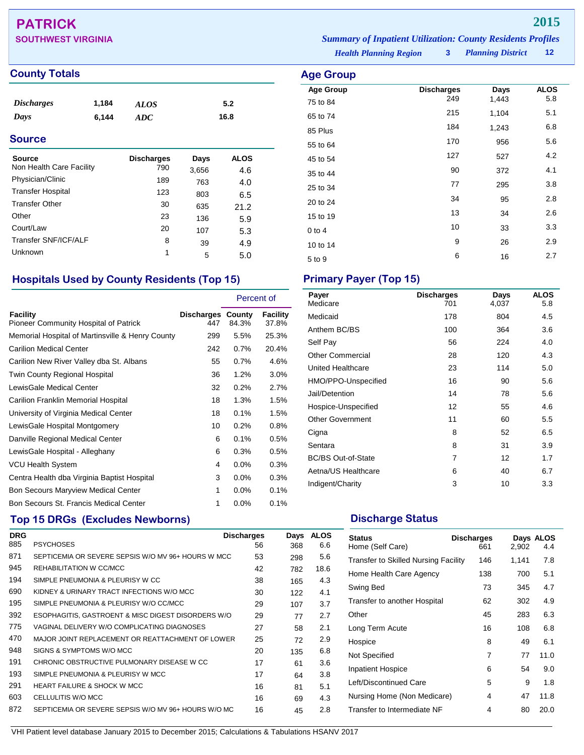# PATRICK

## SOUTHWEST VIRGINIA

**2015**

*Summary of Inpatient Utilization: County Residents Profiles*

*Health Planning Region* **3** *Planning District* **12**

## County Totals

| | | | |
|---|---|---|---|
| *Discharges* | 1,184 | *ALOS* | 5.2 |
| *Days* | 6,144 | *ADC* | 16.8 |

## Source

| Source | Discharges | Days | ALOS |
|---|---|---|---|
| Non Health Care Facility | 790 | 3,656 | 4.6 |
| Physician/Clinic | 189 | 763 | 4.0 |
| Transfer Hospital | 123 | 803 | 6.5 |
| Transfer Other | 30 | 635 | 21.2 |
| Other | 23 | 136 | 5.9 |
| Court/Law | 20 | 107 | 5.3 |
| Transfer SNF/ICF/ALF | 8 | 39 | 4.9 |
| Unknown | 1 | 5 | 5.0 |

## Age Group

| Age Group | Discharges | Days | ALOS |
|---|---|---|---|
| 75 to 84 | 249 | 1,443 | 5.8 |
| 65 to 74 | 215 | 1,104 | 5.1 |
| 85 Plus | 184 | 1,243 | 6.8 |
| 55 to 64 | 170 | 956 | 5.6 |
| 45 to 54 | 127 | 527 | 4.2 |
| 35 to 44 | 90 | 372 | 4.1 |
| 25 to 34 | 77 | 295 | 3.8 |
| 20 to 24 | 34 | 95 | 2.8 |
| 15 to 19 | 13 | 34 | 2.6 |
| 0 to 4 | 10 | 33 | 3.3 |
| 10 to 14 | 9 | 26 | 2.9 |
| 5 to 9 | 6 | 16 | 2.7 |

## Hospitals Used by County Residents (Top 15)

| | | Percent of | |
|---|---|---|---|
| Facility | Discharges | County | Facility |
| Pioneer Community Hospital of Patrick | 447 | 84.3% | 37.8% |
| Memorial Hospital of Martinsville & Henry County | 299 | 5.5% | 25.3% |
| Carilion Medical Center | 242 | 0.7% | 20.4% |
| Carilion New River Valley dba St. Albans | 55 | 0.7% | 4.6% |
| Twin County Regional Hospital | 36 | 1.2% | 3.0% |
| LewisGale Medical Center | 32 | 0.2% | 2.7% |
| Carilion Franklin Memorial Hospital | 18 | 1.3% | 1.5% |
| University of Virginia Medical Center | 18 | 0.1% | 1.5% |
| LewisGale Hospital Montgomery | 10 | 0.2% | 0.8% |
| Danville Regional Medical Center | 6 | 0.1% | 0.5% |
| LewisGale Hospital - Alleghany | 6 | 0.3% | 0.5% |
| VCU Health System | 4 | 0.0% | 0.3% |
| Centra Health dba Virginia Baptist Hospital | 3 | 0.0% | 0.3% |
| Bon Secours Maryview Medical Center | 1 | 0.0% | 0.1% |
| Bon Secours St. Francis Medical Center | 1 | 0.0% | 0.1% |

## Primary Payer (Top 15)

| Payer | Discharges | Days | ALOS |
|---|---|---|---|
| Medicare | 701 | 4,037 | 5.8 |
| Medicaid | 178 | 804 | 4.5 |
| Anthem BC/BS | 100 | 364 | 3.6 |
| Self Pay | 56 | 224 | 4.0 |
| Other Commercial | 28 | 120 | 4.3 |
| United Healthcare | 23 | 114 | 5.0 |
| HMO/PPO-Unspecified | 16 | 90 | 5.6 |
| Jail/Detention | 14 | 78 | 5.6 |
| Hospice-Unspecified | 12 | 55 | 4.6 |
| Other Government | 11 | 60 | 5.5 |
| Cigna | 8 | 52 | 6.5 |
| Sentara | 8 | 31 | 3.9 |
| BC/BS Out-of-State | 7 | 12 | 1.7 |
| Aetna/US Healthcare | 6 | 40 | 6.7 |
| Indigent/Charity | 3 | 10 | 3.3 |

## Top 15 DRGs (Excludes Newborns)

| DRG | | Discharges | Days | ALOS |
|---|---|---|---|---|
| 885 | PSYCHOSES | 56 | 368 | 6.6 |
| 871 | SEPTICEMIA OR SEVERE SEPSIS W/O MV 96+ HOURS W MCC | 53 | 298 | 5.6 |
| 945 | REHABILITATION W CC/MCC | 42 | 782 | 18.6 |
| 194 | SIMPLE PNEUMONIA & PLEURISY W CC | 38 | 165 | 4.3 |
| 690 | KIDNEY & URINARY TRACT INFECTIONS W/O MCC | 30 | 122 | 4.1 |
| 195 | SIMPLE PNEUMONIA & PLEURISY W/O CC/MCC | 29 | 107 | 3.7 |
| 392 | ESOPHAGITIS, GASTROENT & MISC DIGEST DISORDERS W/O | 29 | 77 | 2.7 |
| 775 | VAGINAL DELIVERY W/O COMPLICATING DIAGNOSES | 27 | 58 | 2.1 |
| 470 | MAJOR JOINT REPLACEMENT OR REATTACHMENT OF LOWER | 25 | 72 | 2.9 |
| 948 | SIGNS & SYMPTOMS W/O MCC | 20 | 135 | 6.8 |
| 191 | CHRONIC OBSTRUCTIVE PULMONARY DISEASE W CC | 17 | 61 | 3.6 |
| 193 | SIMPLE PNEUMONIA & PLEURISY W MCC | 17 | 64 | 3.8 |
| 291 | HEART FAILURE & SHOCK W MCC | 16 | 81 | 5.1 |
| 603 | CELLULITIS W/O MCC | 16 | 69 | 4.3 |
| 872 | SEPTICEMIA OR SEVERE SEPSIS W/O MV 96+ HOURS W/O MC | 16 | 45 | 2.8 |

## Discharge Status

| Status | Discharges | Days | ALOS |
|---|---|---|---|
| Home (Self Care) | 661 | 2,902 | 4.4 |
| Transfer to Skilled Nursing Facility | 146 | 1,141 | 7.8 |
| Home Health Care Agency | 138 | 700 | 5.1 |
| Swing Bed | 73 | 345 | 4.7 |
| Transfer to another Hospital | 62 | 302 | 4.9 |
| Other | 45 | 283 | 6.3 |
| Long Term Acute | 16 | 108 | 6.8 |
| Hospice | 8 | 49 | 6.1 |
| Not Specified | 7 | 77 | 11.0 |
| Inpatient Hospice | 6 | 54 | 9.0 |
| Left/Discontinued Care | 5 | 9 | 1.8 |
| Nursing Home (Non Medicare) | 4 | 47 | 11.8 |
| Transfer to Intermediate NF | 4 | 80 | 20.0 |

VHI Patient level database January 2015 to December 2015; Calculations & Tabulations HSANV 2017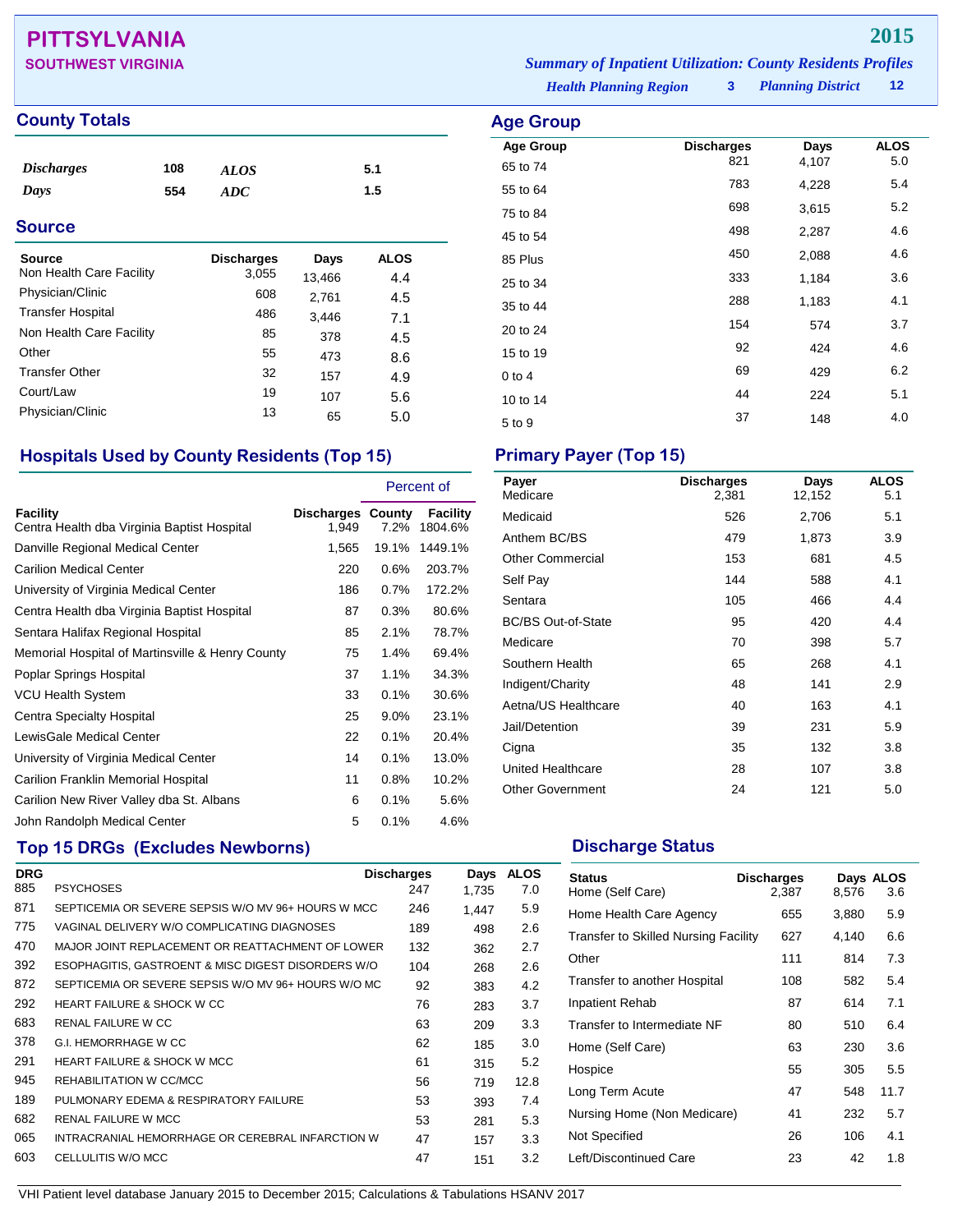# PITTSYLVANIA

**SOUTHWEST VIRGINIA**

**2015**

*Summary of Inpatient Utilization: County Residents Profiles*

*Health Planning Region* **3** *Planning District* **12**

## County Totals

| | | | |
|---|---|---|---|
| *Discharges* | 108 | *ALOS* | 5.1 |
| *Days* | 554 | *ADC* | 1.5 |

## Source

| Source | Discharges | Days | ALOS |
|---|---|---|---|
| Non Health Care Facility | 3,055 | 13,466 | 4.4 |
| Physician/Clinic | 608 | 2,761 | 4.5 |
| Transfer Hospital | 486 | 3,446 | 7.1 |
| Non Health Care Facility | 85 | 378 | 4.5 |
| Other | 55 | 473 | 8.6 |
| Transfer Other | 32 | 157 | 4.9 |
| Court/Law | 19 | 107 | 5.6 |
| Physician/Clinic | 13 | 65 | 5.0 |

## Age Group

| Age Group | Discharges | Days | ALOS |
|---|---|---|---|
| 65 to 74 | 821 | 4,107 | 5.0 |
| 55 to 64 | 783 | 4,228 | 5.4 |
| 75 to 84 | 698 | 3,615 | 5.2 |
| 45 to 54 | 498 | 2,287 | 4.6 |
| 85 Plus | 450 | 2,088 | 4.6 |
| 25 to 34 | 333 | 1,184 | 3.6 |
| 35 to 44 | 288 | 1,183 | 4.1 |
| 20 to 24 | 154 | 574 | 3.7 |
| 15 to 19 | 92 | 424 | 4.6 |
| 0 to 4 | 69 | 429 | 6.2 |
| 10 to 14 | 44 | 224 | 5.1 |
| 5 to 9 | 37 | 148 | 4.0 |

## Hospitals Used by County Residents (Top 15)

| | | Percent of | |
|---|---|---|---|
| **Facility** | **Discharges** | **County** | **Facility** |
| Centra Health dba Virginia Baptist Hospital | 1,949 | 7.2% | 1804.6% |
| Danville Regional Medical Center | 1,565 | 19.1% | 1449.1% |
| Carilion Medical Center | 220 | 0.6% | 203.7% |
| University of Virginia Medical Center | 186 | 0.7% | 172.2% |
| Centra Health dba Virginia Baptist Hospital | 87 | 0.3% | 80.6% |
| Sentara Halifax Regional Hospital | 85 | 2.1% | 78.7% |
| Memorial Hospital of Martinsville & Henry County | 75 | 1.4% | 69.4% |
| Poplar Springs Hospital | 37 | 1.1% | 34.3% |
| VCU Health System | 33 | 0.1% | 30.6% |
| Centra Specialty Hospital | 25 | 9.0% | 23.1% |
| LewisGale Medical Center | 22 | 0.1% | 20.4% |
| University of Virginia Medical Center | 14 | 0.1% | 13.0% |
| Carilion Franklin Memorial Hospital | 11 | 0.8% | 10.2% |
| Carilion New River Valley dba St. Albans | 6 | 0.1% | 5.6% |
| John Randolph Medical Center | 5 | 0.1% | 4.6% |

## Primary Payer (Top 15)

| Payer | Discharges | Days | ALOS |
|---|---|---|---|
| Medicare | 2,381 | 12,152 | 5.1 |
| Medicaid | 526 | 2,706 | 5.1 |
| Anthem BC/BS | 479 | 1,873 | 3.9 |
| Other Commercial | 153 | 681 | 4.5 |
| Self Pay | 144 | 588 | 4.1 |
| Sentara | 105 | 466 | 4.4 |
| BC/BS Out-of-State | 95 | 420 | 4.4 |
| Medicare | 70 | 398 | 5.7 |
| Southern Health | 65 | 268 | 4.1 |
| Indigent/Charity | 48 | 141 | 2.9 |
| Aetna/US Healthcare | 40 | 163 | 4.1 |
| Jail/Detention | 39 | 231 | 5.9 |
| Cigna | 35 | 132 | 3.8 |
| United Healthcare | 28 | 107 | 3.8 |
| Other Government | 24 | 121 | 5.0 |

## Top 15 DRGs (Excludes Newborns)

| DRG | | Discharges | Days | ALOS |
|---|---|---|---|---|
| 885 | PSYCHOSES | 247 | 1,735 | 7.0 |
| 871 | SEPTICEMIA OR SEVERE SEPSIS W/O MV 96+ HOURS W MCC | 246 | 1,447 | 5.9 |
| 775 | VAGINAL DELIVERY W/O COMPLICATING DIAGNOSES | 189 | 498 | 2.6 |
| 470 | MAJOR JOINT REPLACEMENT OR REATTACHMENT OF LOWER | 132 | 362 | 2.7 |
| 392 | ESOPHAGITIS, GASTROENT & MISC DIGEST DISORDERS W/O | 104 | 268 | 2.6 |
| 872 | SEPTICEMIA OR SEVERE SEPSIS W/O MV 96+ HOURS W/O MC | 92 | 383 | 4.2 |
| 292 | HEART FAILURE & SHOCK W CC | 76 | 283 | 3.7 |
| 683 | RENAL FAILURE W CC | 63 | 209 | 3.3 |
| 378 | G.I. HEMORRHAGE W CC | 62 | 185 | 3.0 |
| 291 | HEART FAILURE & SHOCK W MCC | 61 | 315 | 5.2 |
| 945 | REHABILITATION W CC/MCC | 56 | 719 | 12.8 |
| 189 | PULMONARY EDEMA & RESPIRATORY FAILURE | 53 | 393 | 7.4 |
| 682 | RENAL FAILURE W MCC | 53 | 281 | 5.3 |
| 065 | INTRACRANIAL HEMORRHAGE OR CEREBRAL INFARCTION W | 47 | 157 | 3.3 |
| 603 | CELLULITIS W/O MCC | 47 | 151 | 3.2 |

## Discharge Status

| Status | Discharges | Days | ALOS |
|---|---|---|---|
| Home (Self Care) | 2,387 | 8,576 | 3.6 |
| Home Health Care Agency | 655 | 3,880 | 5.9 |
| Transfer to Skilled Nursing Facility | 627 | 4,140 | 6.6 |
| Other | 111 | 814 | 7.3 |
| Transfer to another Hospital | 108 | 582 | 5.4 |
| Inpatient Rehab | 87 | 614 | 7.1 |
| Transfer to Intermediate NF | 80 | 510 | 6.4 |
| Home (Self Care) | 63 | 230 | 3.6 |
| Hospice | 55 | 305 | 5.5 |
| Long Term Acute | 47 | 548 | 11.7 |
| Nursing Home (Non Medicare) | 41 | 232 | 5.7 |
| Not Specified | 26 | 106 | 4.1 |
| Left/Discontinued Care | 23 | 42 | 1.8 |

VHI Patient level database January 2015 to December 2015; Calculations & Tabulations HSANV 2017